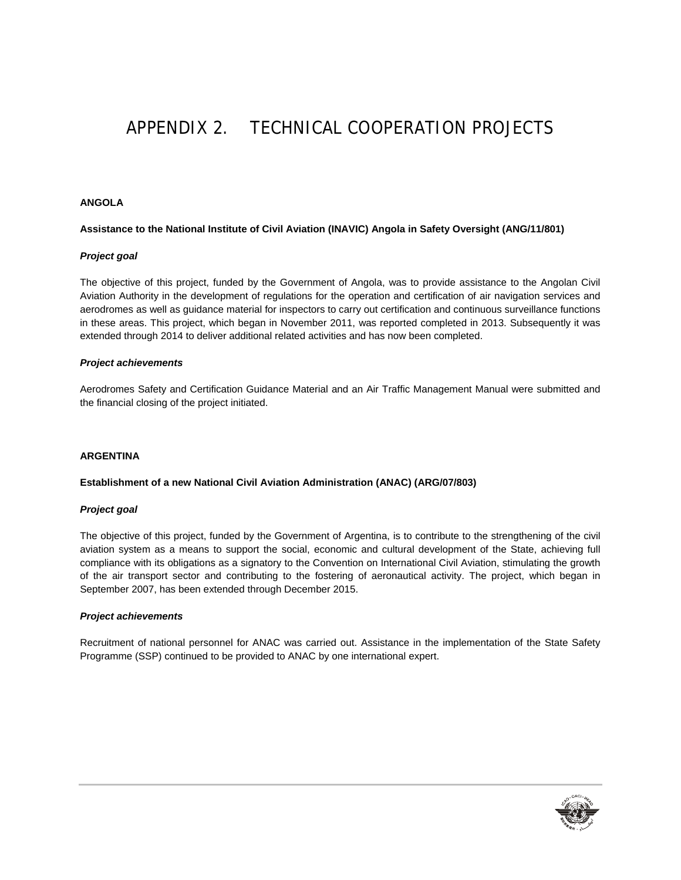# APPENDIX 2. TECHNICAL COOPERATION PROJECTS

**ANGOLA**

**Assistance to the National Institute of Civil Aviation (INAVIC) Angola in Safety Oversight (ANG/11/801)**

***Project goal***

The objective of this project, funded by the Government of Angola, was to provide assistance to the Angolan Civil Aviation Authority in the development of regulations for the operation and certification of air navigation services and aerodromes as well as guidance material for inspectors to carry out certification and continuous surveillance functions in these areas. This project, which began in November 2011, was reported completed in 2013. Subsequently it was extended through 2014 to deliver additional related activities and has now been completed.

***Project achievements***

Aerodromes Safety and Certification Guidance Material and an Air Traffic Management Manual were submitted and the financial closing of the project initiated.

**ARGENTINA**

**Establishment of a new National Civil Aviation Administration (ANAC) (ARG/07/803)**

***Project goal***

The objective of this project, funded by the Government of Argentina, is to contribute to the strengthening of the civil aviation system as a means to support the social, economic and cultural development of the State, achieving full compliance with its obligations as a signatory to the Convention on International Civil Aviation, stimulating the growth of the air transport sector and contributing to the fostering of aeronautical activity. The project, which began in September 2007, has been extended through December 2015.

***Project achievements***

Recruitment of national personnel for ANAC was carried out. Assistance in the implementation of the State Safety Programme (SSP) continued to be provided to ANAC by one international expert.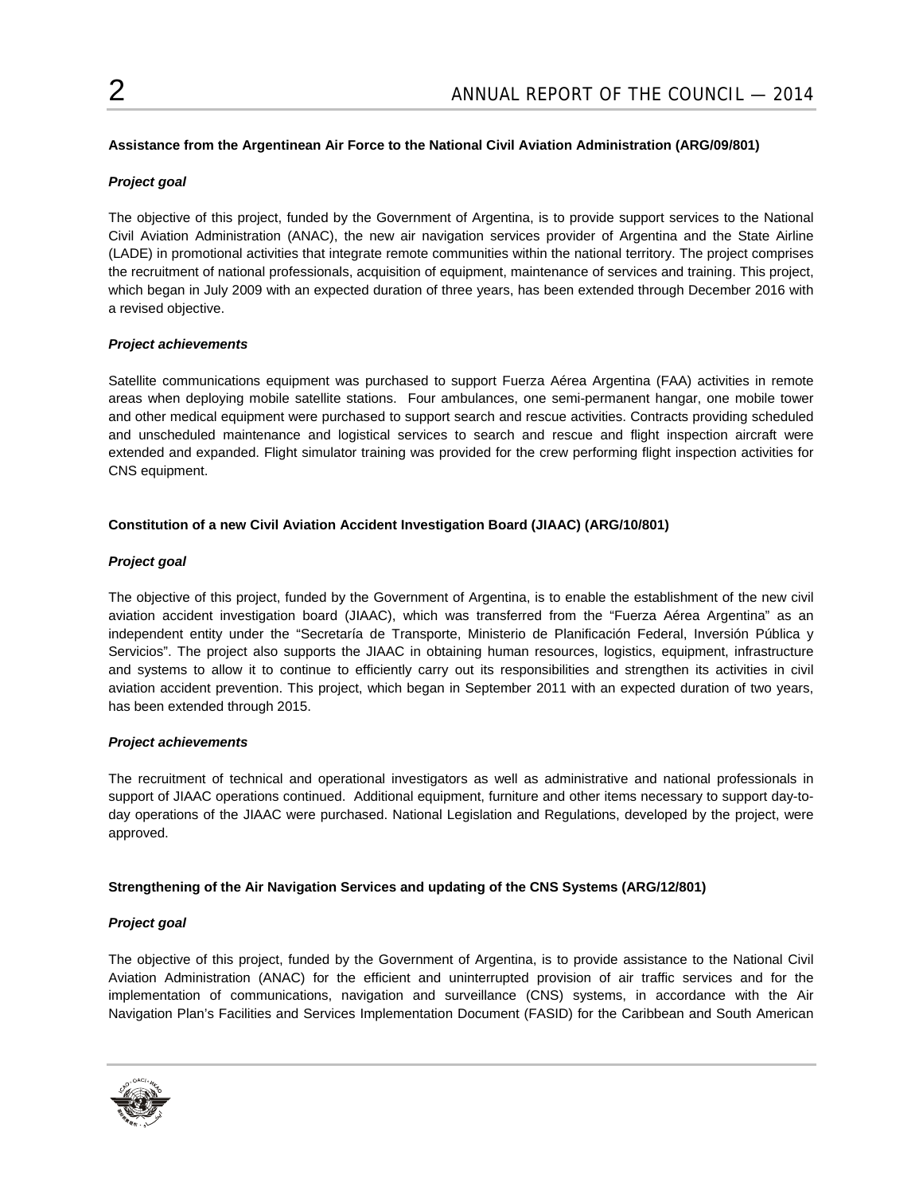**Assistance from the Argentinean Air Force to the National Civil Aviation Administration (ARG/09/801)**

***Project goal***

The objective of this project, funded by the Government of Argentina, is to provide support services to the National Civil Aviation Administration (ANAC), the new air navigation services provider of Argentina and the State Airline (LADE) in promotional activities that integrate remote communities within the national territory. The project comprises the recruitment of national professionals, acquisition of equipment, maintenance of services and training. This project, which began in July 2009 with an expected duration of three years, has been extended through December 2016 with a revised objective.

***Project achievements***

Satellite communications equipment was purchased to support Fuerza Aérea Argentina (FAA) activities in remote areas when deploying mobile satellite stations. Four ambulances, one semi-permanent hangar, one mobile tower and other medical equipment were purchased to support search and rescue activities. Contracts providing scheduled and unscheduled maintenance and logistical services to search and rescue and flight inspection aircraft were extended and expanded. Flight simulator training was provided for the crew performing flight inspection activities for CNS equipment.

**Constitution of a new Civil Aviation Accident Investigation Board (JIAAC) (ARG/10/801)**

***Project goal***

The objective of this project, funded by the Government of Argentina, is to enable the establishment of the new civil aviation accident investigation board (JIAAC), which was transferred from the "Fuerza Aérea Argentina" as an independent entity under the "Secretaría de Transporte, Ministerio de Planificación Federal, Inversión Pública y Servicios". The project also supports the JIAAC in obtaining human resources, logistics, equipment, infrastructure and systems to allow it to continue to efficiently carry out its responsibilities and strengthen its activities in civil aviation accident prevention. This project, which began in September 2011 with an expected duration of two years, has been extended through 2015.

***Project achievements***

The recruitment of technical and operational investigators as well as administrative and national professionals in support of JIAAC operations continued. Additional equipment, furniture and other items necessary to support day-to-day operations of the JIAAC were purchased. National Legislation and Regulations, developed by the project, were approved.

**Strengthening of the Air Navigation Services and updating of the CNS Systems (ARG/12/801)**

***Project goal***

The objective of this project, funded by the Government of Argentina, is to provide assistance to the National Civil Aviation Administration (ANAC) for the efficient and uninterrupted provision of air traffic services and for the implementation of communications, navigation and surveillance (CNS) systems, in accordance with the Air Navigation Plan's Facilities and Services Implementation Document (FASID) for the Caribbean and South American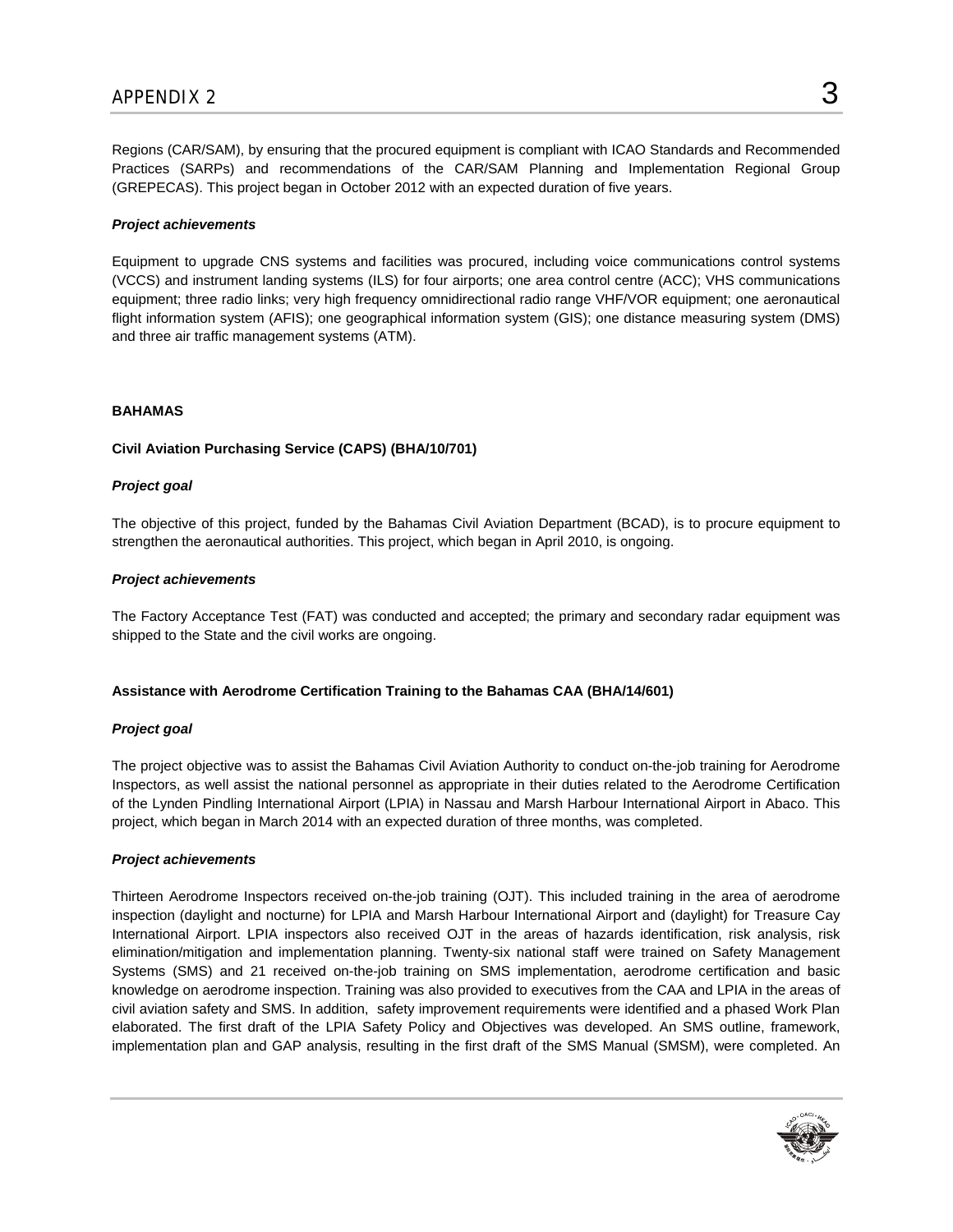Regions (CAR/SAM), by ensuring that the procured equipment is compliant with ICAO Standards and Recommended Practices (SARPs) and recommendations of the CAR/SAM Planning and Implementation Regional Group (GREPECAS). This project began in October 2012 with an expected duration of five years.

***Project achievements***

Equipment to upgrade CNS systems and facilities was procured, including voice communications control systems (VCCS) and instrument landing systems (ILS) for four airports; one area control centre (ACC); VHS communications equipment; three radio links; very high frequency omnidirectional radio range VHF/VOR equipment; one aeronautical flight information system (AFIS); one geographical information system (GIS); one distance measuring system (DMS) and three air traffic management systems (ATM).

**BAHAMAS**

**Civil Aviation Purchasing Service (CAPS) (BHA/10/701)**

***Project goal***

The objective of this project, funded by the Bahamas Civil Aviation Department (BCAD), is to procure equipment to strengthen the aeronautical authorities. This project, which began in April 2010, is ongoing.

***Project achievements***

The Factory Acceptance Test (FAT) was conducted and accepted; the primary and secondary radar equipment was shipped to the State and the civil works are ongoing.

**Assistance with Aerodrome Certification Training to the Bahamas CAA (BHA/14/601)**

***Project goal***

The project objective was to assist the Bahamas Civil Aviation Authority to conduct on-the-job training for Aerodrome Inspectors, as well assist the national personnel as appropriate in their duties related to the Aerodrome Certification of the Lynden Pindling International Airport (LPIA) in Nassau and Marsh Harbour International Airport in Abaco. This project, which began in March 2014 with an expected duration of three months, was completed.

***Project achievements***

Thirteen Aerodrome Inspectors received on-the-job training (OJT). This included training in the area of aerodrome inspection (daylight and nocturne) for LPIA and Marsh Harbour International Airport and (daylight) for Treasure Cay International Airport. LPIA inspectors also received OJT in the areas of hazards identification, risk analysis, risk elimination/mitigation and implementation planning. Twenty-six national staff were trained on Safety Management Systems (SMS) and 21 received on-the-job training on SMS implementation, aerodrome certification and basic knowledge on aerodrome inspection. Training was also provided to executives from the CAA and LPIA in the areas of civil aviation safety and SMS. In addition, safety improvement requirements were identified and a phased Work Plan elaborated. The first draft of the LPIA Safety Policy and Objectives was developed. An SMS outline, framework, implementation plan and GAP analysis, resulting in the first draft of the SMS Manual (SMSM), were completed. An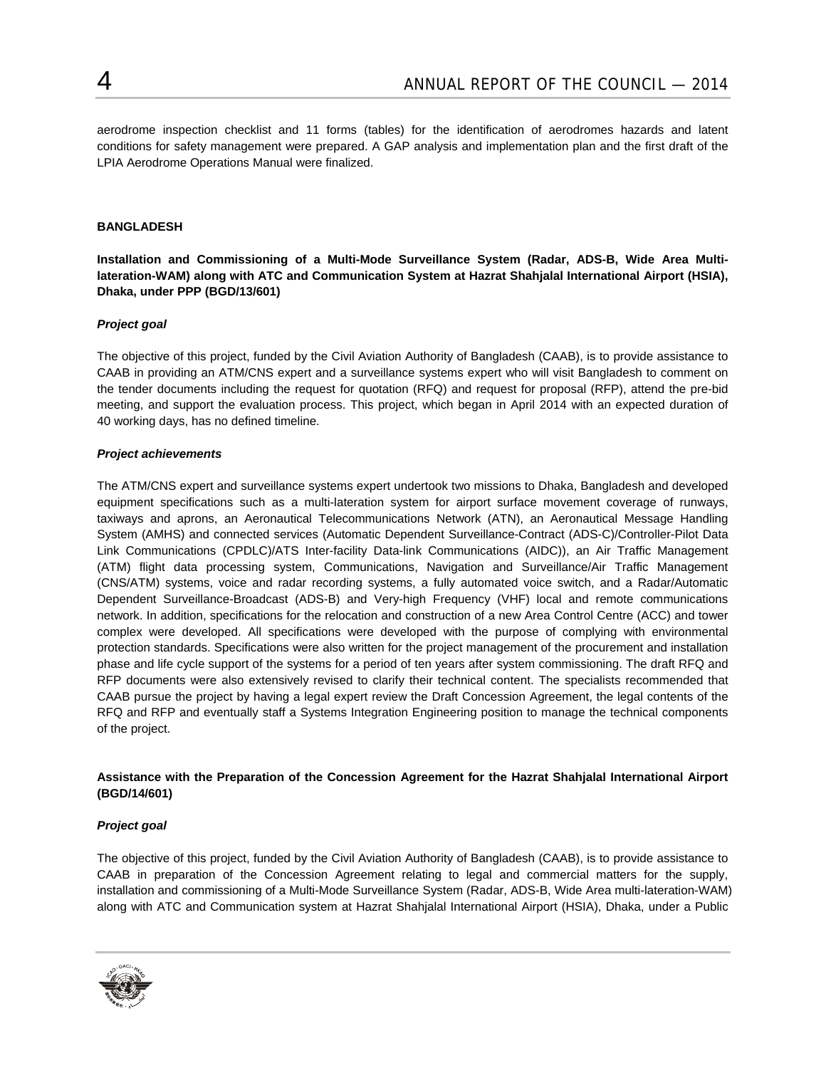aerodrome inspection checklist and 11 forms (tables) for the identification of aerodromes hazards and latent conditions for safety management were prepared. A GAP analysis and implementation plan and the first draft of the LPIA Aerodrome Operations Manual were finalized.

## BANGLADESH

### Installation and Commissioning of a Multi-Mode Surveillance System (Radar, ADS-B, Wide Area Multi-lateration-WAM) along with ATC and Communication System at Hazrat Shahjalal International Airport (HSIA), Dhaka, under PPP (BGD/13/601)

#### *Project goal*

The objective of this project, funded by the Civil Aviation Authority of Bangladesh (CAAB), is to provide assistance to CAAB in providing an ATM/CNS expert and a surveillance systems expert who will visit Bangladesh to comment on the tender documents including the request for quotation (RFQ) and request for proposal (RFP), attend the pre-bid meeting, and support the evaluation process. This project, which began in April 2014 with an expected duration of 40 working days, has no defined timeline.

#### *Project achievements*

The ATM/CNS expert and surveillance systems expert undertook two missions to Dhaka, Bangladesh and developed equipment specifications such as a multi-lateration system for airport surface movement coverage of runways, taxiways and aprons, an Aeronautical Telecommunications Network (ATN), an Aeronautical Message Handling System (AMHS) and connected services (Automatic Dependent Surveillance-Contract (ADS-C)/Controller-Pilot Data Link Communications (CPDLC)/ATS Inter-facility Data-link Communications (AIDC)), an Air Traffic Management (ATM) flight data processing system, Communications, Navigation and Surveillance/Air Traffic Management (CNS/ATM) systems, voice and radar recording systems, a fully automated voice switch, and a Radar/Automatic Dependent Surveillance-Broadcast (ADS-B) and Very-high Frequency (VHF) local and remote communications network. In addition, specifications for the relocation and construction of a new Area Control Centre (ACC) and tower complex were developed. All specifications were developed with the purpose of complying with environmental protection standards. Specifications were also written for the project management of the procurement and installation phase and life cycle support of the systems for a period of ten years after system commissioning. The draft RFQ and RFP documents were also extensively revised to clarify their technical content. The specialists recommended that CAAB pursue the project by having a legal expert review the Draft Concession Agreement, the legal contents of the RFQ and RFP and eventually staff a Systems Integration Engineering position to manage the technical components of the project.

### Assistance with the Preparation of the Concession Agreement for the Hazrat Shahjalal International Airport (BGD/14/601)

#### *Project goal*

The objective of this project, funded by the Civil Aviation Authority of Bangladesh (CAAB), is to provide assistance to CAAB in preparation of the Concession Agreement relating to legal and commercial matters for the supply, installation and commissioning of a Multi-Mode Surveillance System (Radar, ADS-B, Wide Area multi-lateration-WAM) along with ATC and Communication system at Hazrat Shahjalal International Airport (HSIA), Dhaka, under a Public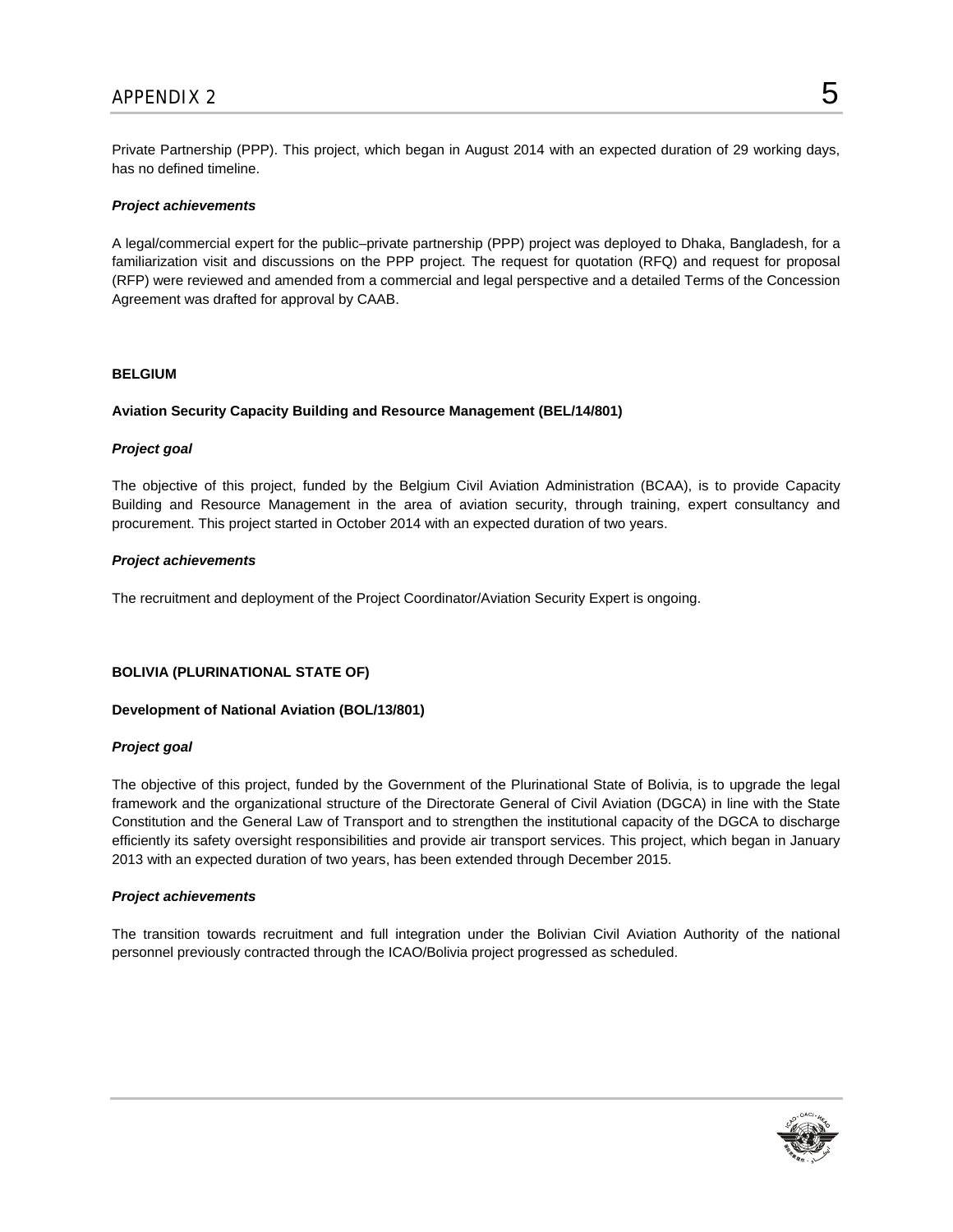Private Partnership (PPP). This project, which began in August 2014 with an expected duration of 29 working days, has no defined timeline.

***Project achievements***

A legal/commercial expert for the public–private partnership (PPP) project was deployed to Dhaka, Bangladesh, for a familiarization visit and discussions on the PPP project. The request for quotation (RFQ) and request for proposal (RFP) were reviewed and amended from a commercial and legal perspective and a detailed Terms of the Concession Agreement was drafted for approval by CAAB.

**BELGIUM**

**Aviation Security Capacity Building and Resource Management (BEL/14/801)**

***Project goal***

The objective of this project, funded by the Belgium Civil Aviation Administration (BCAA), is to provide Capacity Building and Resource Management in the area of aviation security, through training, expert consultancy and procurement. This project started in October 2014 with an expected duration of two years.

***Project achievements***

The recruitment and deployment of the Project Coordinator/Aviation Security Expert is ongoing.

**BOLIVIA (PLURINATIONAL STATE OF)**

**Development of National Aviation (BOL/13/801)**

***Project goal***

The objective of this project, funded by the Government of the Plurinational State of Bolivia, is to upgrade the legal framework and the organizational structure of the Directorate General of Civil Aviation (DGCA) in line with the State Constitution and the General Law of Transport and to strengthen the institutional capacity of the DGCA to discharge efficiently its safety oversight responsibilities and provide air transport services. This project, which began in January 2013 with an expected duration of two years, has been extended through December 2015.

***Project achievements***

The transition towards recruitment and full integration under the Bolivian Civil Aviation Authority of the national personnel previously contracted through the ICAO/Bolivia project progressed as scheduled.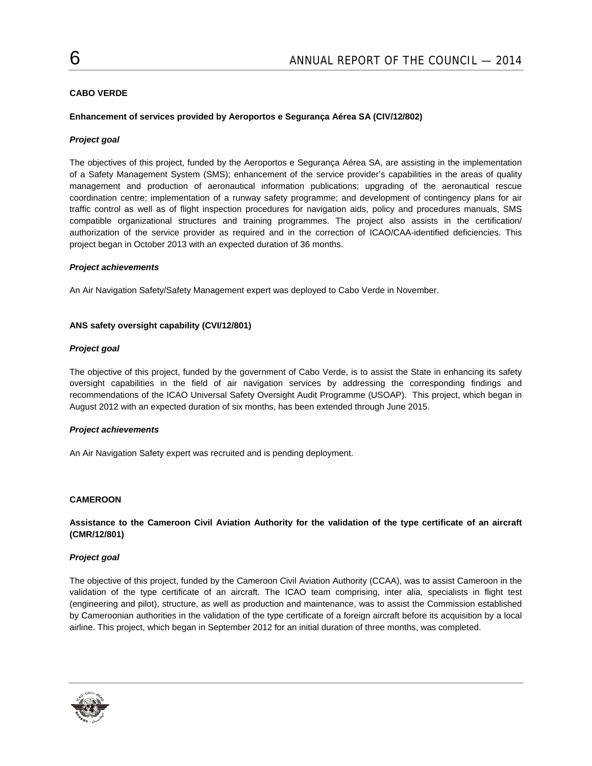## CABO VERDE

### Enhancement of services provided by Aeroportos e Segurança Aérea SA (CIV/12/802)

#### *Project goal*

The objectives of this project, funded by the Aeroportos e Segurança Aérea SA, are assisting in the implementation of a Safety Management System (SMS); enhancement of the service provider's capabilities in the areas of quality management and production of aeronautical information publications; upgrading of the aeronautical rescue coordination centre; implementation of a runway safety programme; and development of contingency plans for air traffic control as well as of flight inspection procedures for navigation aids, policy and procedures manuals, SMS compatible organizational structures and training programmes. The project also assists in the certification/ authorization of the service provider as required and in the correction of ICAO/CAA-identified deficiencies. This project began in October 2013 with an expected duration of 36 months.

#### *Project achievements*

An Air Navigation Safety/Safety Management expert was deployed to Cabo Verde in November.

### ANS safety oversight capability (CVI/12/801)

#### *Project goal*

The objective of this project, funded by the government of Cabo Verde, is to assist the State in enhancing its safety oversight capabilities in the field of air navigation services by addressing the corresponding findings and recommendations of the ICAO Universal Safety Oversight Audit Programme (USOAP). This project, which began in August 2012 with an expected duration of six months, has been extended through June 2015.

#### *Project achievements*

An Air Navigation Safety expert was recruited and is pending deployment.

## CAMEROON

### Assistance to the Cameroon Civil Aviation Authority for the validation of the type certificate of an aircraft (CMR/12/801)

#### *Project goal*

The objective of this project, funded by the Cameroon Civil Aviation Authority (CCAA), was to assist Cameroon in the validation of the type certificate of an aircraft. The ICAO team comprising, inter alia, specialists in flight test (engineering and pilot), structure, as well as production and maintenance, was to assist the Commission established by Cameroonian authorities in the validation of the type certificate of a foreign aircraft before its acquisition by a local airline. This project, which began in September 2012 for an initial duration of three months, was completed.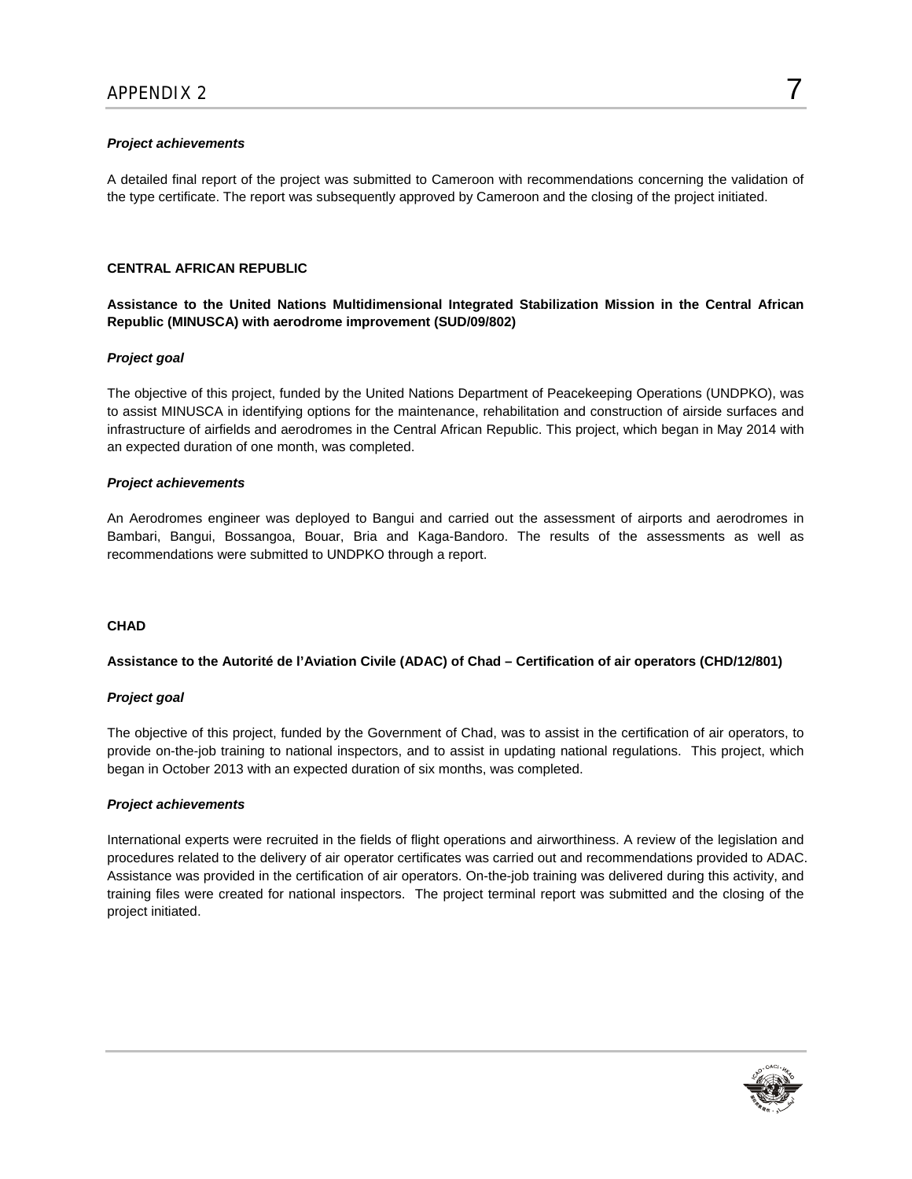***Project achievements***

A detailed final report of the project was submitted to Cameroon with recommendations concerning the validation of the type certificate. The report was subsequently approved by Cameroon and the closing of the project initiated.

## CENTRAL AFRICAN REPUBLIC

### Assistance to the United Nations Multidimensional Integrated Stabilization Mission in the Central African Republic (MINUSCA) with aerodrome improvement (SUD/09/802)

***Project goal***

The objective of this project, funded by the United Nations Department of Peacekeeping Operations (UNDPKO), was to assist MINUSCA in identifying options for the maintenance, rehabilitation and construction of airside surfaces and infrastructure of airfields and aerodromes in the Central African Republic. This project, which began in May 2014 with an expected duration of one month, was completed.

***Project achievements***

An Aerodromes engineer was deployed to Bangui and carried out the assessment of airports and aerodromes in Bambari, Bangui, Bossangoa, Bouar, Bria and Kaga-Bandoro. The results of the assessments as well as recommendations were submitted to UNDPKO through a report.

## CHAD

### Assistance to the Autorité de l'Aviation Civile (ADAC) of Chad – Certification of air operators (CHD/12/801)

***Project goal***

The objective of this project, funded by the Government of Chad, was to assist in the certification of air operators, to provide on-the-job training to national inspectors, and to assist in updating national regulations. This project, which began in October 2013 with an expected duration of six months, was completed.

***Project achievements***

International experts were recruited in the fields of flight operations and airworthiness. A review of the legislation and procedures related to the delivery of air operator certificates was carried out and recommendations provided to ADAC. Assistance was provided in the certification of air operators. On-the-job training was delivered during this activity, and training files were created for national inspectors. The project terminal report was submitted and the closing of the project initiated.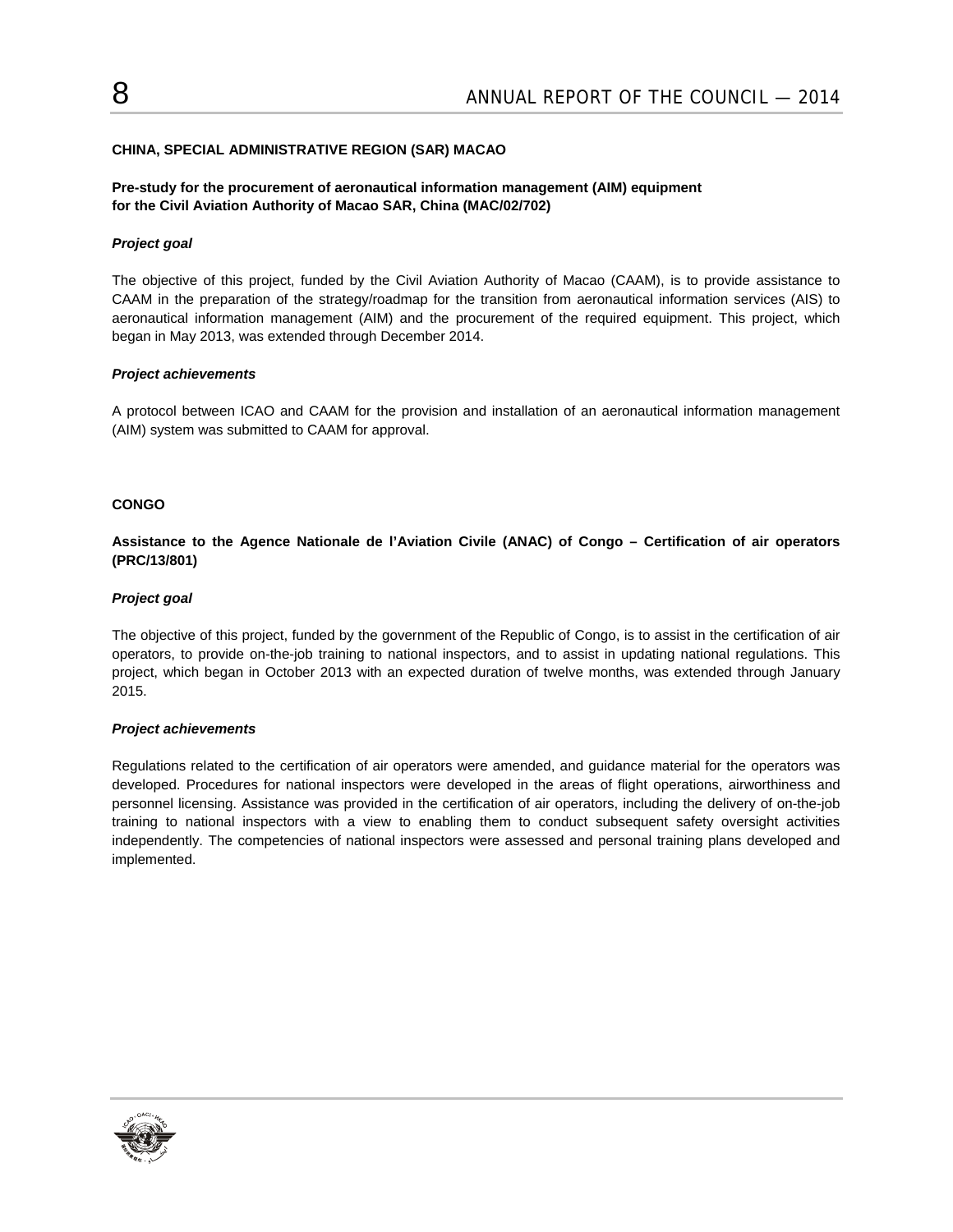## CHINA, SPECIAL ADMINISTRATIVE REGION (SAR) MACAO

### Pre-study for the procurement of aeronautical information management (AIM) equipment for the Civil Aviation Authority of Macao SAR, China (MAC/02/702)

***Project goal***

The objective of this project, funded by the Civil Aviation Authority of Macao (CAAM), is to provide assistance to CAAM in the preparation of the strategy/roadmap for the transition from aeronautical information services (AIS) to aeronautical information management (AIM) and the procurement of the required equipment. This project, which began in May 2013, was extended through December 2014.

***Project achievements***

A protocol between ICAO and CAAM for the provision and installation of an aeronautical information management (AIM) system was submitted to CAAM for approval.

## CONGO

### Assistance to the Agence Nationale de l'Aviation Civile (ANAC) of Congo – Certification of air operators (PRC/13/801)

***Project goal***

The objective of this project, funded by the government of the Republic of Congo, is to assist in the certification of air operators, to provide on-the-job training to national inspectors, and to assist in updating national regulations. This project, which began in October 2013 with an expected duration of twelve months, was extended through January 2015.

***Project achievements***

Regulations related to the certification of air operators were amended, and guidance material for the operators was developed. Procedures for national inspectors were developed in the areas of flight operations, airworthiness and personnel licensing. Assistance was provided in the certification of air operators, including the delivery of on-the-job training to national inspectors with a view to enabling them to conduct subsequent safety oversight activities independently. The competencies of national inspectors were assessed and personal training plans developed and implemented.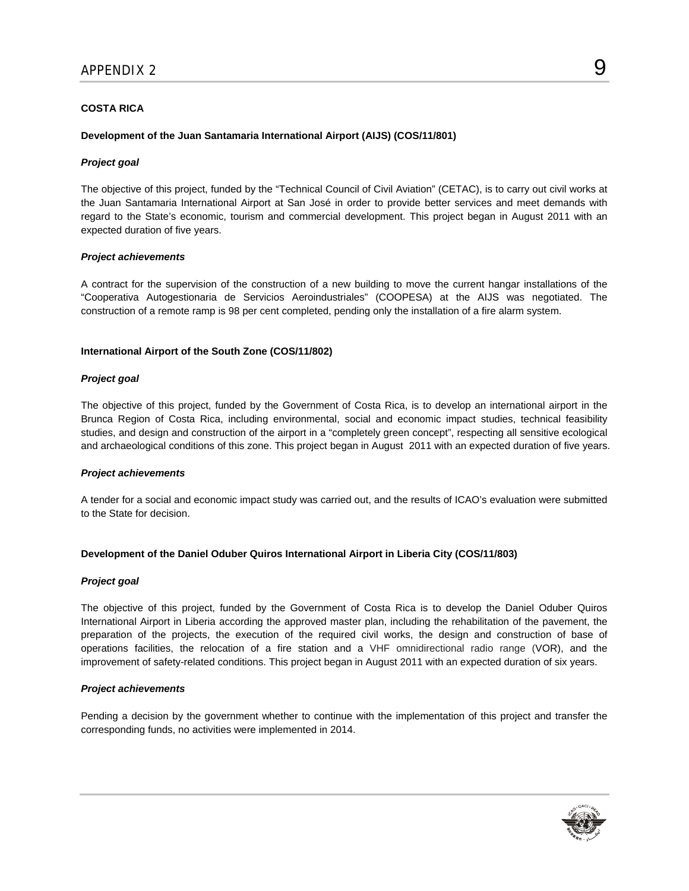## COSTA RICA

### Development of the Juan Santamaria International Airport (AIJS) (COS/11/801)

***Project goal***

The objective of this project, funded by the "Technical Council of Civil Aviation" (CETAC), is to carry out civil works at the Juan Santamaria International Airport at San José in order to provide better services and meet demands with regard to the State's economic, tourism and commercial development. This project began in August 2011 with an expected duration of five years.

***Project achievements***

A contract for the supervision of the construction of a new building to move the current hangar installations of the "Cooperativa Autogestionaria de Servicios Aeroindustriales" (COOPESA) at the AIJS was negotiated. The construction of a remote ramp is 98 per cent completed, pending only the installation of a fire alarm system.

### International Airport of the South Zone (COS/11/802)

***Project goal***

The objective of this project, funded by the Government of Costa Rica, is to develop an international airport in the Brunca Region of Costa Rica, including environmental, social and economic impact studies, technical feasibility studies, and design and construction of the airport in a "completely green concept", respecting all sensitive ecological and archaeological conditions of this zone. This project began in August 2011 with an expected duration of five years.

***Project achievements***

A tender for a social and economic impact study was carried out, and the results of ICAO's evaluation were submitted to the State for decision.

### Development of the Daniel Oduber Quiros International Airport in Liberia City (COS/11/803)

***Project goal***

The objective of this project, funded by the Government of Costa Rica is to develop the Daniel Oduber Quiros International Airport in Liberia according the approved master plan, including the rehabilitation of the pavement, the preparation of the projects, the execution of the required civil works, the design and construction of base of operations facilities, the relocation of a fire station and a VHF omnidirectional radio range (VOR), and the improvement of safety-related conditions. This project began in August 2011 with an expected duration of six years.

***Project achievements***

Pending a decision by the government whether to continue with the implementation of this project and transfer the corresponding funds, no activities were implemented in 2014.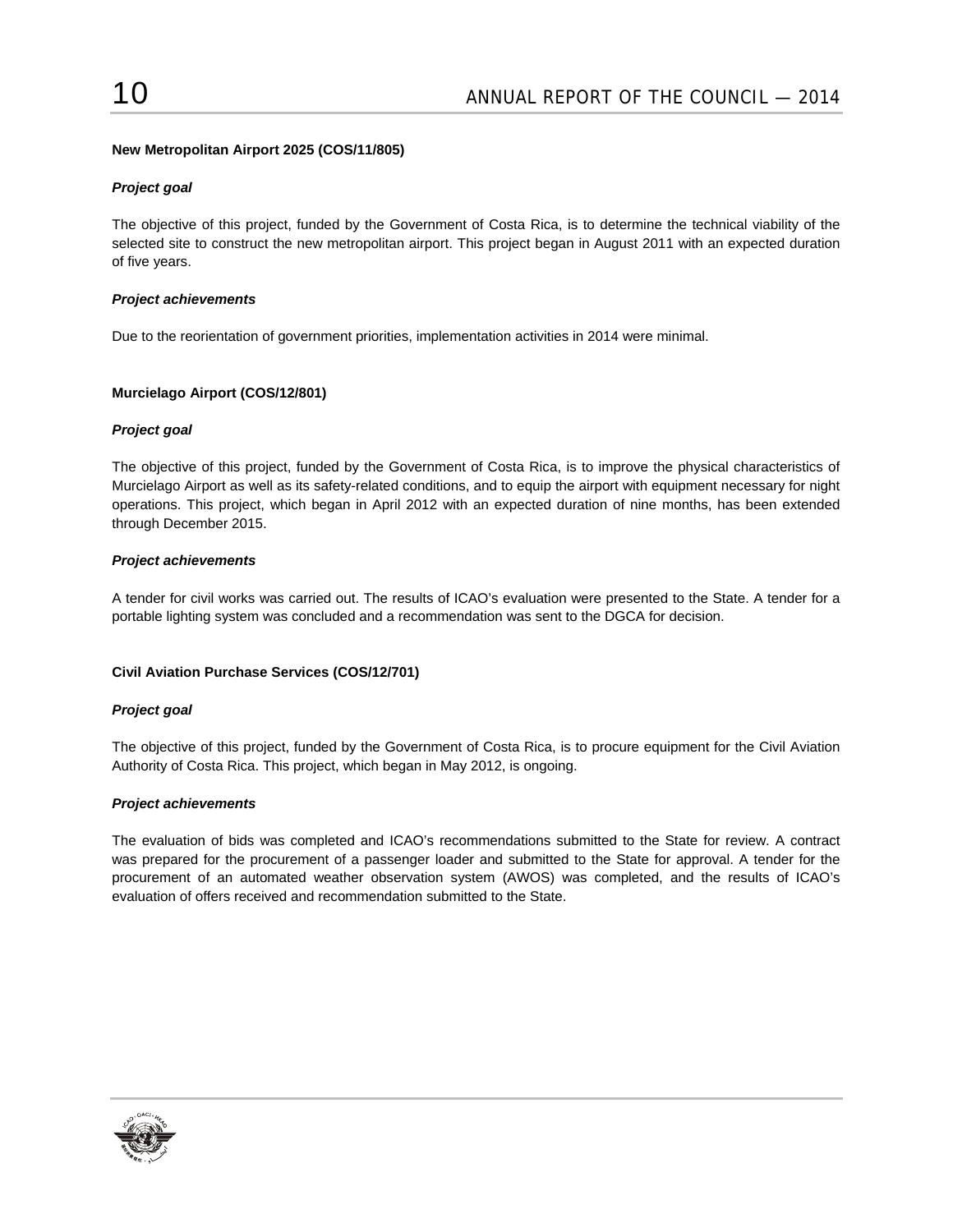### New Metropolitan Airport 2025 (COS/11/805)

***Project goal***

The objective of this project, funded by the Government of Costa Rica, is to determine the technical viability of the selected site to construct the new metropolitan airport. This project began in August 2011 with an expected duration of five years.

***Project achievements***

Due to the reorientation of government priorities, implementation activities in 2014 were minimal.

### Murcielago Airport (COS/12/801)

***Project goal***

The objective of this project, funded by the Government of Costa Rica, is to improve the physical characteristics of Murcielago Airport as well as its safety-related conditions, and to equip the airport with equipment necessary for night operations. This project, which began in April 2012 with an expected duration of nine months, has been extended through December 2015.

***Project achievements***

A tender for civil works was carried out. The results of ICAO's evaluation were presented to the State. A tender for a portable lighting system was concluded and a recommendation was sent to the DGCA for decision.

### Civil Aviation Purchase Services (COS/12/701)

***Project goal***

The objective of this project, funded by the Government of Costa Rica, is to procure equipment for the Civil Aviation Authority of Costa Rica. This project, which began in May 2012, is ongoing.

***Project achievements***

The evaluation of bids was completed and ICAO's recommendations submitted to the State for review. A contract was prepared for the procurement of a passenger loader and submitted to the State for approval. A tender for the procurement of an automated weather observation system (AWOS) was completed, and the results of ICAO's evaluation of offers received and recommendation submitted to the State.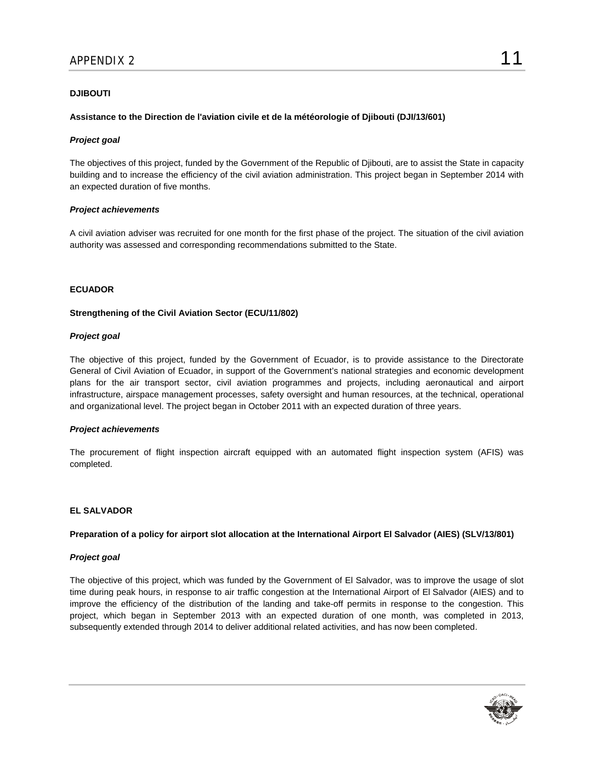## DJIBOUTI

### Assistance to the Direction de l'aviation civile et de la météorologie of Djibouti (DJI/13/601)

***Project goal***

The objectives of this project, funded by the Government of the Republic of Djibouti, are to assist the State in capacity building and to increase the efficiency of the civil aviation administration. This project began in September 2014 with an expected duration of five months.

***Project achievements***

A civil aviation adviser was recruited for one month for the first phase of the project. The situation of the civil aviation authority was assessed and corresponding recommendations submitted to the State.

## ECUADOR

### Strengthening of the Civil Aviation Sector (ECU/11/802)

***Project goal***

The objective of this project, funded by the Government of Ecuador, is to provide assistance to the Directorate General of Civil Aviation of Ecuador, in support of the Government's national strategies and economic development plans for the air transport sector, civil aviation programmes and projects, including aeronautical and airport infrastructure, airspace management processes, safety oversight and human resources, at the technical, operational and organizational level. The project began in October 2011 with an expected duration of three years.

***Project achievements***

The procurement of flight inspection aircraft equipped with an automated flight inspection system (AFIS) was completed.

## EL SALVADOR

### Preparation of a policy for airport slot allocation at the International Airport El Salvador (AIES) (SLV/13/801)

***Project goal***

The objective of this project, which was funded by the Government of El Salvador, was to improve the usage of slot time during peak hours, in response to air traffic congestion at the International Airport of El Salvador (AIES) and to improve the efficiency of the distribution of the landing and take-off permits in response to the congestion. This project, which began in September 2013 with an expected duration of one month, was completed in 2013, subsequently extended through 2014 to deliver additional related activities, and has now been completed.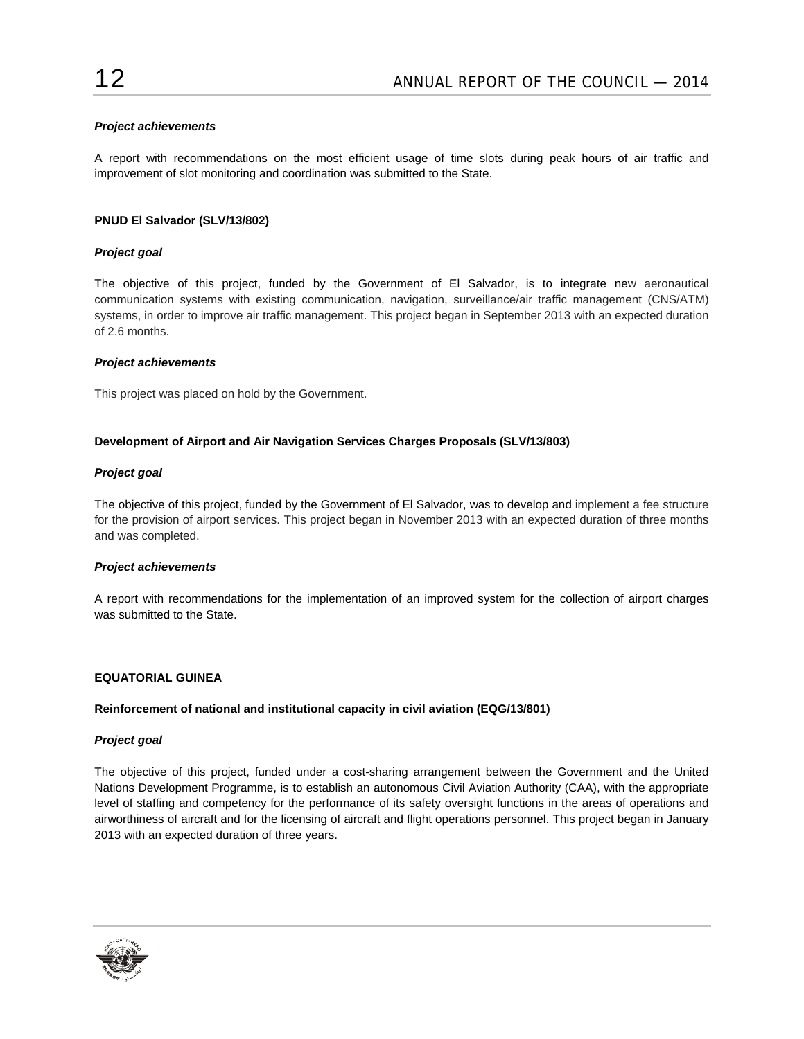***Project achievements***

A report with recommendations on the most efficient usage of time slots during peak hours of air traffic and improvement of slot monitoring and coordination was submitted to the State.

**PNUD El Salvador (SLV/13/802)**

***Project goal***

The objective of this project, funded by the Government of El Salvador, is to integrate new aeronautical communication systems with existing communication, navigation, surveillance/air traffic management (CNS/ATM) systems, in order to improve air traffic management. This project began in September 2013 with an expected duration of 2.6 months.

***Project achievements***

This project was placed on hold by the Government.

**Development of Airport and Air Navigation Services Charges Proposals (SLV/13/803)**

***Project goal***

The objective of this project, funded by the Government of El Salvador, was to develop and implement a fee structure for the provision of airport services. This project began in November 2013 with an expected duration of three months and was completed.

***Project achievements***

A report with recommendations for the implementation of an improved system for the collection of airport charges was submitted to the State.

**EQUATORIAL GUINEA**

**Reinforcement of national and institutional capacity in civil aviation (EQG/13/801)**

***Project goal***

The objective of this project, funded under a cost-sharing arrangement between the Government and the United Nations Development Programme, is to establish an autonomous Civil Aviation Authority (CAA), with the appropriate level of staffing and competency for the performance of its safety oversight functions in the areas of operations and airworthiness of aircraft and for the licensing of aircraft and flight operations personnel. This project began in January 2013 with an expected duration of three years.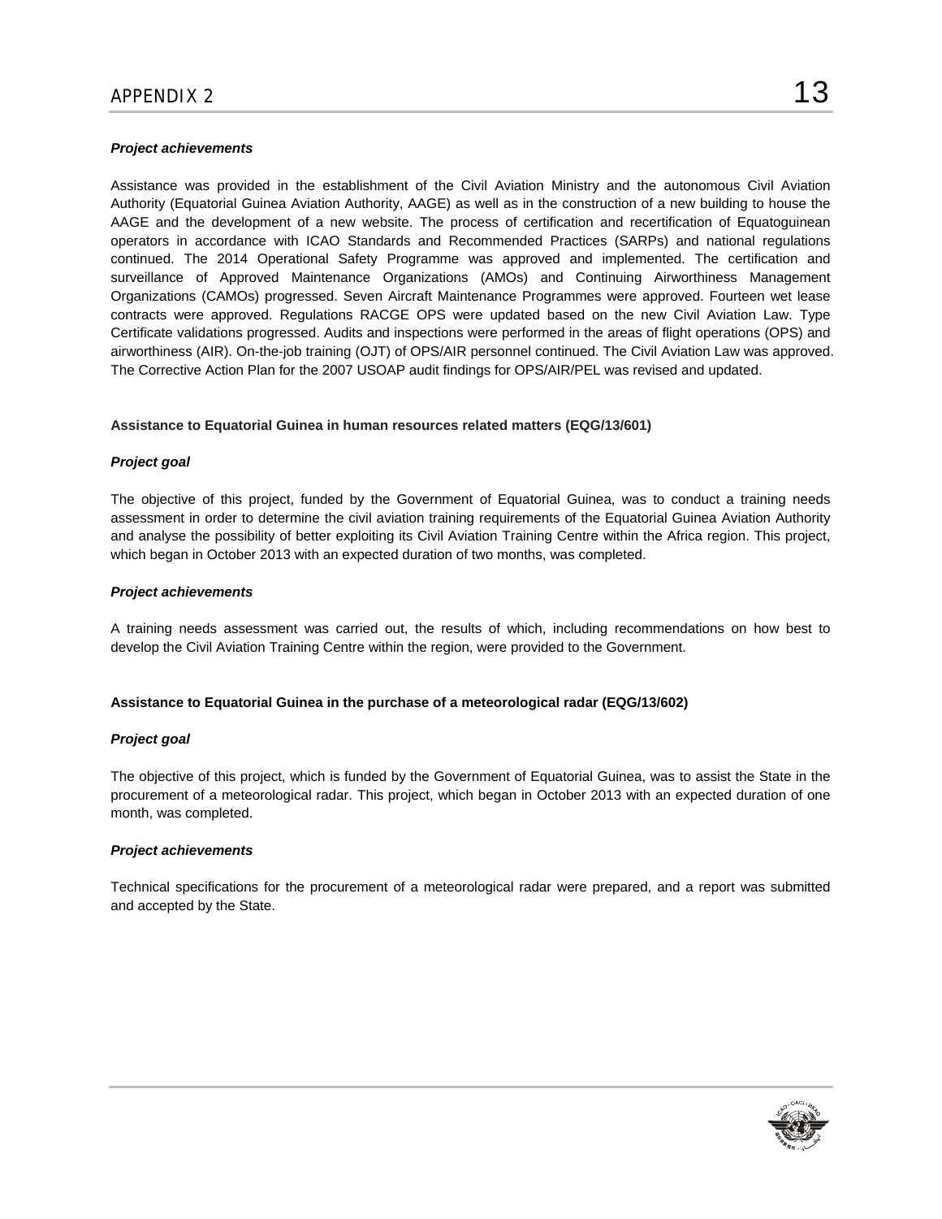***Project achievements***

Assistance was provided in the establishment of the Civil Aviation Ministry and the autonomous Civil Aviation Authority (Equatorial Guinea Aviation Authority, AAGE) as well as in the construction of a new building to house the AAGE and the development of a new website. The process of certification and recertification of Equatoguinean operators in accordance with ICAO Standards and Recommended Practices (SARPs) and national regulations continued. The 2014 Operational Safety Programme was approved and implemented. The certification and surveillance of Approved Maintenance Organizations (AMOs) and Continuing Airworthiness Management Organizations (CAMOs) progressed. Seven Aircraft Maintenance Programmes were approved. Fourteen wet lease contracts were approved. Regulations RACGE OPS were updated based on the new Civil Aviation Law. Type Certificate validations progressed. Audits and inspections were performed in the areas of flight operations (OPS) and airworthiness (AIR). On-the-job training (OJT) of OPS/AIR personnel continued. The Civil Aviation Law was approved. The Corrective Action Plan for the 2007 USOAP audit findings for OPS/AIR/PEL was revised and updated.

**Assistance to Equatorial Guinea in human resources related matters (EQG/13/601)**

***Project goal***

The objective of this project, funded by the Government of Equatorial Guinea, was to conduct a training needs assessment in order to determine the civil aviation training requirements of the Equatorial Guinea Aviation Authority and analyse the possibility of better exploiting its Civil Aviation Training Centre within the Africa region. This project, which began in October 2013 with an expected duration of two months, was completed.

***Project achievements***

A training needs assessment was carried out, the results of which, including recommendations on how best to develop the Civil Aviation Training Centre within the region, were provided to the Government.

**Assistance to Equatorial Guinea in the purchase of a meteorological radar (EQG/13/602)**

***Project goal***

The objective of this project, which is funded by the Government of Equatorial Guinea, was to assist the State in the procurement of a meteorological radar. This project, which began in October 2013 with an expected duration of one month, was completed.

***Project achievements***

Technical specifications for the procurement of a meteorological radar were prepared, and a report was submitted and accepted by the State.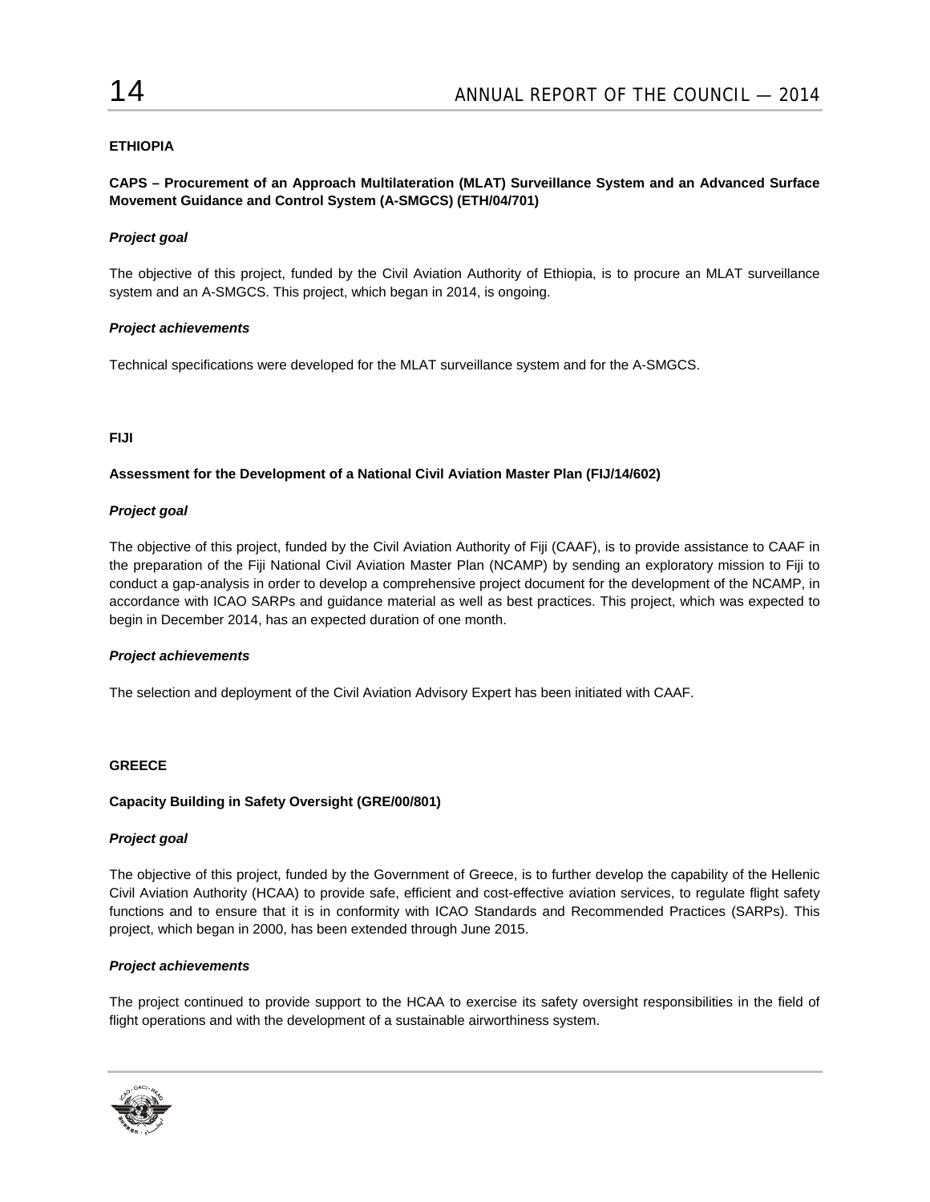## ETHIOPIA

**CAPS – Procurement of an Approach Multilateration (MLAT) Surveillance System and an Advanced Surface Movement Guidance and Control System (A-SMGCS) (ETH/04/701)**

***Project goal***

The objective of this project, funded by the Civil Aviation Authority of Ethiopia, is to procure an MLAT surveillance system and an A-SMGCS. This project, which began in 2014, is ongoing.

***Project achievements***

Technical specifications were developed for the MLAT surveillance system and for the A-SMGCS.

## FIJI

**Assessment for the Development of a National Civil Aviation Master Plan (FIJ/14/602)**

***Project goal***

The objective of this project, funded by the Civil Aviation Authority of Fiji (CAAF), is to provide assistance to CAAF in the preparation of the Fiji National Civil Aviation Master Plan (NCAMP) by sending an exploratory mission to Fiji to conduct a gap-analysis in order to develop a comprehensive project document for the development of the NCAMP, in accordance with ICAO SARPs and guidance material as well as best practices. This project, which was expected to begin in December 2014, has an expected duration of one month.

***Project achievements***

The selection and deployment of the Civil Aviation Advisory Expert has been initiated with CAAF.

## GREECE

**Capacity Building in Safety Oversight (GRE/00/801)**

***Project goal***

The objective of this project, funded by the Government of Greece, is to further develop the capability of the Hellenic Civil Aviation Authority (HCAA) to provide safe, efficient and cost-effective aviation services, to regulate flight safety functions and to ensure that it is in conformity with ICAO Standards and Recommended Practices (SARPs). This project, which began in 2000, has been extended through June 2015.

***Project achievements***

The project continued to provide support to the HCAA to exercise its safety oversight responsibilities in the field of flight operations and with the development of a sustainable airworthiness system.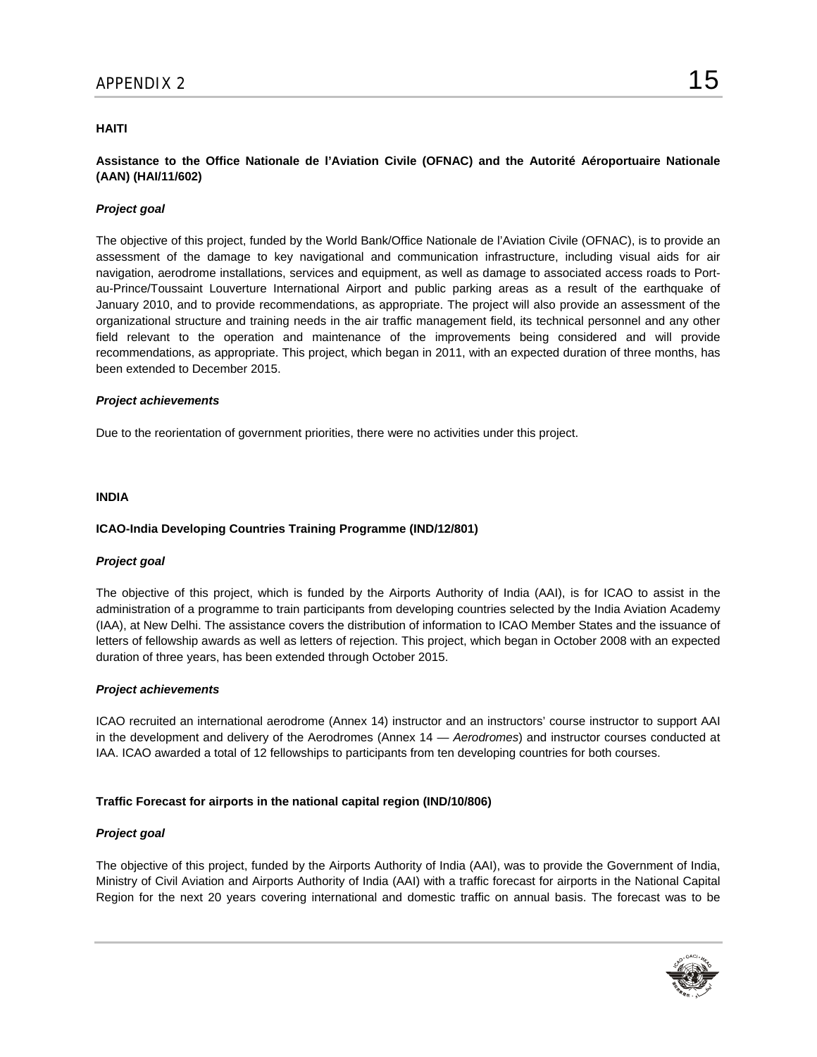## HAITI

### Assistance to the Office Nationale de l'Aviation Civile (OFNAC) and the Autorité Aéroportuaire Nationale (AAN) (HAI/11/602)

***Project goal***

The objective of this project, funded by the World Bank/Office Nationale de l'Aviation Civile (OFNAC), is to provide an assessment of the damage to key navigational and communication infrastructure, including visual aids for air navigation, aerodrome installations, services and equipment, as well as damage to associated access roads to Port-au-Prince/Toussaint Louverture International Airport and public parking areas as a result of the earthquake of January 2010, and to provide recommendations, as appropriate. The project will also provide an assessment of the organizational structure and training needs in the air traffic management field, its technical personnel and any other field relevant to the operation and maintenance of the improvements being considered and will provide recommendations, as appropriate. This project, which began in 2011, with an expected duration of three months, has been extended to December 2015.

***Project achievements***

Due to the reorientation of government priorities, there were no activities under this project.

## INDIA

### ICAO-India Developing Countries Training Programme (IND/12/801)

***Project goal***

The objective of this project, which is funded by the Airports Authority of India (AAI), is for ICAO to assist in the administration of a programme to train participants from developing countries selected by the India Aviation Academy (IAA), at New Delhi. The assistance covers the distribution of information to ICAO Member States and the issuance of letters of fellowship awards as well as letters of rejection. This project, which began in October 2008 with an expected duration of three years, has been extended through October 2015.

***Project achievements***

ICAO recruited an international aerodrome (Annex 14) instructor and an instructors' course instructor to support AAI in the development and delivery of the Aerodromes (Annex 14 — *Aerodromes*) and instructor courses conducted at IAA. ICAO awarded a total of 12 fellowships to participants from ten developing countries for both courses.

### Traffic Forecast for airports in the national capital region (IND/10/806)

***Project goal***

The objective of this project, funded by the Airports Authority of India (AAI), was to provide the Government of India, Ministry of Civil Aviation and Airports Authority of India (AAI) with a traffic forecast for airports in the National Capital Region for the next 20 years covering international and domestic traffic on annual basis. The forecast was to be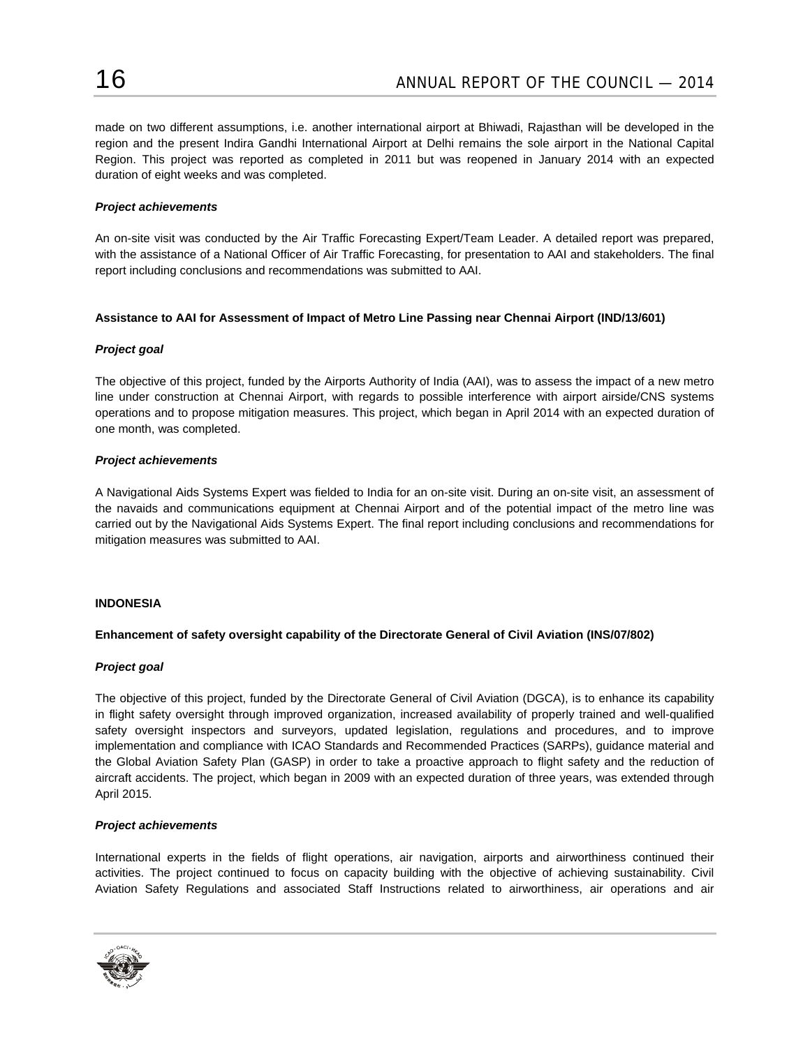made on two different assumptions, i.e. another international airport at Bhiwadi, Rajasthan will be developed in the region and the present Indira Gandhi International Airport at Delhi remains the sole airport in the National Capital Region. This project was reported as completed in 2011 but was reopened in January 2014 with an expected duration of eight weeks and was completed.

***Project achievements***

An on-site visit was conducted by the Air Traffic Forecasting Expert/Team Leader. A detailed report was prepared, with the assistance of a National Officer of Air Traffic Forecasting, for presentation to AAI and stakeholders. The final report including conclusions and recommendations was submitted to AAI.

**Assistance to AAI for Assessment of Impact of Metro Line Passing near Chennai Airport (IND/13/601)**

***Project goal***

The objective of this project, funded by the Airports Authority of India (AAI), was to assess the impact of a new metro line under construction at Chennai Airport, with regards to possible interference with airport airside/CNS systems operations and to propose mitigation measures. This project, which began in April 2014 with an expected duration of one month, was completed.

***Project achievements***

A Navigational Aids Systems Expert was fielded to India for an on-site visit. During an on-site visit, an assessment of the navaids and communications equipment at Chennai Airport and of the potential impact of the metro line was carried out by the Navigational Aids Systems Expert. The final report including conclusions and recommendations for mitigation measures was submitted to AAI.

**INDONESIA**

**Enhancement of safety oversight capability of the Directorate General of Civil Aviation (INS/07/802)**

***Project goal***

The objective of this project, funded by the Directorate General of Civil Aviation (DGCA), is to enhance its capability in flight safety oversight through improved organization, increased availability of properly trained and well-qualified safety oversight inspectors and surveyors, updated legislation, regulations and procedures, and to improve implementation and compliance with ICAO Standards and Recommended Practices (SARPs), guidance material and the Global Aviation Safety Plan (GASP) in order to take a proactive approach to flight safety and the reduction of aircraft accidents. The project, which began in 2009 with an expected duration of three years, was extended through April 2015.

***Project achievements***

International experts in the fields of flight operations, air navigation, airports and airworthiness continued their activities. The project continued to focus on capacity building with the objective of achieving sustainability. Civil Aviation Safety Regulations and associated Staff Instructions related to airworthiness, air operations and air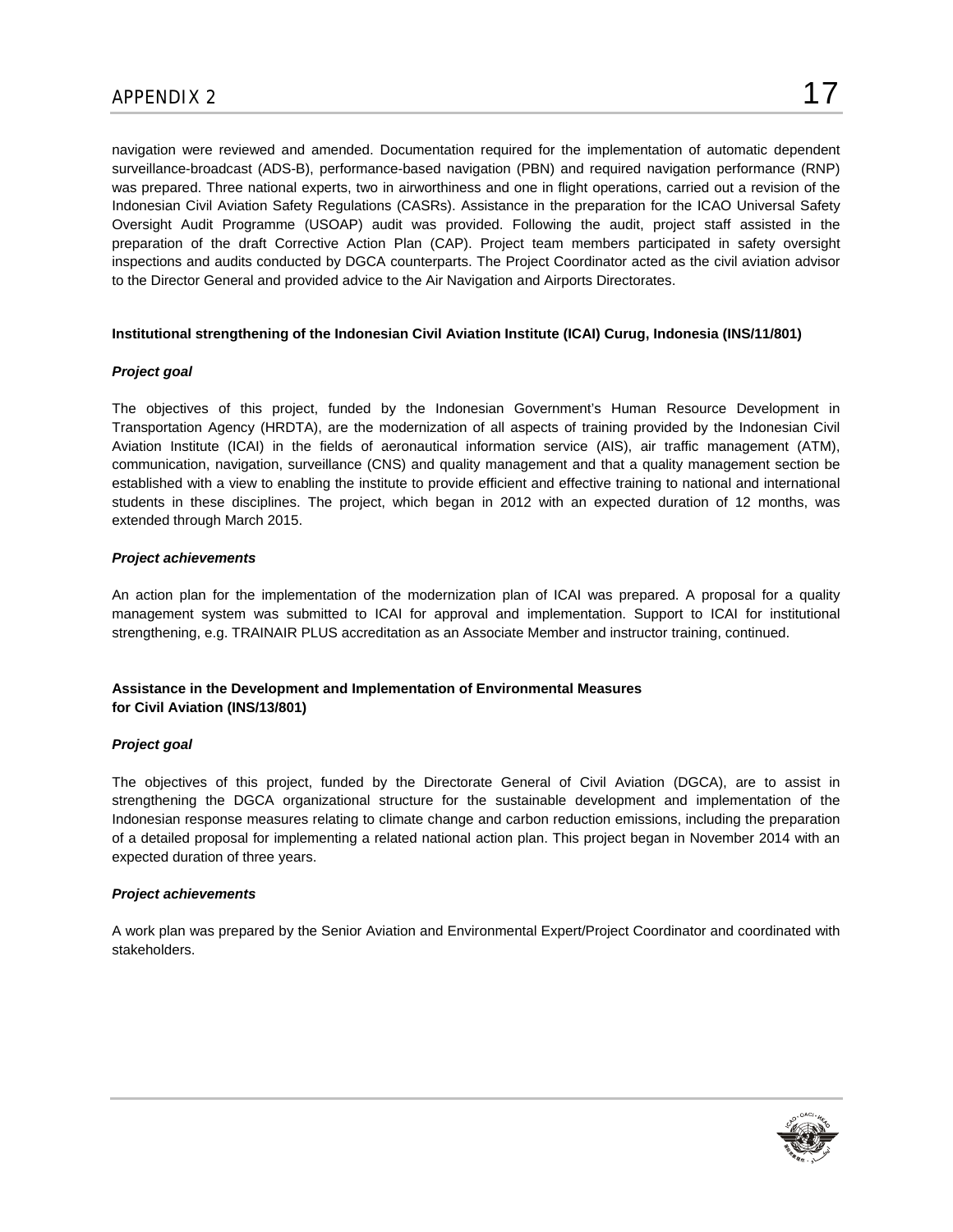navigation were reviewed and amended. Documentation required for the implementation of automatic dependent surveillance-broadcast (ADS-B), performance-based navigation (PBN) and required navigation performance (RNP) was prepared. Three national experts, two in airworthiness and one in flight operations, carried out a revision of the Indonesian Civil Aviation Safety Regulations (CASRs). Assistance in the preparation for the ICAO Universal Safety Oversight Audit Programme (USOAP) audit was provided. Following the audit, project staff assisted in the preparation of the draft Corrective Action Plan (CAP). Project team members participated in safety oversight inspections and audits conducted by DGCA counterparts. The Project Coordinator acted as the civil aviation advisor to the Director General and provided advice to the Air Navigation and Airports Directorates.

**Institutional strengthening of the Indonesian Civil Aviation Institute (ICAI) Curug, Indonesia (INS/11/801)**

***Project goal***

The objectives of this project, funded by the Indonesian Government's Human Resource Development in Transportation Agency (HRDTA), are the modernization of all aspects of training provided by the Indonesian Civil Aviation Institute (ICAI) in the fields of aeronautical information service (AIS), air traffic management (ATM), communication, navigation, surveillance (CNS) and quality management and that a quality management section be established with a view to enabling the institute to provide efficient and effective training to national and international students in these disciplines. The project, which began in 2012 with an expected duration of 12 months, was extended through March 2015.

***Project achievements***

An action plan for the implementation of the modernization plan of ICAI was prepared. A proposal for a quality management system was submitted to ICAI for approval and implementation. Support to ICAI for institutional strengthening, e.g. TRAINAIR PLUS accreditation as an Associate Member and instructor training, continued.

**Assistance in the Development and Implementation of Environmental Measures for Civil Aviation (INS/13/801)**

***Project goal***

The objectives of this project, funded by the Directorate General of Civil Aviation (DGCA), are to assist in strengthening the DGCA organizational structure for the sustainable development and implementation of the Indonesian response measures relating to climate change and carbon reduction emissions, including the preparation of a detailed proposal for implementing a related national action plan. This project began in November 2014 with an expected duration of three years.

***Project achievements***

A work plan was prepared by the Senior Aviation and Environmental Expert/Project Coordinator and coordinated with stakeholders.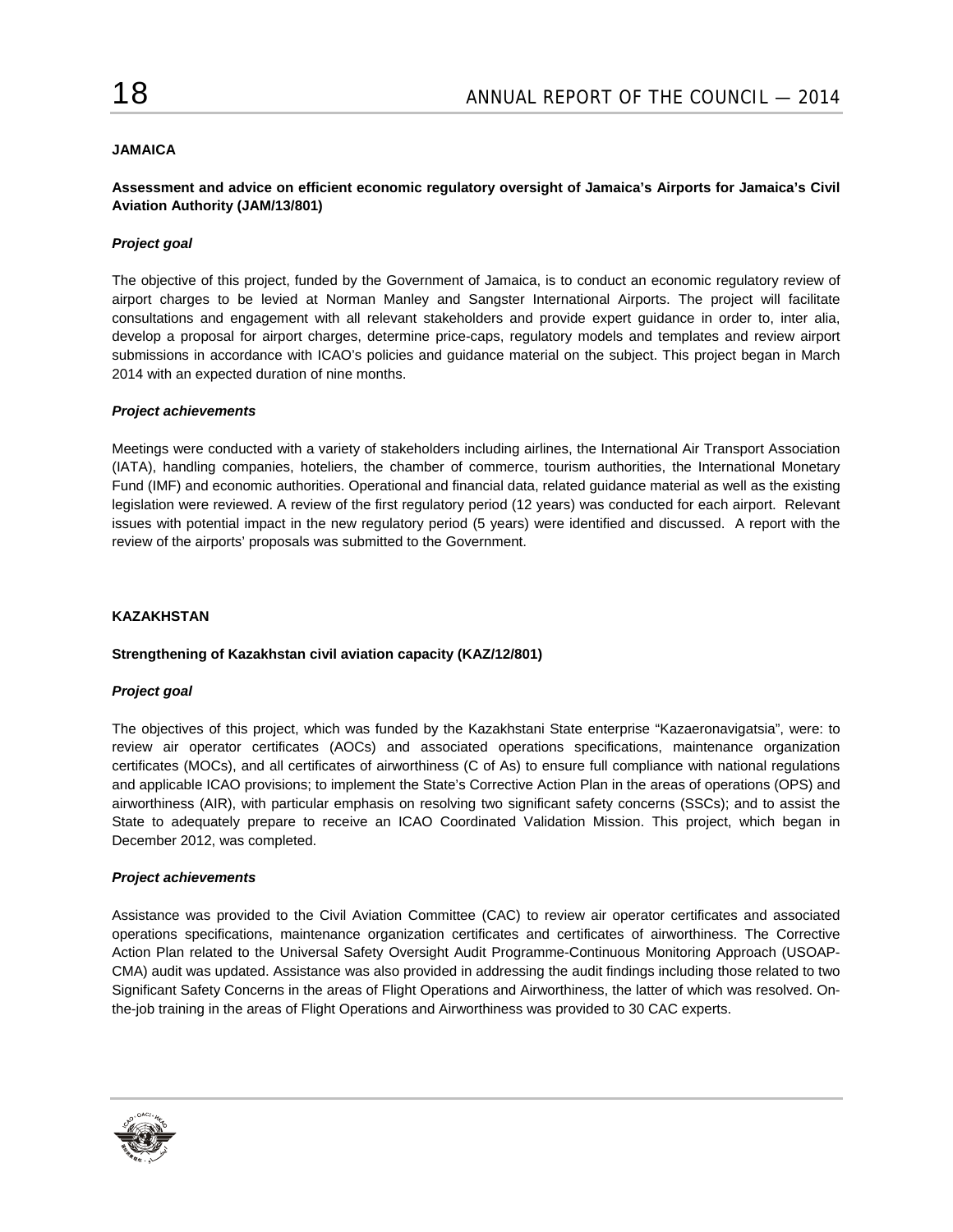## JAMAICA

### Assessment and advice on efficient economic regulatory oversight of Jamaica's Airports for Jamaica's Civil Aviation Authority (JAM/13/801)

#### *Project goal*

The objective of this project, funded by the Government of Jamaica, is to conduct an economic regulatory review of airport charges to be levied at Norman Manley and Sangster International Airports. The project will facilitate consultations and engagement with all relevant stakeholders and provide expert guidance in order to, inter alia, develop a proposal for airport charges, determine price-caps, regulatory models and templates and review airport submissions in accordance with ICAO's policies and guidance material on the subject. This project began in March 2014 with an expected duration of nine months.

#### *Project achievements*

Meetings were conducted with a variety of stakeholders including airlines, the International Air Transport Association (IATA), handling companies, hoteliers, the chamber of commerce, tourism authorities, the International Monetary Fund (IMF) and economic authorities. Operational and financial data, related guidance material as well as the existing legislation were reviewed. A review of the first regulatory period (12 years) was conducted for each airport. Relevant issues with potential impact in the new regulatory period (5 years) were identified and discussed. A report with the review of the airports' proposals was submitted to the Government.

## KAZAKHSTAN

### Strengthening of Kazakhstan civil aviation capacity (KAZ/12/801)

#### *Project goal*

The objectives of this project, which was funded by the Kazakhstani State enterprise "Kazaeronavigatsia", were: to review air operator certificates (AOCs) and associated operations specifications, maintenance organization certificates (MOCs), and all certificates of airworthiness (C of As) to ensure full compliance with national regulations and applicable ICAO provisions; to implement the State's Corrective Action Plan in the areas of operations (OPS) and airworthiness (AIR), with particular emphasis on resolving two significant safety concerns (SSCs); and to assist the State to adequately prepare to receive an ICAO Coordinated Validation Mission. This project, which began in December 2012, was completed.

#### *Project achievements*

Assistance was provided to the Civil Aviation Committee (CAC) to review air operator certificates and associated operations specifications, maintenance organization certificates and certificates of airworthiness. The Corrective Action Plan related to the Universal Safety Oversight Audit Programme-Continuous Monitoring Approach (USOAP-CMA) audit was updated. Assistance was also provided in addressing the audit findings including those related to two Significant Safety Concerns in the areas of Flight Operations and Airworthiness, the latter of which was resolved. On-the-job training in the areas of Flight Operations and Airworthiness was provided to 30 CAC experts.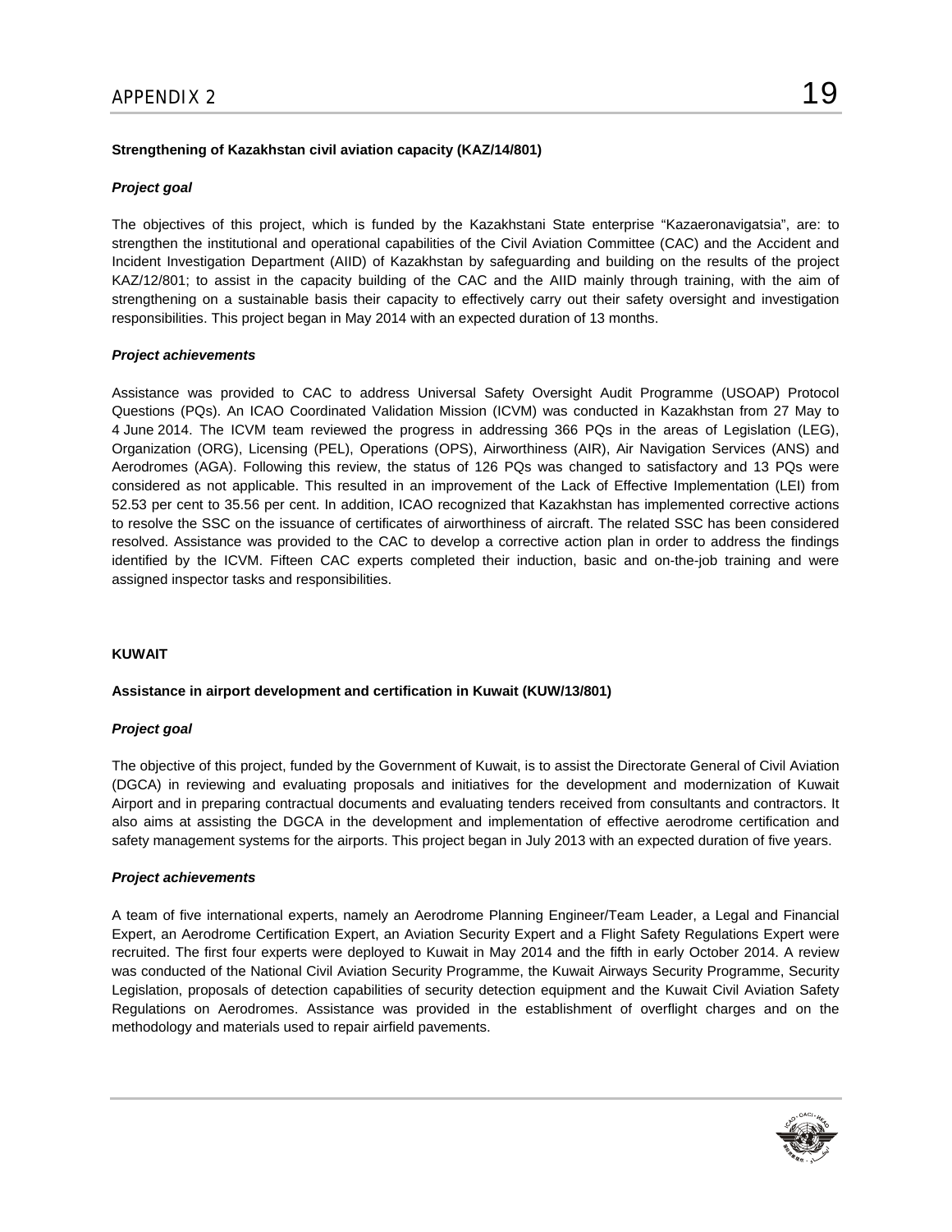**Strengthening of Kazakhstan civil aviation capacity (KAZ/14/801)**

***Project goal***

The objectives of this project, which is funded by the Kazakhstani State enterprise “Kazaeronavigatsia”, are: to strengthen the institutional and operational capabilities of the Civil Aviation Committee (CAC) and the Accident and Incident Investigation Department (AIID) of Kazakhstan by safeguarding and building on the results of the project KAZ/12/801; to assist in the capacity building of the CAC and the AIID mainly through training, with the aim of strengthening on a sustainable basis their capacity to effectively carry out their safety oversight and investigation responsibilities. This project began in May 2014 with an expected duration of 13 months.

***Project achievements***

Assistance was provided to CAC to address Universal Safety Oversight Audit Programme (USOAP) Protocol Questions (PQs). An ICAO Coordinated Validation Mission (ICVM) was conducted in Kazakhstan from 27 May to 4 June 2014. The ICVM team reviewed the progress in addressing 366 PQs in the areas of Legislation (LEG), Organization (ORG), Licensing (PEL), Operations (OPS), Airworthiness (AIR), Air Navigation Services (ANS) and Aerodromes (AGA). Following this review, the status of 126 PQs was changed to satisfactory and 13 PQs were considered as not applicable. This resulted in an improvement of the Lack of Effective Implementation (LEI) from 52.53 per cent to 35.56 per cent. In addition, ICAO recognized that Kazakhstan has implemented corrective actions to resolve the SSC on the issuance of certificates of airworthiness of aircraft. The related SSC has been considered resolved. Assistance was provided to the CAC to develop a corrective action plan in order to address the findings identified by the ICVM. Fifteen CAC experts completed their induction, basic and on-the-job training and were assigned inspector tasks and responsibilities.

**KUWAIT**

**Assistance in airport development and certification in Kuwait (KUW/13/801)**

***Project goal***

The objective of this project, funded by the Government of Kuwait, is to assist the Directorate General of Civil Aviation (DGCA) in reviewing and evaluating proposals and initiatives for the development and modernization of Kuwait Airport and in preparing contractual documents and evaluating tenders received from consultants and contractors. It also aims at assisting the DGCA in the development and implementation of effective aerodrome certification and safety management systems for the airports. This project began in July 2013 with an expected duration of five years.

***Project achievements***

A team of five international experts, namely an Aerodrome Planning Engineer/Team Leader, a Legal and Financial Expert, an Aerodrome Certification Expert, an Aviation Security Expert and a Flight Safety Regulations Expert were recruited. The first four experts were deployed to Kuwait in May 2014 and the fifth in early October 2014. A review was conducted of the National Civil Aviation Security Programme, the Kuwait Airways Security Programme, Security Legislation, proposals of detection capabilities of security detection equipment and the Kuwait Civil Aviation Safety Regulations on Aerodromes. Assistance was provided in the establishment of overflight charges and on the methodology and materials used to repair airfield pavements.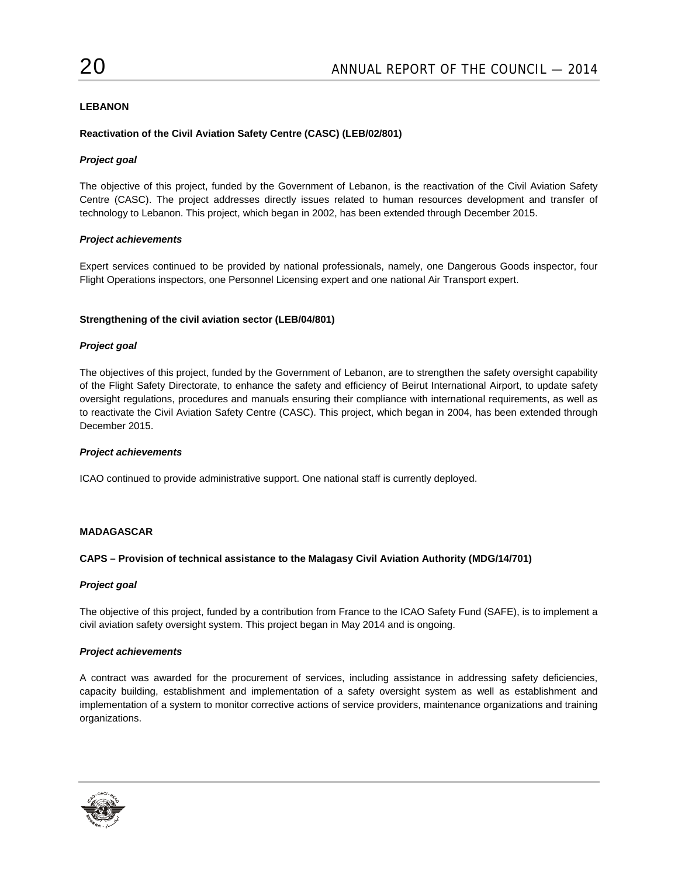## LEBANON

### Reactivation of the Civil Aviation Safety Centre (CASC) (LEB/02/801)

***Project goal***

The objective of this project, funded by the Government of Lebanon, is the reactivation of the Civil Aviation Safety Centre (CASC). The project addresses directly issues related to human resources development and transfer of technology to Lebanon. This project, which began in 2002, has been extended through December 2015.

***Project achievements***

Expert services continued to be provided by national professionals, namely, one Dangerous Goods inspector, four Flight Operations inspectors, one Personnel Licensing expert and one national Air Transport expert.

### Strengthening of the civil aviation sector (LEB/04/801)

***Project goal***

The objectives of this project, funded by the Government of Lebanon, are to strengthen the safety oversight capability of the Flight Safety Directorate, to enhance the safety and efficiency of Beirut International Airport, to update safety oversight regulations, procedures and manuals ensuring their compliance with international requirements, as well as to reactivate the Civil Aviation Safety Centre (CASC). This project, which began in 2004, has been extended through December 2015.

***Project achievements***

ICAO continued to provide administrative support. One national staff is currently deployed.

## MADAGASCAR

### CAPS – Provision of technical assistance to the Malagasy Civil Aviation Authority (MDG/14/701)

***Project goal***

The objective of this project, funded by a contribution from France to the ICAO Safety Fund (SAFE), is to implement a civil aviation safety oversight system. This project began in May 2014 and is ongoing.

***Project achievements***

A contract was awarded for the procurement of services, including assistance in addressing safety deficiencies, capacity building, establishment and implementation of a safety oversight system as well as establishment and implementation of a system to monitor corrective actions of service providers, maintenance organizations and training organizations.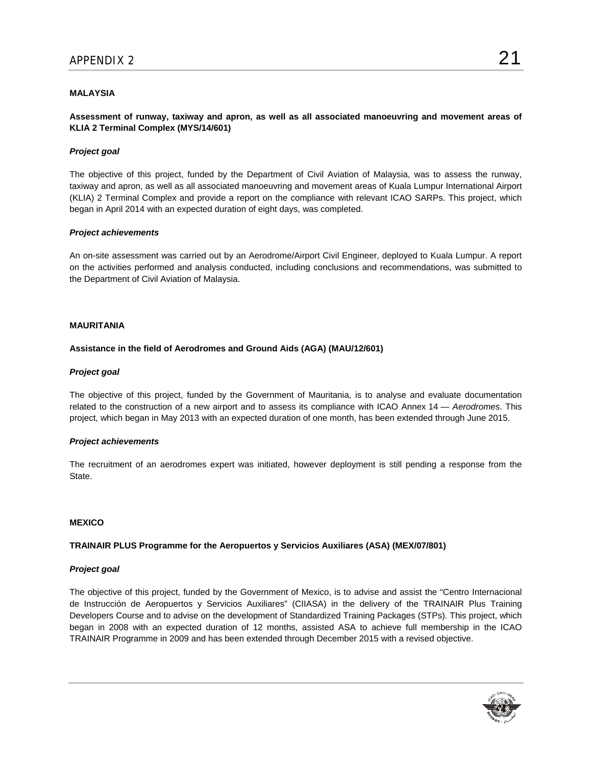**MALAYSIA**

**Assessment of runway, taxiway and apron, as well as all associated manoeuvring and movement areas of KLIA 2 Terminal Complex (MYS/14/601)**

***Project goal***

The objective of this project, funded by the Department of Civil Aviation of Malaysia, was to assess the runway, taxiway and apron, as well as all associated manoeuvring and movement areas of Kuala Lumpur International Airport (KLIA) 2 Terminal Complex and provide a report on the compliance with relevant ICAO SARPs. This project, which began in April 2014 with an expected duration of eight days, was completed.

***Project achievements***

An on-site assessment was carried out by an Aerodrome/Airport Civil Engineer, deployed to Kuala Lumpur. A report on the activities performed and analysis conducted, including conclusions and recommendations, was submitted to the Department of Civil Aviation of Malaysia.

**MAURITANIA**

**Assistance in the field of Aerodromes and Ground Aids (AGA) (MAU/12/601)**

***Project goal***

The objective of this project, funded by the Government of Mauritania, is to analyse and evaluate documentation related to the construction of a new airport and to assess its compliance with ICAO Annex 14 — *Aerodromes*. This project, which began in May 2013 with an expected duration of one month, has been extended through June 2015.

***Project achievements***

The recruitment of an aerodromes expert was initiated, however deployment is still pending a response from the State.

**MEXICO**

**TRAINAIR PLUS Programme for the Aeropuertos y Servicios Auxiliares (ASA) (MEX/07/801)**

***Project goal***

The objective of this project, funded by the Government of Mexico, is to advise and assist the "Centro Internacional de Instrucción de Aeropuertos y Servicios Auxiliares" (CIIASA) in the delivery of the TRAINAIR Plus Training Developers Course and to advise on the development of Standardized Training Packages (STPs). This project, which began in 2008 with an expected duration of 12 months, assisted ASA to achieve full membership in the ICAO TRAINAIR Programme in 2009 and has been extended through December 2015 with a revised objective.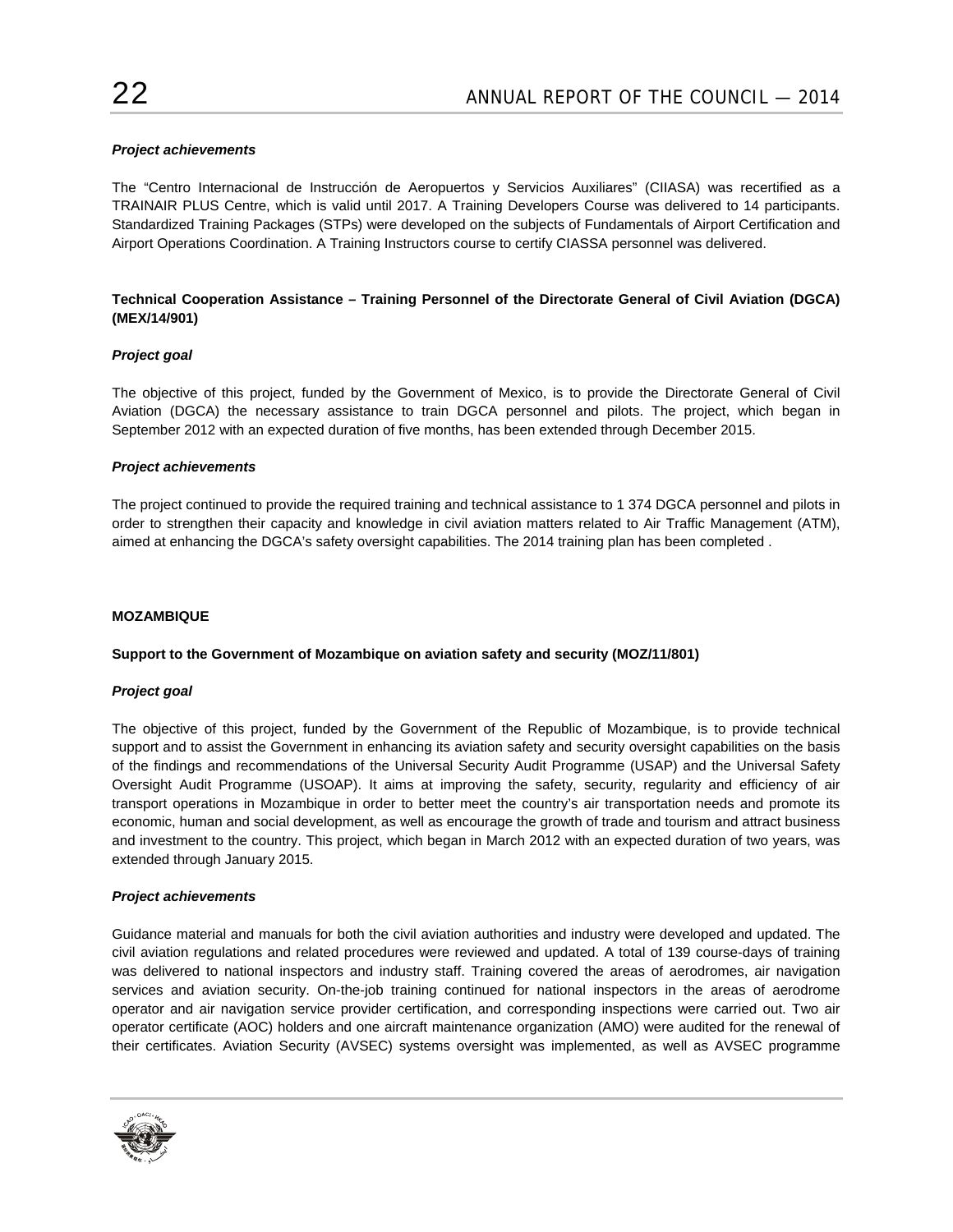***Project achievements***

The "Centro Internacional de Instrucción de Aeropuertos y Servicios Auxiliares" (CIIASA) was recertified as a TRAINAIR PLUS Centre, which is valid until 2017. A Training Developers Course was delivered to 14 participants. Standardized Training Packages (STPs) were developed on the subjects of Fundamentals of Airport Certification and Airport Operations Coordination. A Training Instructors course to certify CIASSA personnel was delivered.

**Technical Cooperation Assistance – Training Personnel of the Directorate General of Civil Aviation (DGCA) (MEX/14/901)**

***Project goal***

The objective of this project, funded by the Government of Mexico, is to provide the Directorate General of Civil Aviation (DGCA) the necessary assistance to train DGCA personnel and pilots. The project, which began in September 2012 with an expected duration of five months, has been extended through December 2015.

***Project achievements***

The project continued to provide the required training and technical assistance to 1 374 DGCA personnel and pilots in order to strengthen their capacity and knowledge in civil aviation matters related to Air Traffic Management (ATM), aimed at enhancing the DGCA's safety oversight capabilities. The 2014 training plan has been completed .

**MOZAMBIQUE**

**Support to the Government of Mozambique on aviation safety and security (MOZ/11/801)**

***Project goal***

The objective of this project, funded by the Government of the Republic of Mozambique, is to provide technical support and to assist the Government in enhancing its aviation safety and security oversight capabilities on the basis of the findings and recommendations of the Universal Security Audit Programme (USAP) and the Universal Safety Oversight Audit Programme (USOAP). It aims at improving the safety, security, regularity and efficiency of air transport operations in Mozambique in order to better meet the country's air transportation needs and promote its economic, human and social development, as well as encourage the growth of trade and tourism and attract business and investment to the country. This project, which began in March 2012 with an expected duration of two years, was extended through January 2015.

***Project achievements***

Guidance material and manuals for both the civil aviation authorities and industry were developed and updated. The civil aviation regulations and related procedures were reviewed and updated. A total of 139 course-days of training was delivered to national inspectors and industry staff. Training covered the areas of aerodromes, air navigation services and aviation security. On-the-job training continued for national inspectors in the areas of aerodrome operator and air navigation service provider certification, and corresponding inspections were carried out. Two air operator certificate (AOC) holders and one aircraft maintenance organization (AMO) were audited for the renewal of their certificates. Aviation Security (AVSEC) systems oversight was implemented, as well as AVSEC programme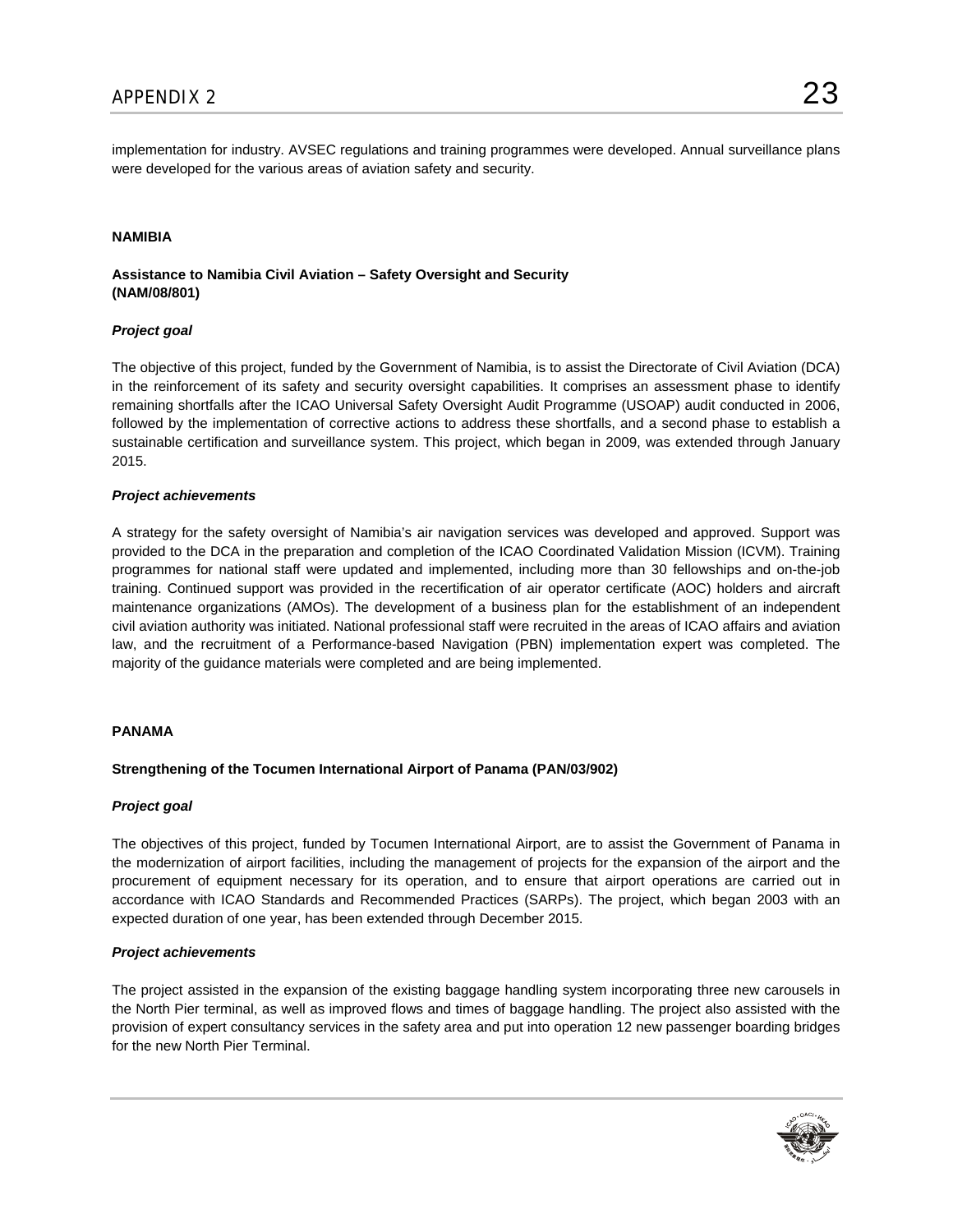implementation for industry. AVSEC regulations and training programmes were developed. Annual surveillance plans were developed for the various areas of aviation safety and security.

## NAMIBIA

### Assistance to Namibia Civil Aviation – Safety Oversight and Security (NAM/08/801)

***Project goal***

The objective of this project, funded by the Government of Namibia, is to assist the Directorate of Civil Aviation (DCA) in the reinforcement of its safety and security oversight capabilities. It comprises an assessment phase to identify remaining shortfalls after the ICAO Universal Safety Oversight Audit Programme (USOAP) audit conducted in 2006, followed by the implementation of corrective actions to address these shortfalls, and a second phase to establish a sustainable certification and surveillance system. This project, which began in 2009, was extended through January 2015.

***Project achievements***

A strategy for the safety oversight of Namibia's air navigation services was developed and approved. Support was provided to the DCA in the preparation and completion of the ICAO Coordinated Validation Mission (ICVM). Training programmes for national staff were updated and implemented, including more than 30 fellowships and on-the-job training. Continued support was provided in the recertification of air operator certificate (AOC) holders and aircraft maintenance organizations (AMOs). The development of a business plan for the establishment of an independent civil aviation authority was initiated. National professional staff were recruited in the areas of ICAO affairs and aviation law, and the recruitment of a Performance-based Navigation (PBN) implementation expert was completed. The majority of the guidance materials were completed and are being implemented.

## PANAMA

### Strengthening of the Tocumen International Airport of Panama (PAN/03/902)

***Project goal***

The objectives of this project, funded by Tocumen International Airport, are to assist the Government of Panama in the modernization of airport facilities, including the management of projects for the expansion of the airport and the procurement of equipment necessary for its operation, and to ensure that airport operations are carried out in accordance with ICAO Standards and Recommended Practices (SARPs). The project, which began 2003 with an expected duration of one year, has been extended through December 2015.

***Project achievements***

The project assisted in the expansion of the existing baggage handling system incorporating three new carousels in the North Pier terminal, as well as improved flows and times of baggage handling. The project also assisted with the provision of expert consultancy services in the safety area and put into operation 12 new passenger boarding bridges for the new North Pier Terminal.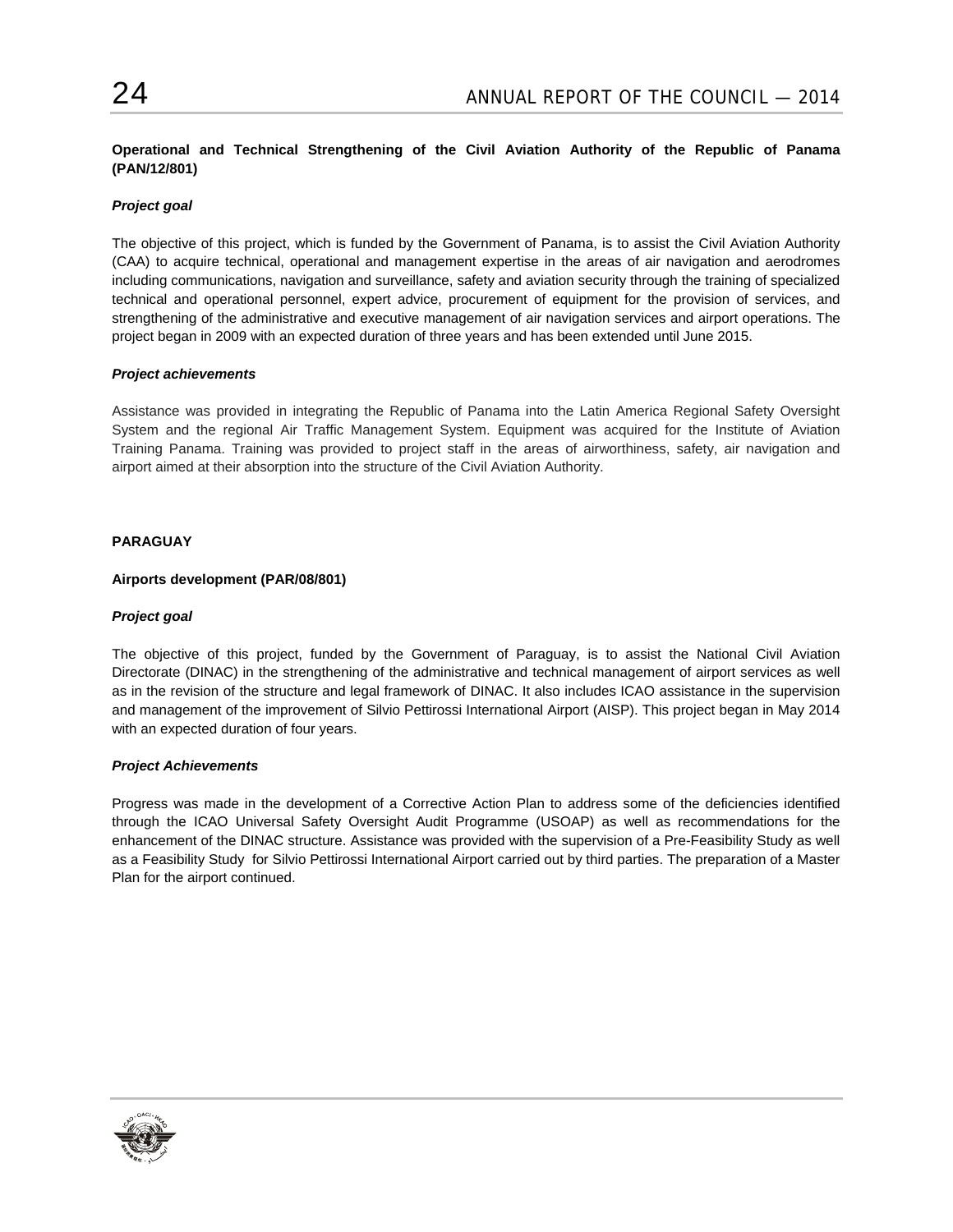**Operational and Technical Strengthening of the Civil Aviation Authority of the Republic of Panama (PAN/12/801)**

***Project goal***

The objective of this project, which is funded by the Government of Panama, is to assist the Civil Aviation Authority (CAA) to acquire technical, operational and management expertise in the areas of air navigation and aerodromes including communications, navigation and surveillance, safety and aviation security through the training of specialized technical and operational personnel, expert advice, procurement of equipment for the provision of services, and strengthening of the administrative and executive management of air navigation services and airport operations. The project began in 2009 with an expected duration of three years and has been extended until June 2015.

***Project achievements***

Assistance was provided in integrating the Republic of Panama into the Latin America Regional Safety Oversight System and the regional Air Traffic Management System. Equipment was acquired for the Institute of Aviation Training Panama. Training was provided to project staff in the areas of airworthiness, safety, air navigation and airport aimed at their absorption into the structure of the Civil Aviation Authority.

**PARAGUAY**

**Airports development (PAR/08/801)**

***Project goal***

The objective of this project, funded by the Government of Paraguay, is to assist the National Civil Aviation Directorate (DINAC) in the strengthening of the administrative and technical management of airport services as well as in the revision of the structure and legal framework of DINAC. It also includes ICAO assistance in the supervision and management of the improvement of Silvio Pettirossi International Airport (AISP). This project began in May 2014 with an expected duration of four years.

***Project Achievements***

Progress was made in the development of a Corrective Action Plan to address some of the deficiencies identified through the ICAO Universal Safety Oversight Audit Programme (USOAP) as well as recommendations for the enhancement of the DINAC structure. Assistance was provided with the supervision of a Pre-Feasibility Study as well as a Feasibility Study for Silvio Pettirossi International Airport carried out by third parties. The preparation of a Master Plan for the airport continued.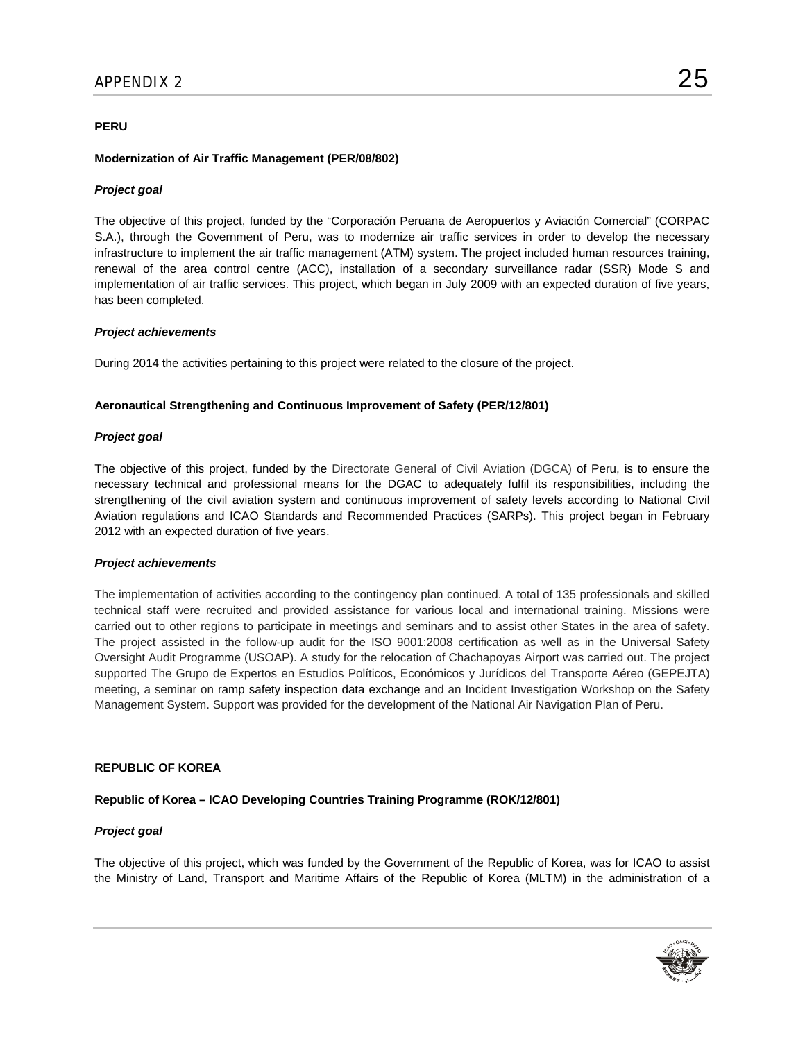**PERU**

**Modernization of Air Traffic Management (PER/08/802)**

***Project goal***

The objective of this project, funded by the "Corporación Peruana de Aeropuertos y Aviación Comercial" (CORPAC S.A.), through the Government of Peru, was to modernize air traffic services in order to develop the necessary infrastructure to implement the air traffic management (ATM) system. The project included human resources training, renewal of the area control centre (ACC), installation of a secondary surveillance radar (SSR) Mode S and implementation of air traffic services. This project, which began in July 2009 with an expected duration of five years, has been completed.

***Project achievements***

During 2014 the activities pertaining to this project were related to the closure of the project.

**Aeronautical Strengthening and Continuous Improvement of Safety (PER/12/801)**

***Project goal***

The objective of this project, funded by the Directorate General of Civil Aviation (DGCA) of Peru, is to ensure the necessary technical and professional means for the DGAC to adequately fulfil its responsibilities, including the strengthening of the civil aviation system and continuous improvement of safety levels according to National Civil Aviation regulations and ICAO Standards and Recommended Practices (SARPs). This project began in February 2012 with an expected duration of five years.

***Project achievements***

The implementation of activities according to the contingency plan continued. A total of 135 professionals and skilled technical staff were recruited and provided assistance for various local and international training. Missions were carried out to other regions to participate in meetings and seminars and to assist other States in the area of safety. The project assisted in the follow-up audit for the ISO 9001:2008 certification as well as in the Universal Safety Oversight Audit Programme (USOAP). A study for the relocation of Chachapoyas Airport was carried out. The project supported The Grupo de Expertos en Estudios Políticos, Económicos y Jurídicos del Transporte Aéreo (GEPEJTA) meeting, a seminar on ramp safety inspection data exchange and an Incident Investigation Workshop on the Safety Management System. Support was provided for the development of the National Air Navigation Plan of Peru.

**REPUBLIC OF KOREA**

**Republic of Korea – ICAO Developing Countries Training Programme (ROK/12/801)**

***Project goal***

The objective of this project, which was funded by the Government of the Republic of Korea, was for ICAO to assist the Ministry of Land, Transport and Maritime Affairs of the Republic of Korea (MLTM) in the administration of a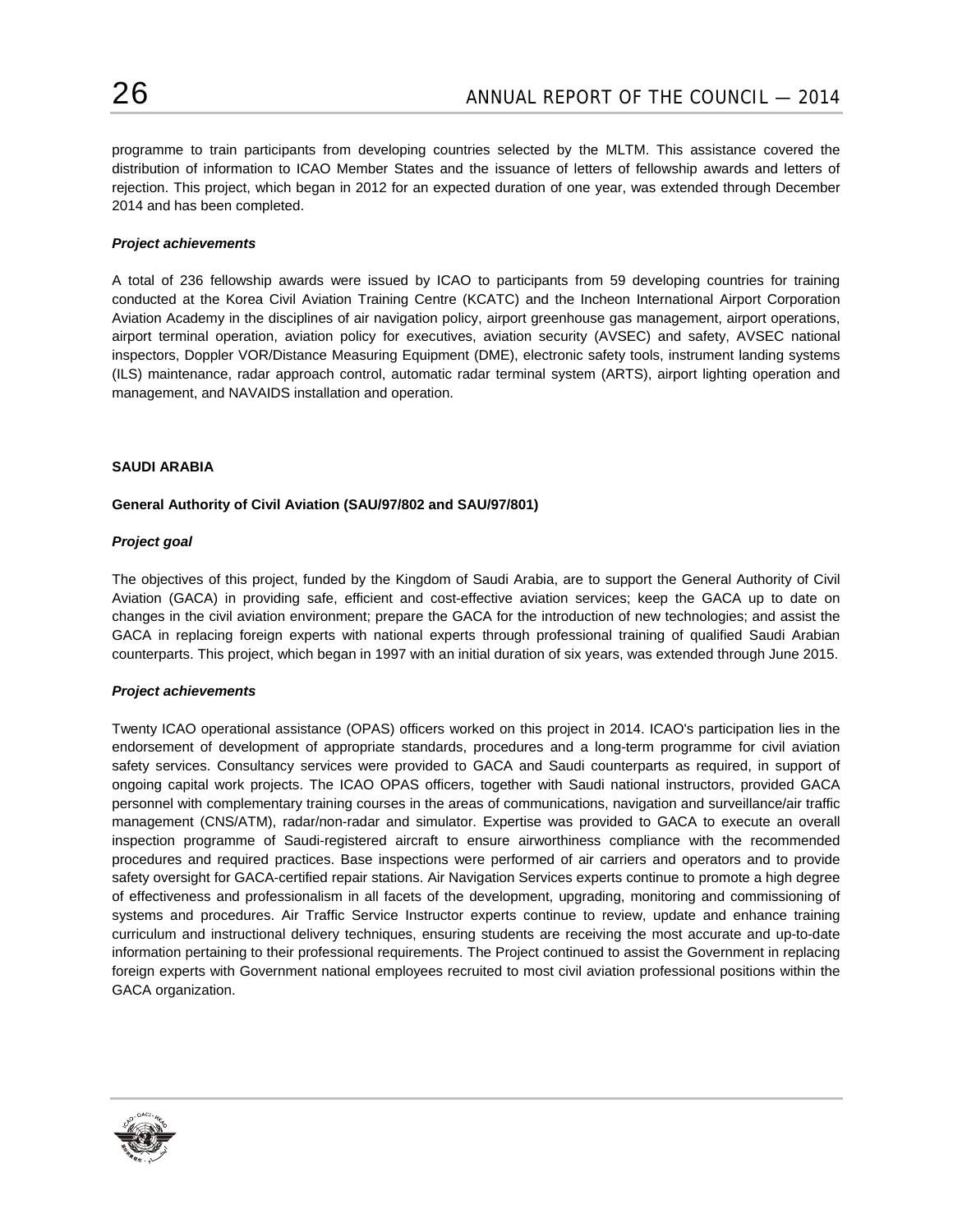programme to train participants from developing countries selected by the MLTM. This assistance covered the distribution of information to ICAO Member States and the issuance of letters of fellowship awards and letters of rejection. This project, which began in 2012 for an expected duration of one year, was extended through December 2014 and has been completed.

***Project achievements***

A total of 236 fellowship awards were issued by ICAO to participants from 59 developing countries for training conducted at the Korea Civil Aviation Training Centre (KCATC) and the Incheon International Airport Corporation Aviation Academy in the disciplines of air navigation policy, airport greenhouse gas management, airport operations, airport terminal operation, aviation policy for executives, aviation security (AVSEC) and safety, AVSEC national inspectors, Doppler VOR/Distance Measuring Equipment (DME), electronic safety tools, instrument landing systems (ILS) maintenance, radar approach control, automatic radar terminal system (ARTS), airport lighting operation and management, and NAVAIDS installation and operation.

**SAUDI ARABIA**

**General Authority of Civil Aviation (SAU/97/802 and SAU/97/801)**

***Project goal***

The objectives of this project, funded by the Kingdom of Saudi Arabia, are to support the General Authority of Civil Aviation (GACA) in providing safe, efficient and cost-effective aviation services; keep the GACA up to date on changes in the civil aviation environment; prepare the GACA for the introduction of new technologies; and assist the GACA in replacing foreign experts with national experts through professional training of qualified Saudi Arabian counterparts. This project, which began in 1997 with an initial duration of six years, was extended through June 2015.

***Project achievements***

Twenty ICAO operational assistance (OPAS) officers worked on this project in 2014. ICAO's participation lies in the endorsement of development of appropriate standards, procedures and a long-term programme for civil aviation safety services. Consultancy services were provided to GACA and Saudi counterparts as required, in support of ongoing capital work projects. The ICAO OPAS officers, together with Saudi national instructors, provided GACA personnel with complementary training courses in the areas of communications, navigation and surveillance/air traffic management (CNS/ATM), radar/non-radar and simulator. Expertise was provided to GACA to execute an overall inspection programme of Saudi-registered aircraft to ensure airworthiness compliance with the recommended procedures and required practices. Base inspections were performed of air carriers and operators and to provide safety oversight for GACA-certified repair stations. Air Navigation Services experts continue to promote a high degree of effectiveness and professionalism in all facets of the development, upgrading, monitoring and commissioning of systems and procedures. Air Traffic Service Instructor experts continue to review, update and enhance training curriculum and instructional delivery techniques, ensuring students are receiving the most accurate and up-to-date information pertaining to their professional requirements. The Project continued to assist the Government in replacing foreign experts with Government national employees recruited to most civil aviation professional positions within the GACA organization.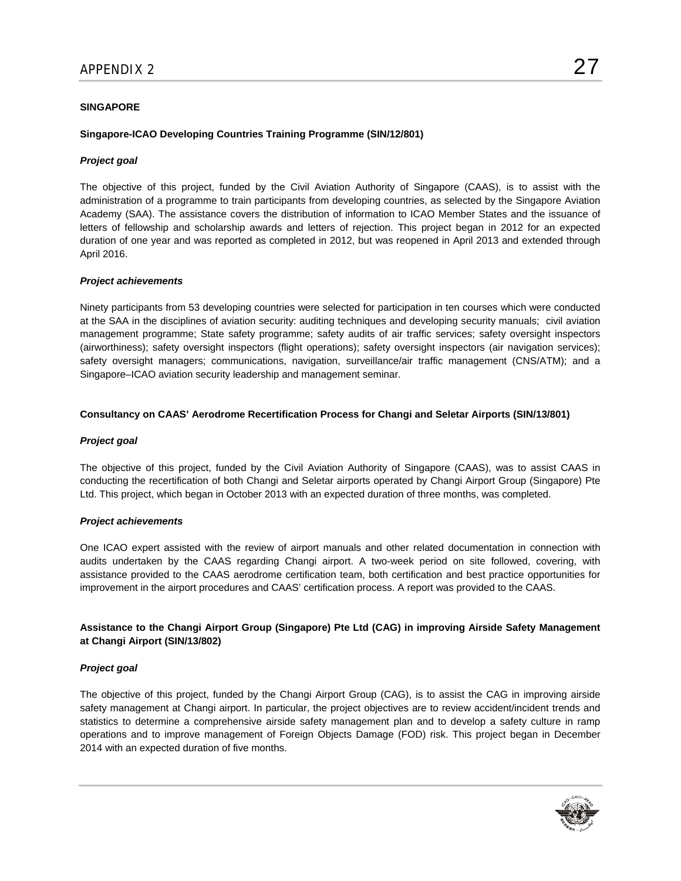## SINGAPORE

### Singapore-ICAO Developing Countries Training Programme (SIN/12/801)

***Project goal***

The objective of this project, funded by the Civil Aviation Authority of Singapore (CAAS), is to assist with the administration of a programme to train participants from developing countries, as selected by the Singapore Aviation Academy (SAA). The assistance covers the distribution of information to ICAO Member States and the issuance of letters of fellowship and scholarship awards and letters of rejection. This project began in 2012 for an expected duration of one year and was reported as completed in 2012, but was reopened in April 2013 and extended through April 2016.

***Project achievements***

Ninety participants from 53 developing countries were selected for participation in ten courses which were conducted at the SAA in the disciplines of aviation security: auditing techniques and developing security manuals; civil aviation management programme; State safety programme; safety audits of air traffic services; safety oversight inspectors (airworthiness); safety oversight inspectors (flight operations); safety oversight inspectors (air navigation services); safety oversight managers; communications, navigation, surveillance/air traffic management (CNS/ATM); and a Singapore–ICAO aviation security leadership and management seminar.

### Consultancy on CAAS' Aerodrome Recertification Process for Changi and Seletar Airports (SIN/13/801)

***Project goal***

The objective of this project, funded by the Civil Aviation Authority of Singapore (CAAS), was to assist CAAS in conducting the recertification of both Changi and Seletar airports operated by Changi Airport Group (Singapore) Pte Ltd. This project, which began in October 2013 with an expected duration of three months, was completed.

***Project achievements***

One ICAO expert assisted with the review of airport manuals and other related documentation in connection with audits undertaken by the CAAS regarding Changi airport. A two-week period on site followed, covering, with assistance provided to the CAAS aerodrome certification team, both certification and best practice opportunities for improvement in the airport procedures and CAAS' certification process. A report was provided to the CAAS.

### Assistance to the Changi Airport Group (Singapore) Pte Ltd (CAG) in improving Airside Safety Management at Changi Airport (SIN/13/802)

***Project goal***

The objective of this project, funded by the Changi Airport Group (CAG), is to assist the CAG in improving airside safety management at Changi airport. In particular, the project objectives are to review accident/incident trends and statistics to determine a comprehensive airside safety management plan and to develop a safety culture in ramp operations and to improve management of Foreign Objects Damage (FOD) risk. This project began in December 2014 with an expected duration of five months.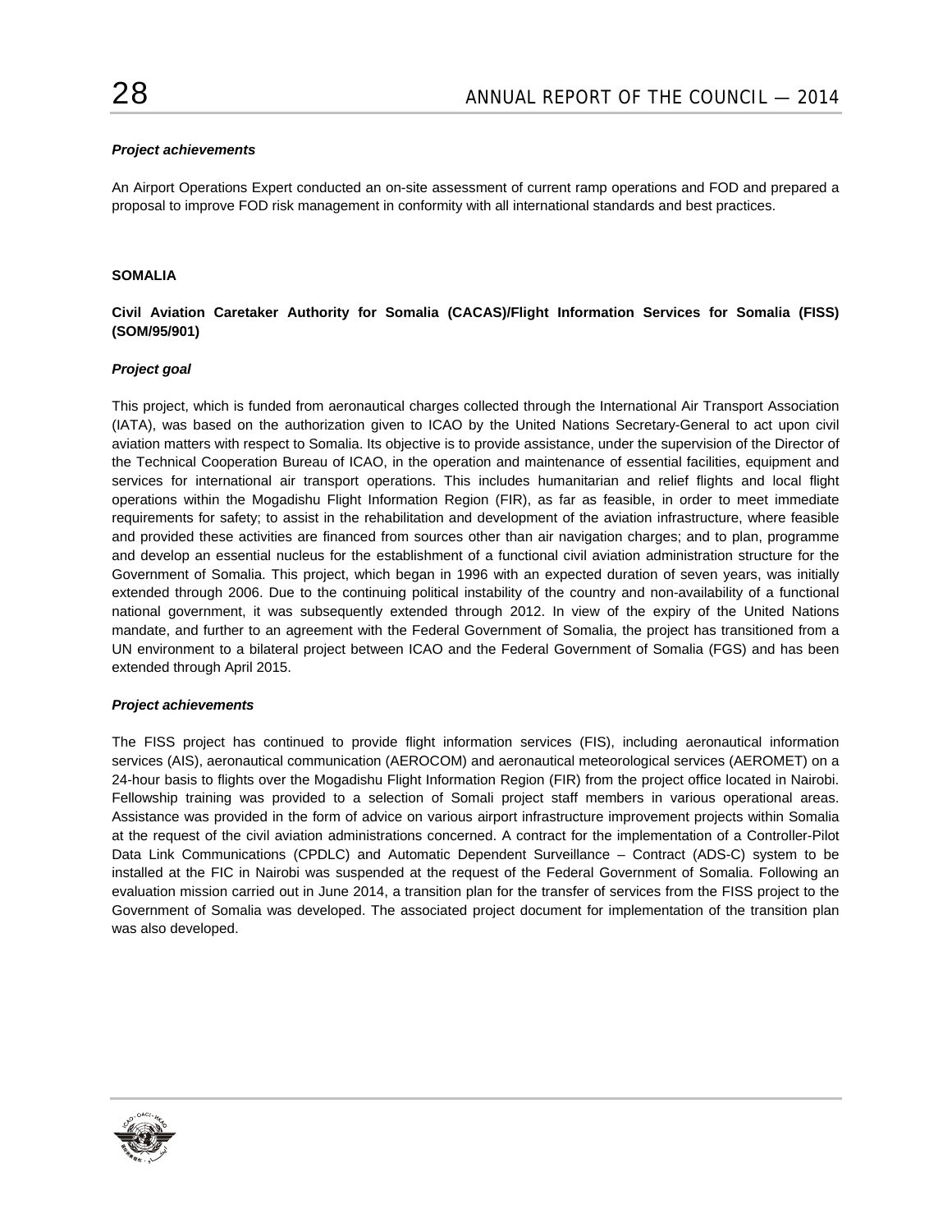***Project achievements***

An Airport Operations Expert conducted an on-site assessment of current ramp operations and FOD and prepared a proposal to improve FOD risk management in conformity with all international standards and best practices.

**SOMALIA**

**Civil Aviation Caretaker Authority for Somalia (CACAS)/Flight Information Services for Somalia (FISS) (SOM/95/901)**

***Project goal***

This project, which is funded from aeronautical charges collected through the International Air Transport Association (IATA), was based on the authorization given to ICAO by the United Nations Secretary-General to act upon civil aviation matters with respect to Somalia. Its objective is to provide assistance, under the supervision of the Director of the Technical Cooperation Bureau of ICAO, in the operation and maintenance of essential facilities, equipment and services for international air transport operations. This includes humanitarian and relief flights and local flight operations within the Mogadishu Flight Information Region (FIR), as far as feasible, in order to meet immediate requirements for safety; to assist in the rehabilitation and development of the aviation infrastructure, where feasible and provided these activities are financed from sources other than air navigation charges; and to plan, programme and develop an essential nucleus for the establishment of a functional civil aviation administration structure for the Government of Somalia. This project, which began in 1996 with an expected duration of seven years, was initially extended through 2006. Due to the continuing political instability of the country and non-availability of a functional national government, it was subsequently extended through 2012. In view of the expiry of the United Nations mandate, and further to an agreement with the Federal Government of Somalia, the project has transitioned from a UN environment to a bilateral project between ICAO and the Federal Government of Somalia (FGS) and has been extended through April 2015.

***Project achievements***

The FISS project has continued to provide flight information services (FIS), including aeronautical information services (AIS), aeronautical communication (AEROCOM) and aeronautical meteorological services (AEROMET) on a 24-hour basis to flights over the Mogadishu Flight Information Region (FIR) from the project office located in Nairobi. Fellowship training was provided to a selection of Somali project staff members in various operational areas. Assistance was provided in the form of advice on various airport infrastructure improvement projects within Somalia at the request of the civil aviation administrations concerned. A contract for the implementation of a Controller-Pilot Data Link Communications (CPDLC) and Automatic Dependent Surveillance – Contract (ADS-C) system to be installed at the FIC in Nairobi was suspended at the request of the Federal Government of Somalia. Following an evaluation mission carried out in June 2014, a transition plan for the transfer of services from the FISS project to the Government of Somalia was developed. The associated project document for implementation of the transition plan was also developed.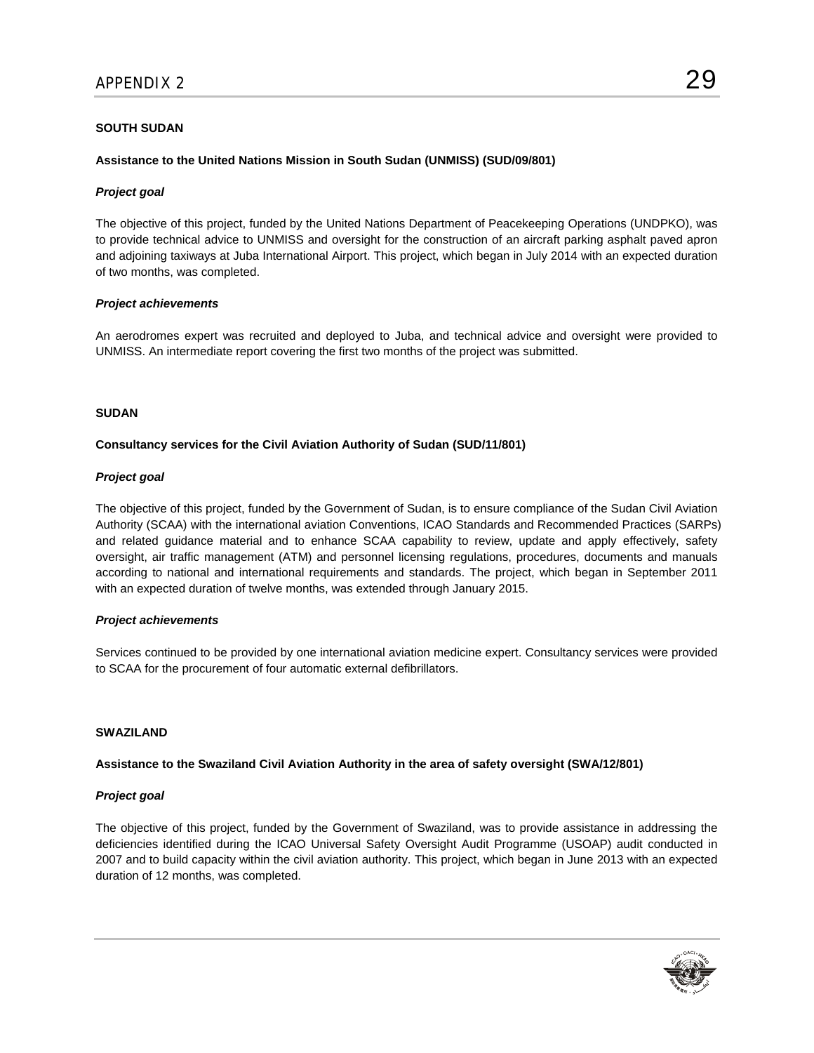## SOUTH SUDAN

### Assistance to the United Nations Mission in South Sudan (UNMISS) (SUD/09/801)

***Project goal***

The objective of this project, funded by the United Nations Department of Peacekeeping Operations (UNDPKO), was to provide technical advice to UNMISS and oversight for the construction of an aircraft parking asphalt paved apron and adjoining taxiways at Juba International Airport. This project, which began in July 2014 with an expected duration of two months, was completed.

***Project achievements***

An aerodromes expert was recruited and deployed to Juba, and technical advice and oversight were provided to UNMISS. An intermediate report covering the first two months of the project was submitted.

## SUDAN

### Consultancy services for the Civil Aviation Authority of Sudan (SUD/11/801)

***Project goal***

The objective of this project, funded by the Government of Sudan, is to ensure compliance of the Sudan Civil Aviation Authority (SCAA) with the international aviation Conventions, ICAO Standards and Recommended Practices (SARPs) and related guidance material and to enhance SCAA capability to review, update and apply effectively, safety oversight, air traffic management (ATM) and personnel licensing regulations, procedures, documents and manuals according to national and international requirements and standards. The project, which began in September 2011 with an expected duration of twelve months, was extended through January 2015.

***Project achievements***

Services continued to be provided by one international aviation medicine expert. Consultancy services were provided to SCAA for the procurement of four automatic external defibrillators.

## SWAZILAND

### Assistance to the Swaziland Civil Aviation Authority in the area of safety oversight (SWA/12/801)

***Project goal***

The objective of this project, funded by the Government of Swaziland, was to provide assistance in addressing the deficiencies identified during the ICAO Universal Safety Oversight Audit Programme (USOAP) audit conducted in 2007 and to build capacity within the civil aviation authority. This project, which began in June 2013 with an expected duration of 12 months, was completed.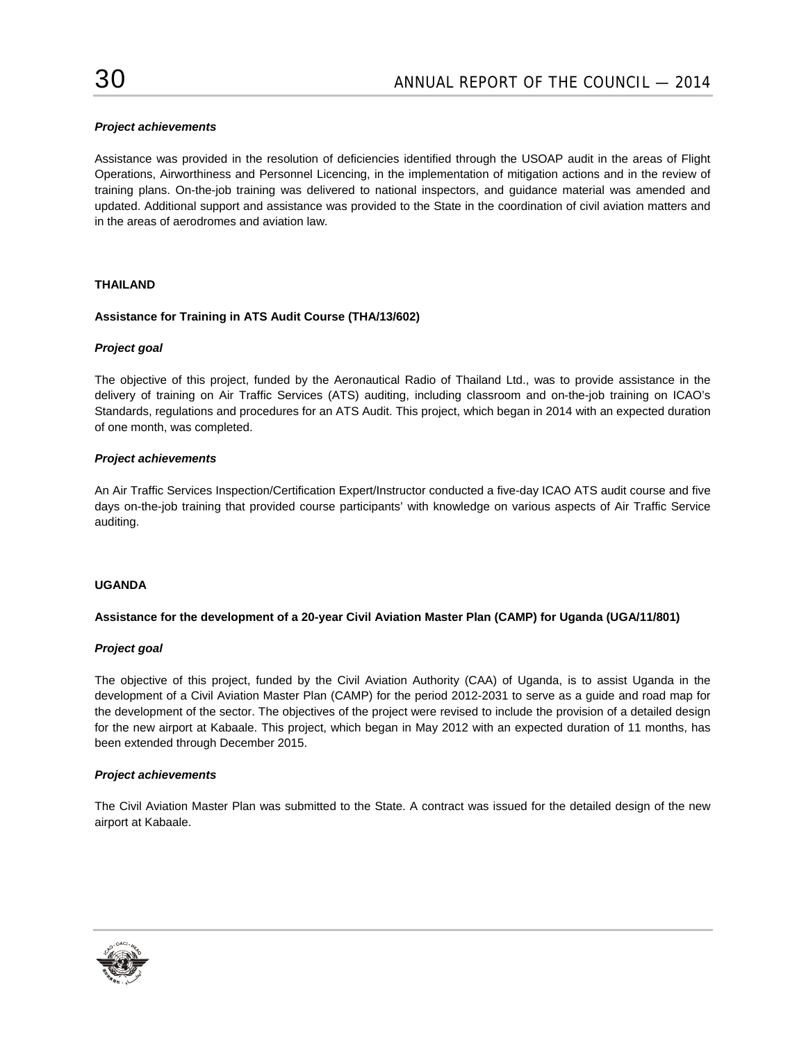***Project achievements***

Assistance was provided in the resolution of deficiencies identified through the USOAP audit in the areas of Flight Operations, Airworthiness and Personnel Licencing, in the implementation of mitigation actions and in the review of training plans. On-the-job training was delivered to national inspectors, and guidance material was amended and updated. Additional support and assistance was provided to the State in the coordination of civil aviation matters and in the areas of aerodromes and aviation law.

## THAILAND

### Assistance for Training in ATS Audit Course (THA/13/602)

***Project goal***

The objective of this project, funded by the Aeronautical Radio of Thailand Ltd., was to provide assistance in the delivery of training on Air Traffic Services (ATS) auditing, including classroom and on-the-job training on ICAO's Standards, regulations and procedures for an ATS Audit. This project, which began in 2014 with an expected duration of one month, was completed.

***Project achievements***

An Air Traffic Services Inspection/Certification Expert/Instructor conducted a five-day ICAO ATS audit course and five days on-the-job training that provided course participants' with knowledge on various aspects of Air Traffic Service auditing.

## UGANDA

### Assistance for the development of a 20-year Civil Aviation Master Plan (CAMP) for Uganda (UGA/11/801)

***Project goal***

The objective of this project, funded by the Civil Aviation Authority (CAA) of Uganda, is to assist Uganda in the development of a Civil Aviation Master Plan (CAMP) for the period 2012-2031 to serve as a guide and road map for the development of the sector. The objectives of the project were revised to include the provision of a detailed design for the new airport at Kabaale. This project, which began in May 2012 with an expected duration of 11 months, has been extended through December 2015.

***Project achievements***

The Civil Aviation Master Plan was submitted to the State. A contract was issued for the detailed design of the new airport at Kabaale.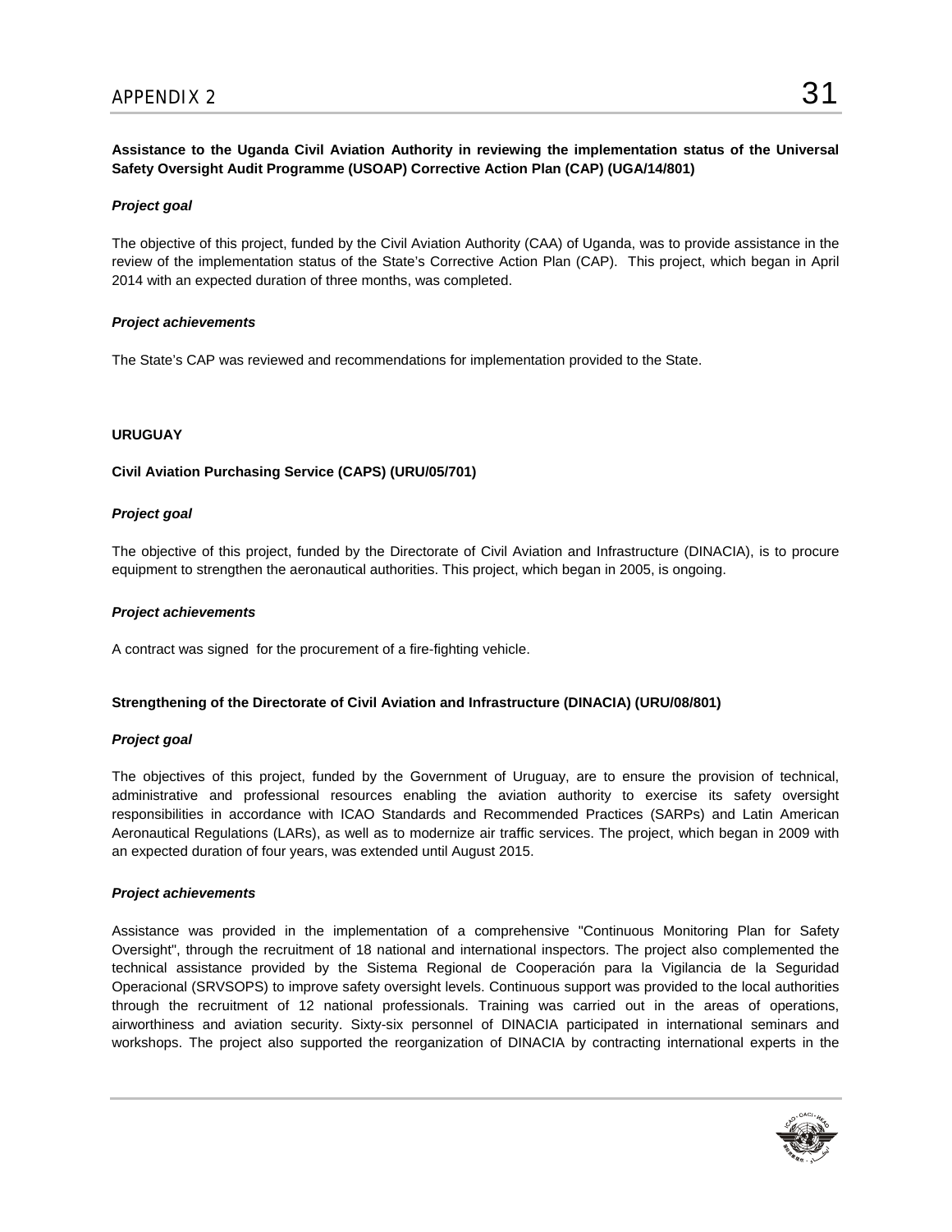**Assistance to the Uganda Civil Aviation Authority in reviewing the implementation status of the Universal Safety Oversight Audit Programme (USOAP) Corrective Action Plan (CAP) (UGA/14/801)**

***Project goal***

The objective of this project, funded by the Civil Aviation Authority (CAA) of Uganda, was to provide assistance in the review of the implementation status of the State's Corrective Action Plan (CAP). This project, which began in April 2014 with an expected duration of three months, was completed.

***Project achievements***

The State's CAP was reviewed and recommendations for implementation provided to the State.

## URUGUAY

**Civil Aviation Purchasing Service (CAPS) (URU/05/701)**

***Project goal***

The objective of this project, funded by the Directorate of Civil Aviation and Infrastructure (DINACIA), is to procure equipment to strengthen the aeronautical authorities. This project, which began in 2005, is ongoing.

***Project achievements***

A contract was signed for the procurement of a fire-fighting vehicle.

**Strengthening of the Directorate of Civil Aviation and Infrastructure (DINACIA) (URU/08/801)**

***Project goal***

The objectives of this project, funded by the Government of Uruguay, are to ensure the provision of technical, administrative and professional resources enabling the aviation authority to exercise its safety oversight responsibilities in accordance with ICAO Standards and Recommended Practices (SARPs) and Latin American Aeronautical Regulations (LARs), as well as to modernize air traffic services. The project, which began in 2009 with an expected duration of four years, was extended until August 2015.

***Project achievements***

Assistance was provided in the implementation of a comprehensive "Continuous Monitoring Plan for Safety Oversight", through the recruitment of 18 national and international inspectors. The project also complemented the technical assistance provided by the Sistema Regional de Cooperación para la Vigilancia de la Seguridad Operacional (SRVSOPS) to improve safety oversight levels. Continuous support was provided to the local authorities through the recruitment of 12 national professionals. Training was carried out in the areas of operations, airworthiness and aviation security. Sixty-six personnel of DINACIA participated in international seminars and workshops. The project also supported the reorganization of DINACIA by contracting international experts in the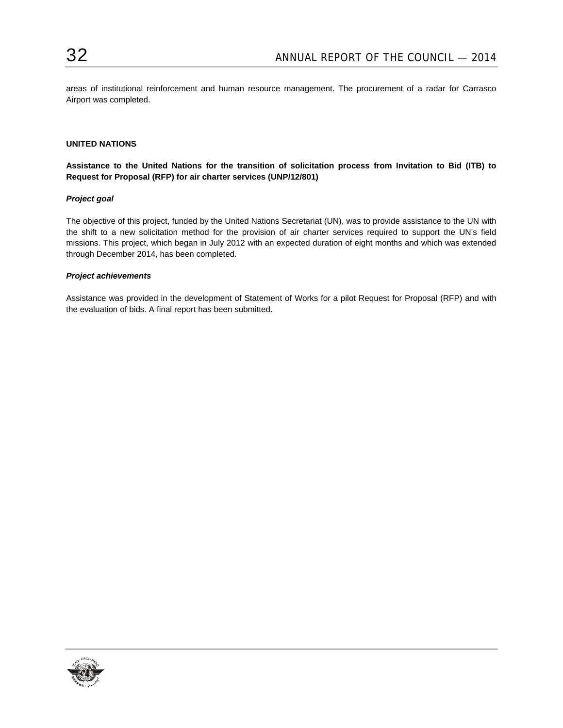areas of institutional reinforcement and human resource management. The procurement of a radar for Carrasco Airport was completed.

## UNITED NATIONS

### Assistance to the United Nations for the transition of solicitation process from Invitation to Bid (ITB) to Request for Proposal (RFP) for air charter services (UNP/12/801)

***Project goal***

The objective of this project, funded by the United Nations Secretariat (UN), was to provide assistance to the UN with the shift to a new solicitation method for the provision of air charter services required to support the UN's field missions. This project, which began in July 2012 with an expected duration of eight months and which was extended through December 2014, has been completed.

***Project achievements***

Assistance was provided in the development of Statement of Works for a pilot Request for Proposal (RFP) and with the evaluation of bids. A final report has been submitted.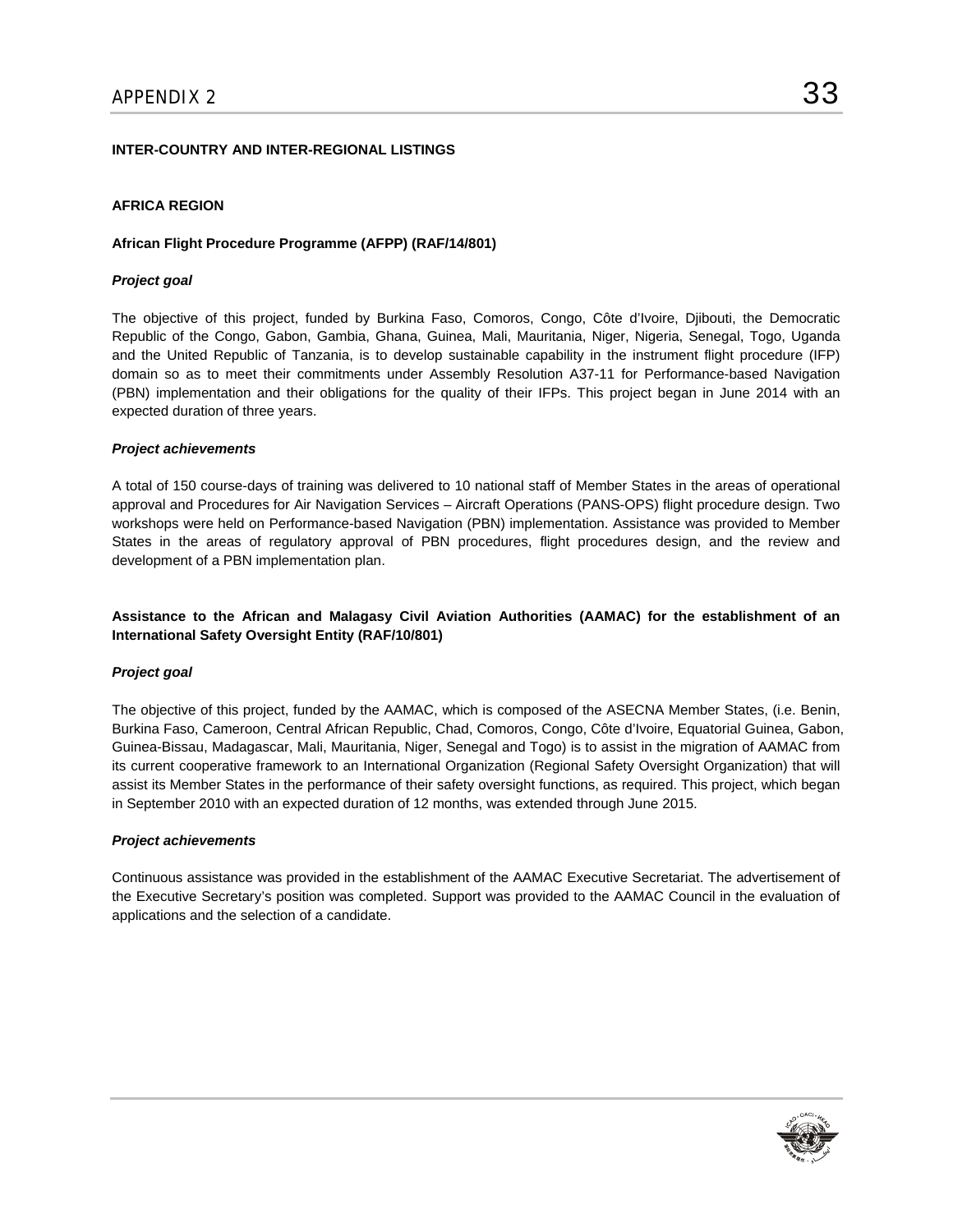## INTER-COUNTRY AND INTER-REGIONAL LISTINGS

### AFRICA REGION

#### African Flight Procedure Programme (AFPP) (RAF/14/801)

***Project goal***

The objective of this project, funded by Burkina Faso, Comoros, Congo, Côte d'Ivoire, Djibouti, the Democratic Republic of the Congo, Gabon, Gambia, Ghana, Guinea, Mali, Mauritania, Niger, Nigeria, Senegal, Togo, Uganda and the United Republic of Tanzania, is to develop sustainable capability in the instrument flight procedure (IFP) domain so as to meet their commitments under Assembly Resolution A37-11 for Performance-based Navigation (PBN) implementation and their obligations for the quality of their IFPs. This project began in June 2014 with an expected duration of three years.

***Project achievements***

A total of 150 course-days of training was delivered to 10 national staff of Member States in the areas of operational approval and Procedures for Air Navigation Services – Aircraft Operations (PANS-OPS) flight procedure design. Two workshops were held on Performance-based Navigation (PBN) implementation. Assistance was provided to Member States in the areas of regulatory approval of PBN procedures, flight procedures design, and the review and development of a PBN implementation plan.

#### Assistance to the African and Malagasy Civil Aviation Authorities (AAMAC) for the establishment of an International Safety Oversight Entity (RAF/10/801)

***Project goal***

The objective of this project, funded by the AAMAC, which is composed of the ASECNA Member States, (i.e. Benin, Burkina Faso, Cameroon, Central African Republic, Chad, Comoros, Congo, Côte d'Ivoire, Equatorial Guinea, Gabon, Guinea-Bissau, Madagascar, Mali, Mauritania, Niger, Senegal and Togo) is to assist in the migration of AAMAC from its current cooperative framework to an International Organization (Regional Safety Oversight Organization) that will assist its Member States in the performance of their safety oversight functions, as required. This project, which began in September 2010 with an expected duration of 12 months, was extended through June 2015.

***Project achievements***

Continuous assistance was provided in the establishment of the AAMAC Executive Secretariat. The advertisement of the Executive Secretary's position was completed. Support was provided to the AAMAC Council in the evaluation of applications and the selection of a candidate.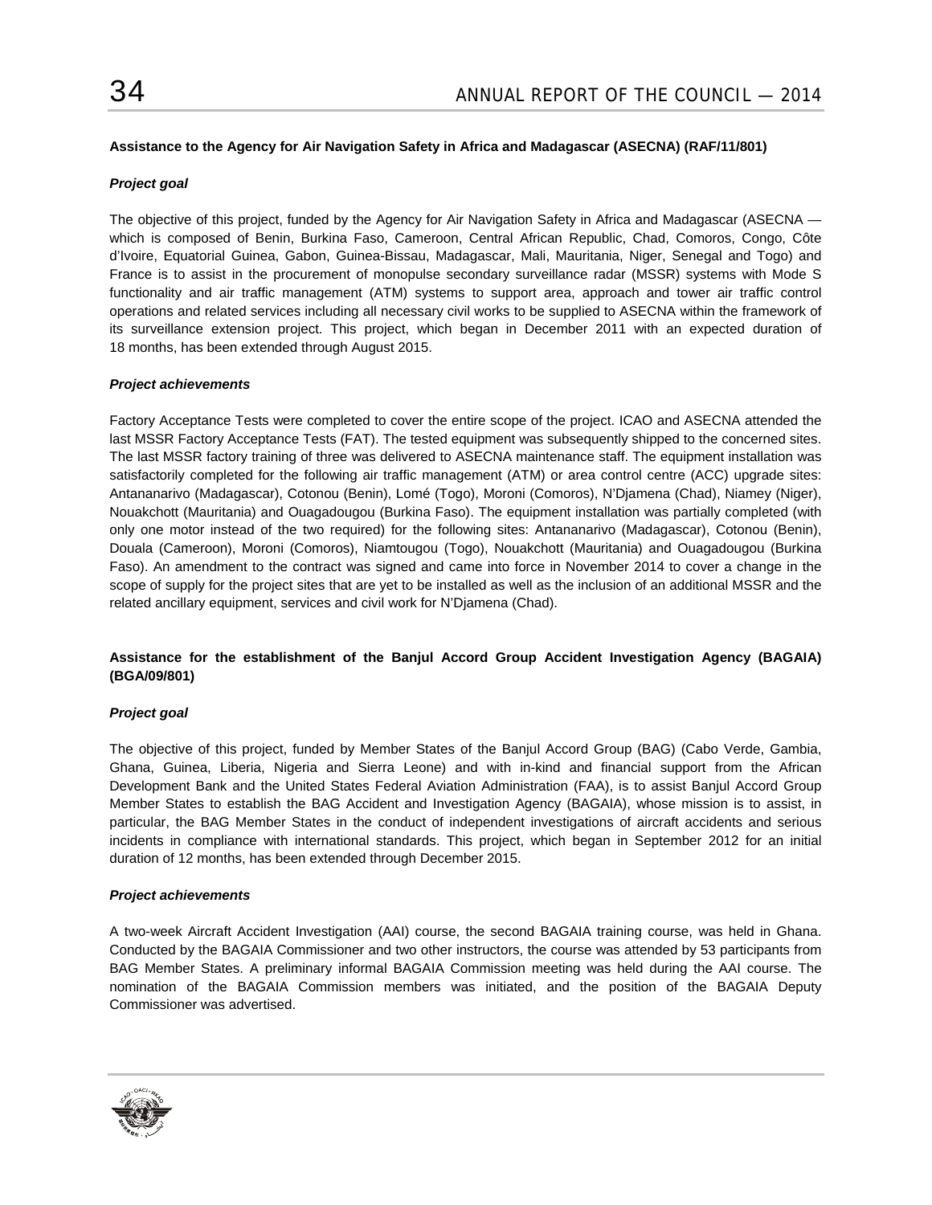**Assistance to the Agency for Air Navigation Safety in Africa and Madagascar (ASECNA) (RAF/11/801)**

***Project goal***

The objective of this project, funded by the Agency for Air Navigation Safety in Africa and Madagascar (ASECNA — which is composed of Benin, Burkina Faso, Cameroon, Central African Republic, Chad, Comoros, Congo, Côte d'Ivoire, Equatorial Guinea, Gabon, Guinea-Bissau, Madagascar, Mali, Mauritania, Niger, Senegal and Togo) and France is to assist in the procurement of monopulse secondary surveillance radar (MSSR) systems with Mode S functionality and air traffic management (ATM) systems to support area, approach and tower air traffic control operations and related services including all necessary civil works to be supplied to ASECNA within the framework of its surveillance extension project. This project, which began in December 2011 with an expected duration of 18 months, has been extended through August 2015.

***Project achievements***

Factory Acceptance Tests were completed to cover the entire scope of the project. ICAO and ASECNA attended the last MSSR Factory Acceptance Tests (FAT). The tested equipment was subsequently shipped to the concerned sites. The last MSSR factory training of three was delivered to ASECNA maintenance staff. The equipment installation was satisfactorily completed for the following air traffic management (ATM) or area control centre (ACC) upgrade sites: Antananarivo (Madagascar), Cotonou (Benin), Lomé (Togo), Moroni (Comoros), N'Djamena (Chad), Niamey (Niger), Nouakchott (Mauritania) and Ouagadougou (Burkina Faso). The equipment installation was partially completed (with only one motor instead of the two required) for the following sites: Antananarivo (Madagascar), Cotonou (Benin), Douala (Cameroon), Moroni (Comoros), Niamtougou (Togo), Nouakchott (Mauritania) and Ouagadougou (Burkina Faso). An amendment to the contract was signed and came into force in November 2014 to cover a change in the scope of supply for the project sites that are yet to be installed as well as the inclusion of an additional MSSR and the related ancillary equipment, services and civil work for N'Djamena (Chad).

**Assistance for the establishment of the Banjul Accord Group Accident Investigation Agency (BAGAIA) (BGA/09/801)**

***Project goal***

The objective of this project, funded by Member States of the Banjul Accord Group (BAG) (Cabo Verde, Gambia, Ghana, Guinea, Liberia, Nigeria and Sierra Leone) and with in-kind and financial support from the African Development Bank and the United States Federal Aviation Administration (FAA), is to assist Banjul Accord Group Member States to establish the BAG Accident and Investigation Agency (BAGAIA), whose mission is to assist, in particular, the BAG Member States in the conduct of independent investigations of aircraft accidents and serious incidents in compliance with international standards. This project, which began in September 2012 for an initial duration of 12 months, has been extended through December 2015.

***Project achievements***

A two-week Aircraft Accident Investigation (AAI) course, the second BAGAIA training course, was held in Ghana. Conducted by the BAGAIA Commissioner and two other instructors, the course was attended by 53 participants from BAG Member States. A preliminary informal BAGAIA Commission meeting was held during the AAI course. The nomination of the BAGAIA Commission members was initiated, and the position of the BAGAIA Deputy Commissioner was advertised.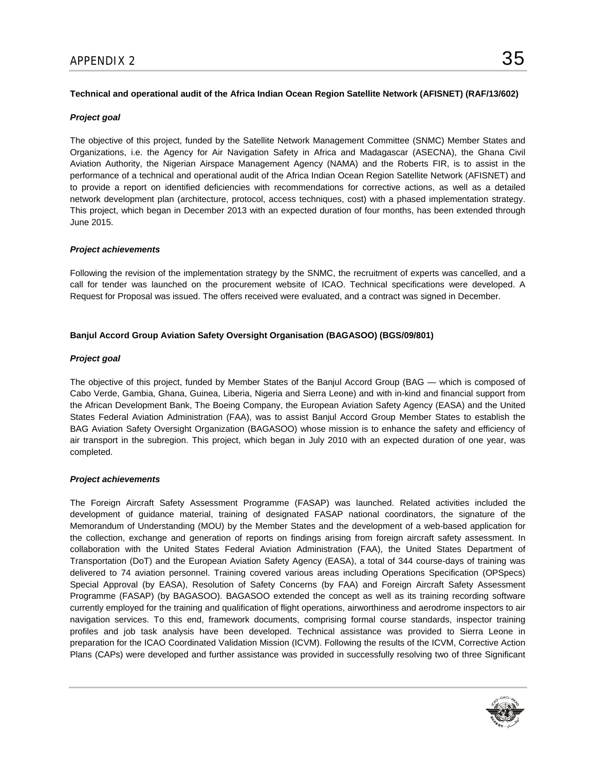**Technical and operational audit of the Africa Indian Ocean Region Satellite Network (AFISNET) (RAF/13/602)**

***Project goal***

The objective of this project, funded by the Satellite Network Management Committee (SNMC) Member States and Organizations, i.e. the Agency for Air Navigation Safety in Africa and Madagascar (ASECNA), the Ghana Civil Aviation Authority, the Nigerian Airspace Management Agency (NAMA) and the Roberts FIR, is to assist in the performance of a technical and operational audit of the Africa Indian Ocean Region Satellite Network (AFISNET) and to provide a report on identified deficiencies with recommendations for corrective actions, as well as a detailed network development plan (architecture, protocol, access techniques, cost) with a phased implementation strategy. This project, which began in December 2013 with an expected duration of four months, has been extended through June 2015.

***Project achievements***

Following the revision of the implementation strategy by the SNMC, the recruitment of experts was cancelled, and a call for tender was launched on the procurement website of ICAO. Technical specifications were developed. A Request for Proposal was issued. The offers received were evaluated, and a contract was signed in December.

**Banjul Accord Group Aviation Safety Oversight Organisation (BAGASOO) (BGS/09/801)**

***Project goal***

The objective of this project, funded by Member States of the Banjul Accord Group (BAG — which is composed of Cabo Verde, Gambia, Ghana, Guinea, Liberia, Nigeria and Sierra Leone) and with in-kind and financial support from the African Development Bank, The Boeing Company, the European Aviation Safety Agency (EASA) and the United States Federal Aviation Administration (FAA), was to assist Banjul Accord Group Member States to establish the BAG Aviation Safety Oversight Organization (BAGASOO) whose mission is to enhance the safety and efficiency of air transport in the subregion. This project, which began in July 2010 with an expected duration of one year, was completed.

***Project achievements***

The Foreign Aircraft Safety Assessment Programme (FASAP) was launched. Related activities included the development of guidance material, training of designated FASAP national coordinators, the signature of the Memorandum of Understanding (MOU) by the Member States and the development of a web-based application for the collection, exchange and generation of reports on findings arising from foreign aircraft safety assessment. In collaboration with the United States Federal Aviation Administration (FAA), the United States Department of Transportation (DoT) and the European Aviation Safety Agency (EASA), a total of 344 course-days of training was delivered to 74 aviation personnel. Training covered various areas including Operations Specification (OPSpecs) Special Approval (by EASA), Resolution of Safety Concerns (by FAA) and Foreign Aircraft Safety Assessment Programme (FASAP) (by BAGASOO). BAGASOO extended the concept as well as its training recording software currently employed for the training and qualification of flight operations, airworthiness and aerodrome inspectors to air navigation services. To this end, framework documents, comprising formal course standards, inspector training profiles and job task analysis have been developed. Technical assistance was provided to Sierra Leone in preparation for the ICAO Coordinated Validation Mission (ICVM). Following the results of the ICVM, Corrective Action Plans (CAPs) were developed and further assistance was provided in successfully resolving two of three Significant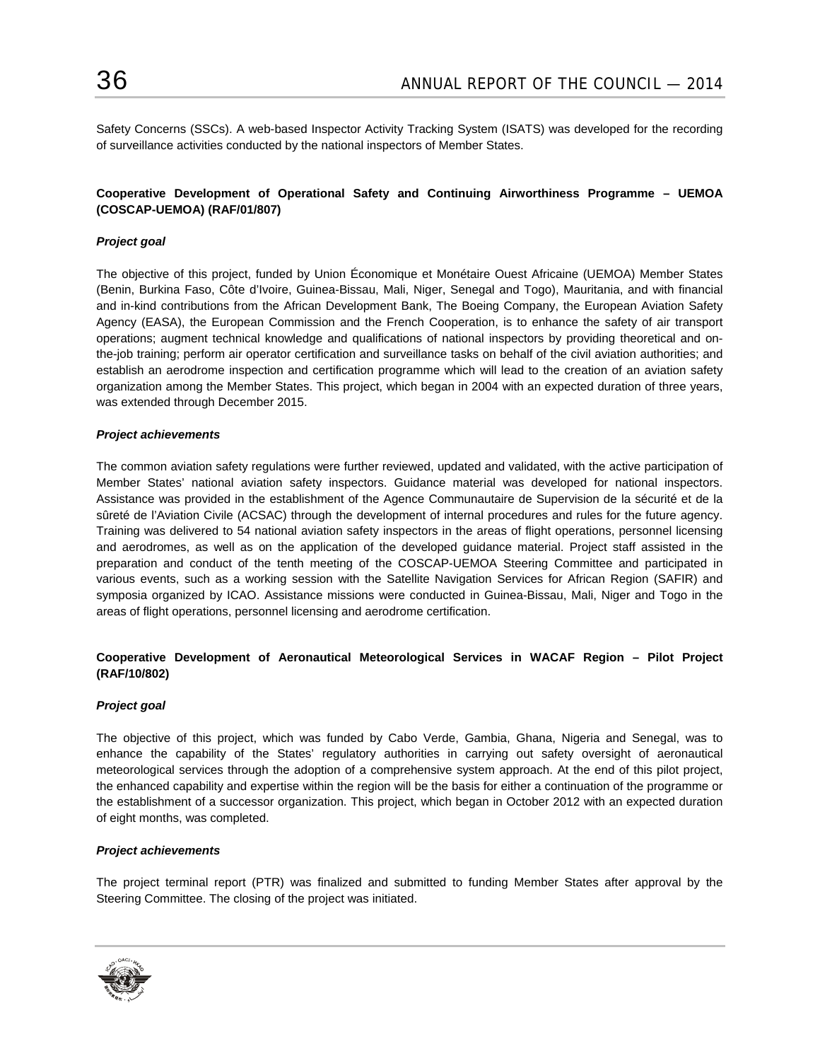Safety Concerns (SSCs). A web-based Inspector Activity Tracking System (ISATS) was developed for the recording of surveillance activities conducted by the national inspectors of Member States.

**Cooperative Development of Operational Safety and Continuing Airworthiness Programme – UEMOA (COSCAP-UEMOA) (RAF/01/807)**

***Project goal***

The objective of this project, funded by Union Économique et Monétaire Ouest Africaine (UEMOA) Member States (Benin, Burkina Faso, Côte d'Ivoire, Guinea-Bissau, Mali, Niger, Senegal and Togo), Mauritania, and with financial and in-kind contributions from the African Development Bank, The Boeing Company, the European Aviation Safety Agency (EASA), the European Commission and the French Cooperation, is to enhance the safety of air transport operations; augment technical knowledge and qualifications of national inspectors by providing theoretical and on-the-job training; perform air operator certification and surveillance tasks on behalf of the civil aviation authorities; and establish an aerodrome inspection and certification programme which will lead to the creation of an aviation safety organization among the Member States. This project, which began in 2004 with an expected duration of three years, was extended through December 2015.

***Project achievements***

The common aviation safety regulations were further reviewed, updated and validated, with the active participation of Member States' national aviation safety inspectors. Guidance material was developed for national inspectors. Assistance was provided in the establishment of the Agence Communautaire de Supervision de la sécurité et de la sûreté de l'Aviation Civile (ACSAC) through the development of internal procedures and rules for the future agency. Training was delivered to 54 national aviation safety inspectors in the areas of flight operations, personnel licensing and aerodromes, as well as on the application of the developed guidance material. Project staff assisted in the preparation and conduct of the tenth meeting of the COSCAP-UEMOA Steering Committee and participated in various events, such as a working session with the Satellite Navigation Services for African Region (SAFIR) and symposia organized by ICAO. Assistance missions were conducted in Guinea-Bissau, Mali, Niger and Togo in the areas of flight operations, personnel licensing and aerodrome certification.

**Cooperative Development of Aeronautical Meteorological Services in WACAF Region – Pilot Project (RAF/10/802)**

***Project goal***

The objective of this project, which was funded by Cabo Verde, Gambia, Ghana, Nigeria and Senegal, was to enhance the capability of the States' regulatory authorities in carrying out safety oversight of aeronautical meteorological services through the adoption of a comprehensive system approach. At the end of this pilot project, the enhanced capability and expertise within the region will be the basis for either a continuation of the programme or the establishment of a successor organization. This project, which began in October 2012 with an expected duration of eight months, was completed.

***Project achievements***

The project terminal report (PTR) was finalized and submitted to funding Member States after approval by the Steering Committee. The closing of the project was initiated.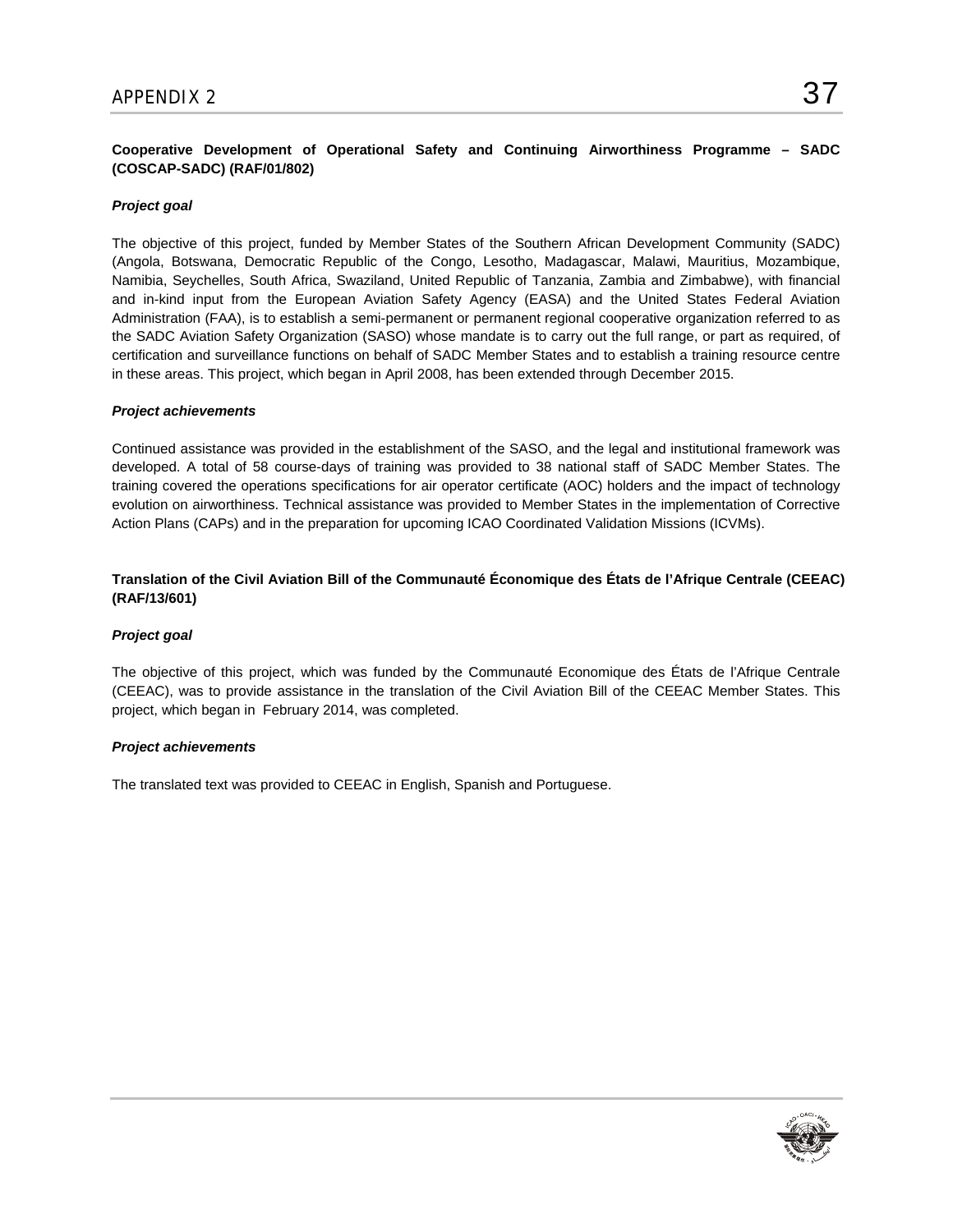**Cooperative Development of Operational Safety and Continuing Airworthiness Programme – SADC (COSCAP-SADC) (RAF/01/802)**

***Project goal***

The objective of this project, funded by Member States of the Southern African Development Community (SADC) (Angola, Botswana, Democratic Republic of the Congo, Lesotho, Madagascar, Malawi, Mauritius, Mozambique, Namibia, Seychelles, South Africa, Swaziland, United Republic of Tanzania, Zambia and Zimbabwe), with financial and in-kind input from the European Aviation Safety Agency (EASA) and the United States Federal Aviation Administration (FAA), is to establish a semi-permanent or permanent regional cooperative organization referred to as the SADC Aviation Safety Organization (SASO) whose mandate is to carry out the full range, or part as required, of certification and surveillance functions on behalf of SADC Member States and to establish a training resource centre in these areas. This project, which began in April 2008, has been extended through December 2015.

***Project achievements***

Continued assistance was provided in the establishment of the SASO, and the legal and institutional framework was developed. A total of 58 course-days of training was provided to 38 national staff of SADC Member States. The training covered the operations specifications for air operator certificate (AOC) holders and the impact of technology evolution on airworthiness. Technical assistance was provided to Member States in the implementation of Corrective Action Plans (CAPs) and in the preparation for upcoming ICAO Coordinated Validation Missions (ICVMs).

**Translation of the Civil Aviation Bill of the Communauté Économique des États de l'Afrique Centrale (CEEAC) (RAF/13/601)**

***Project goal***

The objective of this project, which was funded by the Communauté Economique des États de l'Afrique Centrale (CEEAC), was to provide assistance in the translation of the Civil Aviation Bill of the CEEAC Member States. This project, which began in February 2014, was completed.

***Project achievements***

The translated text was provided to CEEAC in English, Spanish and Portuguese.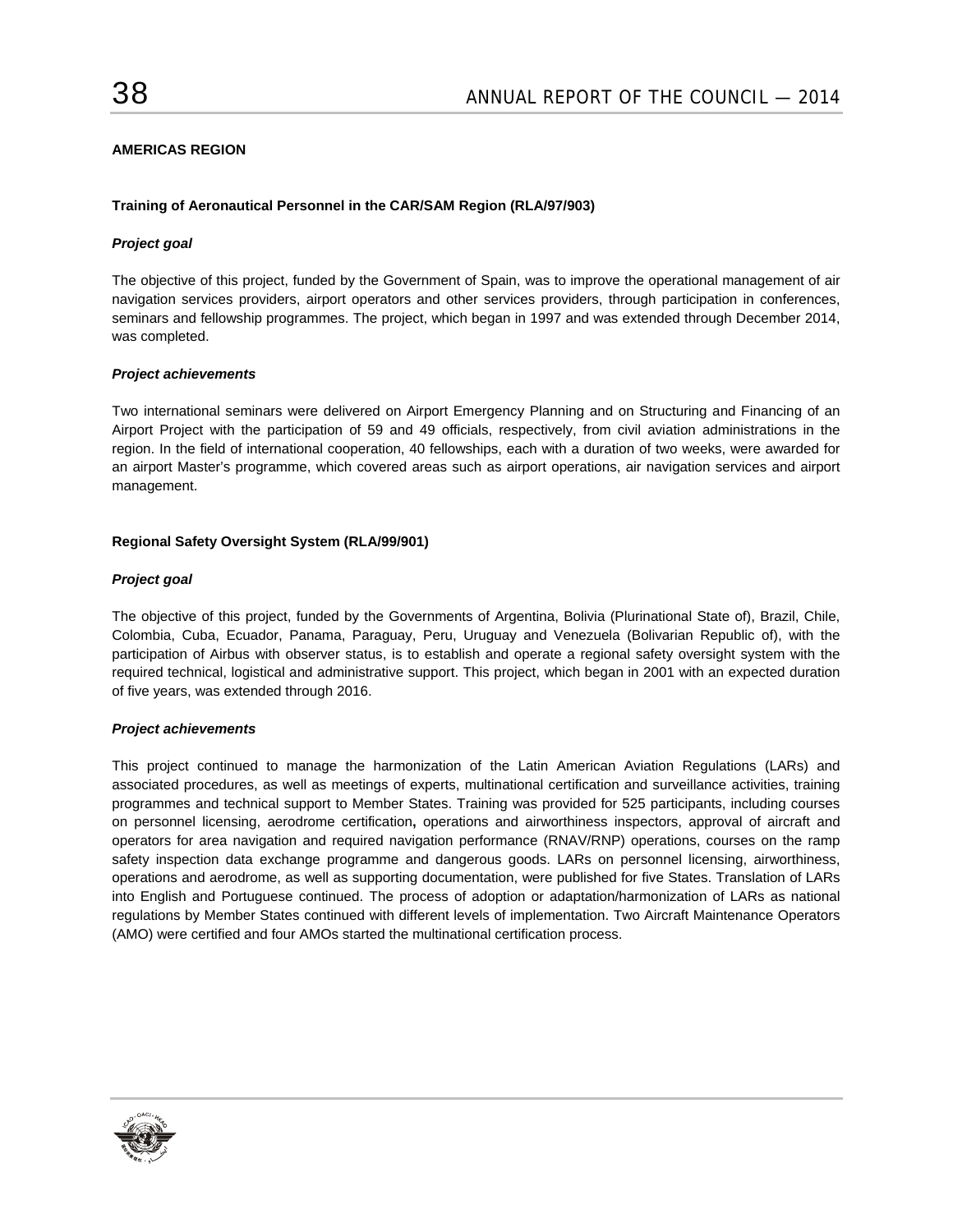## AMERICAS REGION

### Training of Aeronautical Personnel in the CAR/SAM Region (RLA/97/903)

***Project goal***

The objective of this project, funded by the Government of Spain, was to improve the operational management of air navigation services providers, airport operators and other services providers, through participation in conferences, seminars and fellowship programmes. The project, which began in 1997 and was extended through December 2014, was completed.

***Project achievements***

Two international seminars were delivered on Airport Emergency Planning and on Structuring and Financing of an Airport Project with the participation of 59 and 49 officials, respectively, from civil aviation administrations in the region. In the field of international cooperation, 40 fellowships, each with a duration of two weeks, were awarded for an airport Master's programme, which covered areas such as airport operations, air navigation services and airport management.

### Regional Safety Oversight System (RLA/99/901)

***Project goal***

The objective of this project, funded by the Governments of Argentina, Bolivia (Plurinational State of), Brazil, Chile, Colombia, Cuba, Ecuador, Panama, Paraguay, Peru, Uruguay and Venezuela (Bolivarian Republic of), with the participation of Airbus with observer status, is to establish and operate a regional safety oversight system with the required technical, logistical and administrative support. This project, which began in 2001 with an expected duration of five years, was extended through 2016.

***Project achievements***

This project continued to manage the harmonization of the Latin American Aviation Regulations (LARs) and associated procedures, as well as meetings of experts, multinational certification and surveillance activities, training programmes and technical support to Member States. Training was provided for 525 participants, including courses on personnel licensing, aerodrome certification**,** operations and airworthiness inspectors, approval of aircraft and operators for area navigation and required navigation performance (RNAV/RNP) operations, courses on the ramp safety inspection data exchange programme and dangerous goods. LARs on personnel licensing, airworthiness, operations and aerodrome, as well as supporting documentation, were published for five States. Translation of LARs into English and Portuguese continued. The process of adoption or adaptation/harmonization of LARs as national regulations by Member States continued with different levels of implementation. Two Aircraft Maintenance Operators (AMO) were certified and four AMOs started the multinational certification process.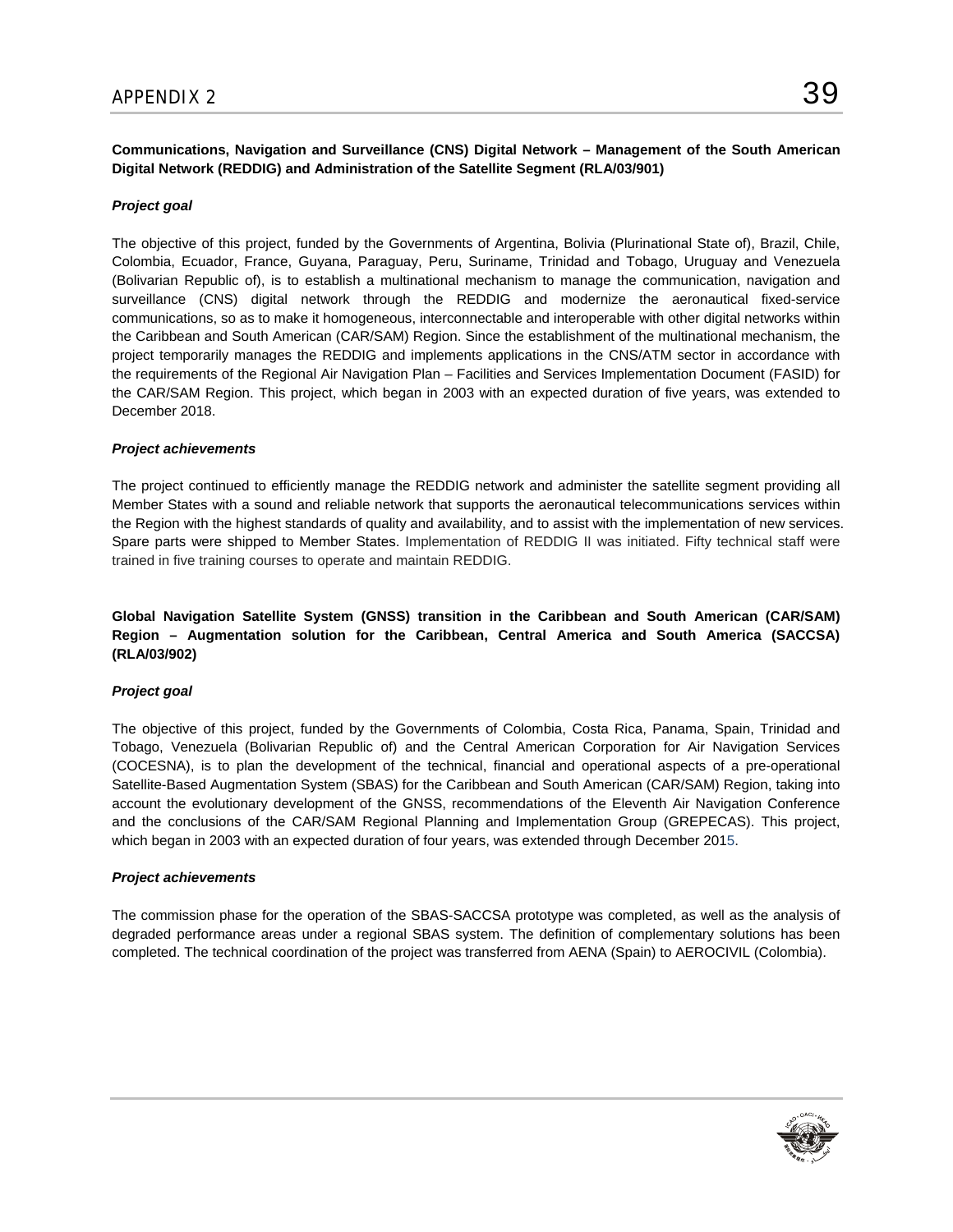**Communications, Navigation and Surveillance (CNS) Digital Network – Management of the South American Digital Network (REDDIG) and Administration of the Satellite Segment (RLA/03/901)**

***Project goal***

The objective of this project, funded by the Governments of Argentina, Bolivia (Plurinational State of), Brazil, Chile, Colombia, Ecuador, France, Guyana, Paraguay, Peru, Suriname, Trinidad and Tobago, Uruguay and Venezuela (Bolivarian Republic of), is to establish a multinational mechanism to manage the communication, navigation and surveillance (CNS) digital network through the REDDIG and modernize the aeronautical fixed-service communications, so as to make it homogeneous, interconnectable and interoperable with other digital networks within the Caribbean and South American (CAR/SAM) Region. Since the establishment of the multinational mechanism, the project temporarily manages the REDDIG and implements applications in the CNS/ATM sector in accordance with the requirements of the Regional Air Navigation Plan – Facilities and Services Implementation Document (FASID) for the CAR/SAM Region. This project, which began in 2003 with an expected duration of five years, was extended to December 2018.

***Project achievements***

The project continued to efficiently manage the REDDIG network and administer the satellite segment providing all Member States with a sound and reliable network that supports the aeronautical telecommunications services within the Region with the highest standards of quality and availability, and to assist with the implementation of new services. Spare parts were shipped to Member States. Implementation of REDDIG II was initiated. Fifty technical staff were trained in five training courses to operate and maintain REDDIG.

**Global Navigation Satellite System (GNSS) transition in the Caribbean and South American (CAR/SAM) Region – Augmentation solution for the Caribbean, Central America and South America (SACCSA) (RLA/03/902)**

***Project goal***

The objective of this project, funded by the Governments of Colombia, Costa Rica, Panama, Spain, Trinidad and Tobago, Venezuela (Bolivarian Republic of) and the Central American Corporation for Air Navigation Services (COCESNA), is to plan the development of the technical, financial and operational aspects of a pre-operational Satellite-Based Augmentation System (SBAS) for the Caribbean and South American (CAR/SAM) Region, taking into account the evolutionary development of the GNSS, recommendations of the Eleventh Air Navigation Conference and the conclusions of the CAR/SAM Regional Planning and Implementation Group (GREPECAS). This project, which began in 2003 with an expected duration of four years, was extended through December 2015.

***Project achievements***

The commission phase for the operation of the SBAS-SACCSA prototype was completed, as well as the analysis of degraded performance areas under a regional SBAS system. The definition of complementary solutions has been completed. The technical coordination of the project was transferred from AENA (Spain) to AEROCIVIL (Colombia).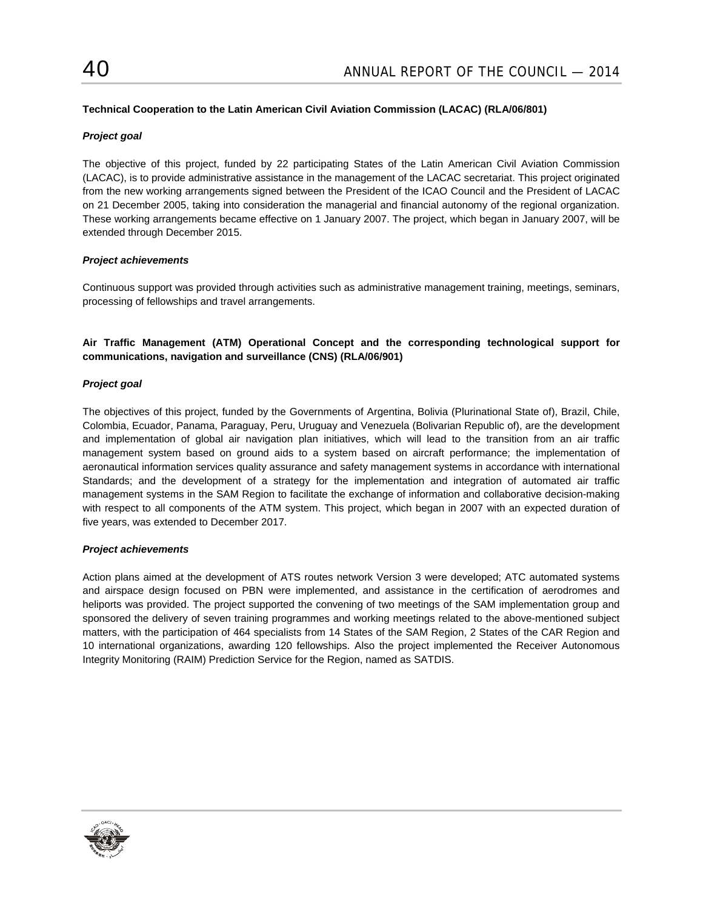**Technical Cooperation to the Latin American Civil Aviation Commission (LACAC) (RLA/06/801)**

***Project goal***

The objective of this project, funded by 22 participating States of the Latin American Civil Aviation Commission (LACAC), is to provide administrative assistance in the management of the LACAC secretariat. This project originated from the new working arrangements signed between the President of the ICAO Council and the President of LACAC on 21 December 2005, taking into consideration the managerial and financial autonomy of the regional organization. These working arrangements became effective on 1 January 2007. The project, which began in January 2007, will be extended through December 2015.

***Project achievements***

Continuous support was provided through activities such as administrative management training, meetings, seminars, processing of fellowships and travel arrangements.

**Air Traffic Management (ATM) Operational Concept and the corresponding technological support for communications, navigation and surveillance (CNS) (RLA/06/901)**

***Project goal***

The objectives of this project, funded by the Governments of Argentina, Bolivia (Plurinational State of), Brazil, Chile, Colombia, Ecuador, Panama, Paraguay, Peru, Uruguay and Venezuela (Bolivarian Republic of), are the development and implementation of global air navigation plan initiatives, which will lead to the transition from an air traffic management system based on ground aids to a system based on aircraft performance; the implementation of aeronautical information services quality assurance and safety management systems in accordance with international Standards; and the development of a strategy for the implementation and integration of automated air traffic management systems in the SAM Region to facilitate the exchange of information and collaborative decision-making with respect to all components of the ATM system. This project, which began in 2007 with an expected duration of five years, was extended to December 2017.

***Project achievements***

Action plans aimed at the development of ATS routes network Version 3 were developed; ATC automated systems and airspace design focused on PBN were implemented, and assistance in the certification of aerodromes and heliports was provided. The project supported the convening of two meetings of the SAM implementation group and sponsored the delivery of seven training programmes and working meetings related to the above-mentioned subject matters, with the participation of 464 specialists from 14 States of the SAM Region, 2 States of the CAR Region and 10 international organizations, awarding 120 fellowships. Also the project implemented the Receiver Autonomous Integrity Monitoring (RAIM) Prediction Service for the Region, named as SATDIS.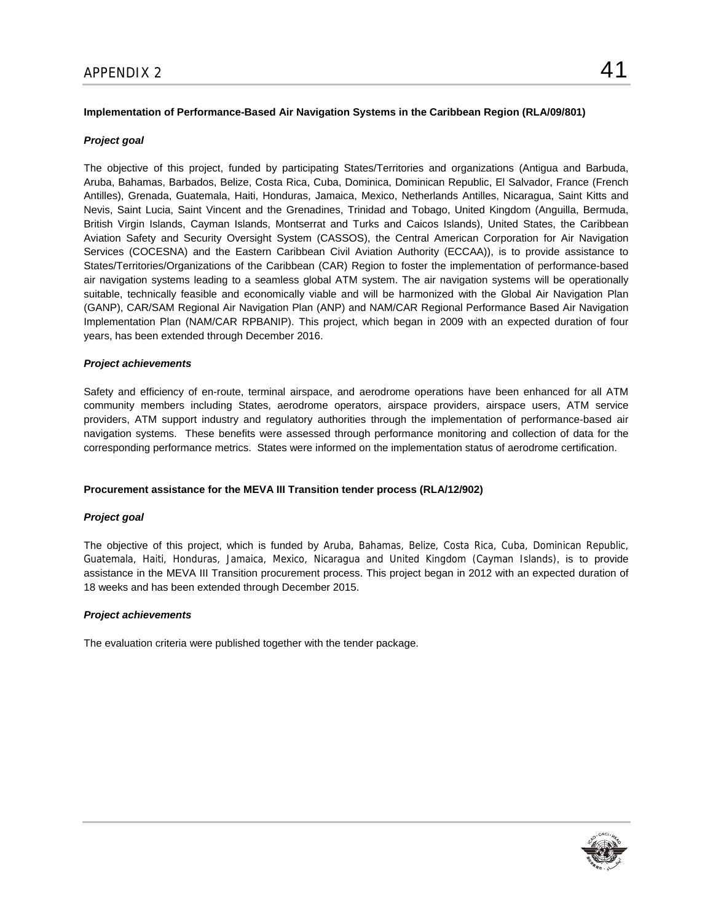**Implementation of Performance-Based Air Navigation Systems in the Caribbean Region (RLA/09/801)**

***Project goal***

The objective of this project, funded by participating States/Territories and organizations (Antigua and Barbuda, Aruba, Bahamas, Barbados, Belize, Costa Rica, Cuba, Dominica, Dominican Republic, El Salvador, France (French Antilles), Grenada, Guatemala, Haiti, Honduras, Jamaica, Mexico, Netherlands Antilles, Nicaragua, Saint Kitts and Nevis, Saint Lucia, Saint Vincent and the Grenadines, Trinidad and Tobago, United Kingdom (Anguilla, Bermuda, British Virgin Islands, Cayman Islands, Montserrat and Turks and Caicos Islands), United States, the Caribbean Aviation Safety and Security Oversight System (CASSOS), the Central American Corporation for Air Navigation Services (COCESNA) and the Eastern Caribbean Civil Aviation Authority (ECCAA)), is to provide assistance to States/Territories/Organizations of the Caribbean (CAR) Region to foster the implementation of performance-based air navigation systems leading to a seamless global ATM system. The air navigation systems will be operationally suitable, technically feasible and economically viable and will be harmonized with the Global Air Navigation Plan (GANP), CAR/SAM Regional Air Navigation Plan (ANP) and NAM/CAR Regional Performance Based Air Navigation Implementation Plan (NAM/CAR RPBANIP). This project, which began in 2009 with an expected duration of four years, has been extended through December 2016.

***Project achievements***

Safety and efficiency of en-route, terminal airspace, and aerodrome operations have been enhanced for all ATM community members including States, aerodrome operators, airspace providers, airspace users, ATM service providers, ATM support industry and regulatory authorities through the implementation of performance-based air navigation systems. These benefits were assessed through performance monitoring and collection of data for the corresponding performance metrics. States were informed on the implementation status of aerodrome certification.

**Procurement assistance for the MEVA III Transition tender process (RLA/12/902)**

***Project goal***

The objective of this project, which is funded by Aruba, Bahamas, Belize, Costa Rica, Cuba, Dominican Republic, Guatemala, Haiti, Honduras, Jamaica, Mexico, Nicaragua and United Kingdom (Cayman Islands), is to provide assistance in the MEVA III Transition procurement process. This project began in 2012 with an expected duration of 18 weeks and has been extended through December 2015.

***Project achievements***

The evaluation criteria were published together with the tender package.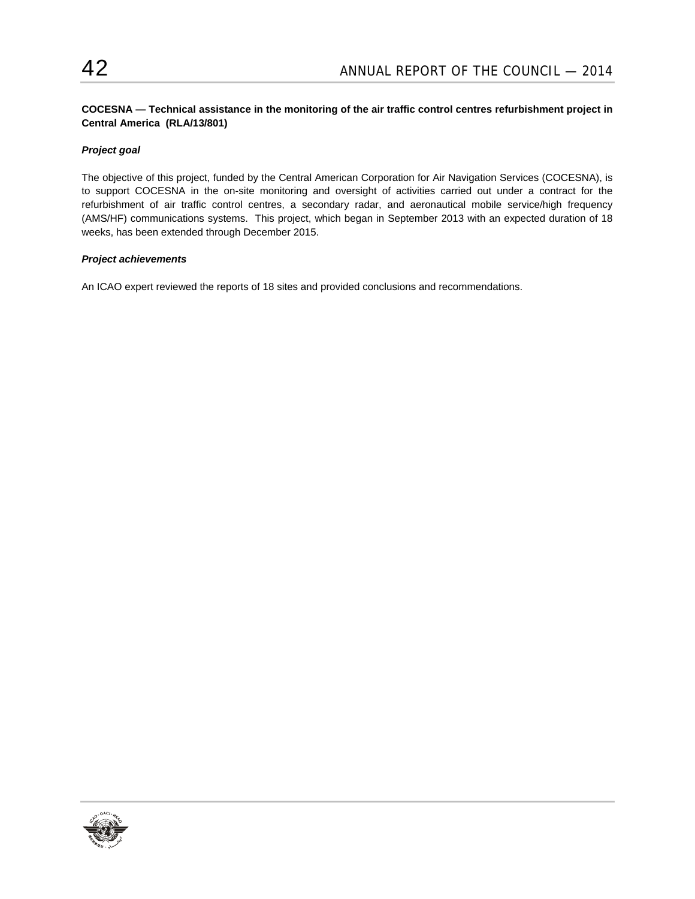**COCESNA — Technical assistance in the monitoring of the air traffic control centres refurbishment project in Central America (RLA/13/801)**

***Project goal***

The objective of this project, funded by the Central American Corporation for Air Navigation Services (COCESNA), is to support COCESNA in the on-site monitoring and oversight of activities carried out under a contract for the refurbishment of air traffic control centres, a secondary radar, and aeronautical mobile service/high frequency (AMS/HF) communications systems. This project, which began in September 2013 with an expected duration of 18 weeks, has been extended through December 2015.

***Project achievements***

An ICAO expert reviewed the reports of 18 sites and provided conclusions and recommendations.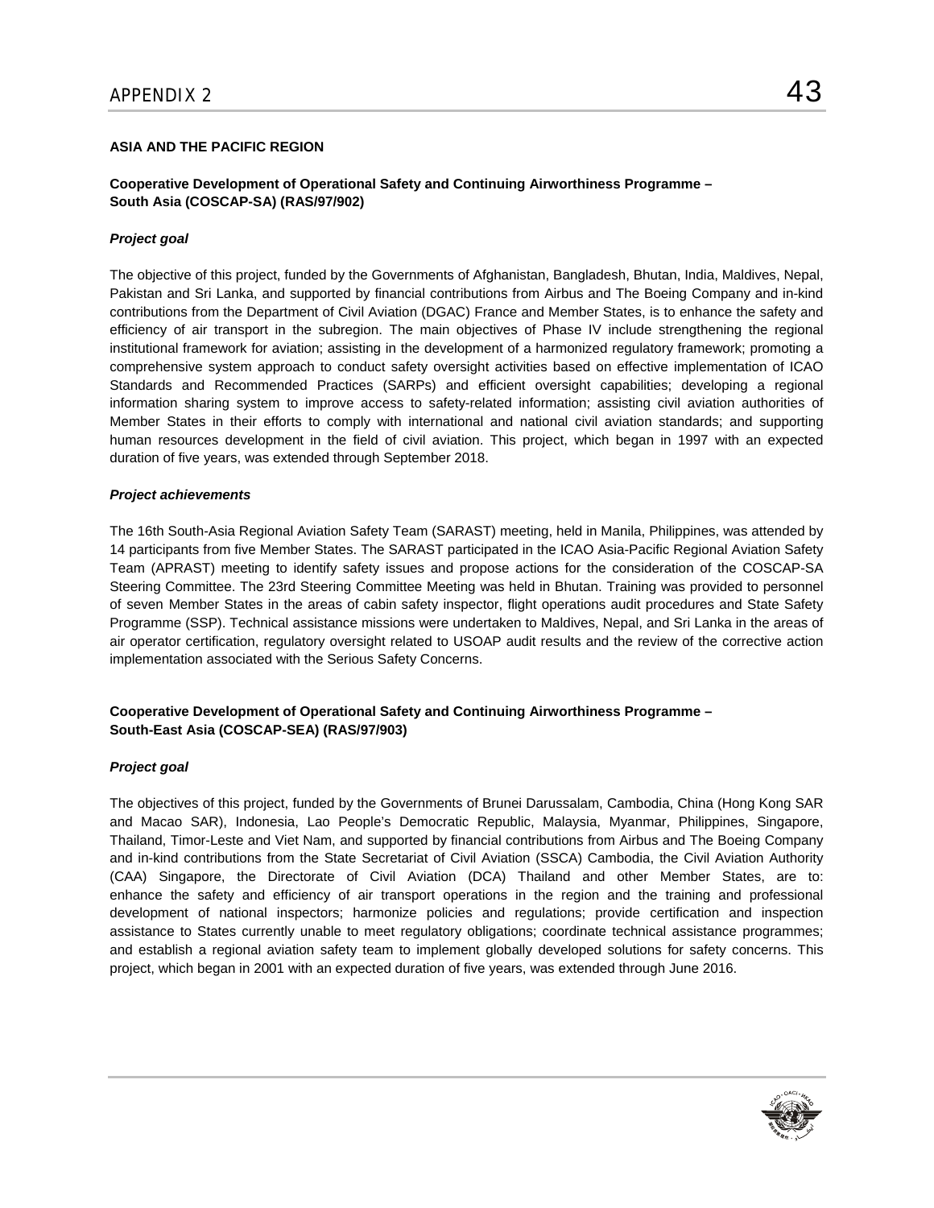## ASIA AND THE PACIFIC REGION

### Cooperative Development of Operational Safety and Continuing Airworthiness Programme – South Asia (COSCAP-SA) (RAS/97/902)

***Project goal***

The objective of this project, funded by the Governments of Afghanistan, Bangladesh, Bhutan, India, Maldives, Nepal, Pakistan and Sri Lanka, and supported by financial contributions from Airbus and The Boeing Company and in-kind contributions from the Department of Civil Aviation (DGAC) France and Member States, is to enhance the safety and efficiency of air transport in the subregion. The main objectives of Phase IV include strengthening the regional institutional framework for aviation; assisting in the development of a harmonized regulatory framework; promoting a comprehensive system approach to conduct safety oversight activities based on effective implementation of ICAO Standards and Recommended Practices (SARPs) and efficient oversight capabilities; developing a regional information sharing system to improve access to safety-related information; assisting civil aviation authorities of Member States in their efforts to comply with international and national civil aviation standards; and supporting human resources development in the field of civil aviation. This project, which began in 1997 with an expected duration of five years, was extended through September 2018.

***Project achievements***

The 16th South-Asia Regional Aviation Safety Team (SARAST) meeting, held in Manila, Philippines, was attended by 14 participants from five Member States. The SARAST participated in the ICAO Asia-Pacific Regional Aviation Safety Team (APRAST) meeting to identify safety issues and propose actions for the consideration of the COSCAP-SA Steering Committee. The 23rd Steering Committee Meeting was held in Bhutan. Training was provided to personnel of seven Member States in the areas of cabin safety inspector, flight operations audit procedures and State Safety Programme (SSP). Technical assistance missions were undertaken to Maldives, Nepal, and Sri Lanka in the areas of air operator certification, regulatory oversight related to USOAP audit results and the review of the corrective action implementation associated with the Serious Safety Concerns.

### Cooperative Development of Operational Safety and Continuing Airworthiness Programme – South-East Asia (COSCAP-SEA) (RAS/97/903)

***Project goal***

The objectives of this project, funded by the Governments of Brunei Darussalam, Cambodia, China (Hong Kong SAR and Macao SAR), Indonesia, Lao People's Democratic Republic, Malaysia, Myanmar, Philippines, Singapore, Thailand, Timor-Leste and Viet Nam, and supported by financial contributions from Airbus and The Boeing Company and in-kind contributions from the State Secretariat of Civil Aviation (SSCA) Cambodia, the Civil Aviation Authority (CAA) Singapore, the Directorate of Civil Aviation (DCA) Thailand and other Member States, are to: enhance the safety and efficiency of air transport operations in the region and the training and professional development of national inspectors; harmonize policies and regulations; provide certification and inspection assistance to States currently unable to meet regulatory obligations; coordinate technical assistance programmes; and establish a regional aviation safety team to implement globally developed solutions for safety concerns. This project, which began in 2001 with an expected duration of five years, was extended through June 2016.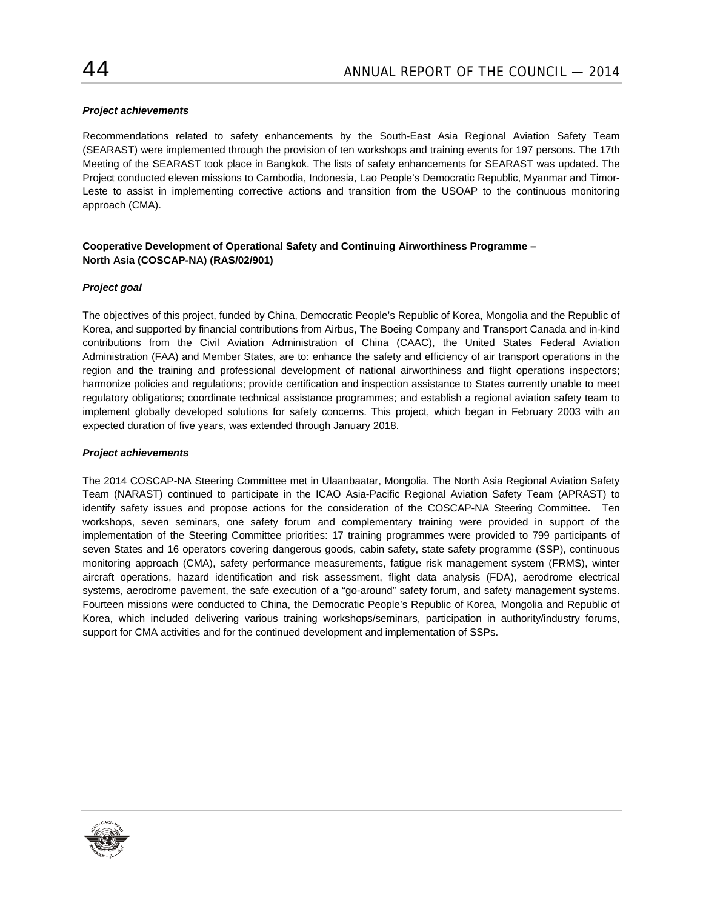***Project achievements***

Recommendations related to safety enhancements by the South-East Asia Regional Aviation Safety Team (SEARAST) were implemented through the provision of ten workshops and training events for 197 persons. The 17th Meeting of the SEARAST took place in Bangkok. The lists of safety enhancements for SEARAST was updated. The Project conducted eleven missions to Cambodia, Indonesia, Lao People's Democratic Republic, Myanmar and Timor-Leste to assist in implementing corrective actions and transition from the USOAP to the continuous monitoring approach (CMA).

**Cooperative Development of Operational Safety and Continuing Airworthiness Programme – North Asia (COSCAP-NA) (RAS/02/901)**

***Project goal***

The objectives of this project, funded by China, Democratic People's Republic of Korea, Mongolia and the Republic of Korea, and supported by financial contributions from Airbus, The Boeing Company and Transport Canada and in-kind contributions from the Civil Aviation Administration of China (CAAC), the United States Federal Aviation Administration (FAA) and Member States, are to: enhance the safety and efficiency of air transport operations in the region and the training and professional development of national airworthiness and flight operations inspectors; harmonize policies and regulations; provide certification and inspection assistance to States currently unable to meet regulatory obligations; coordinate technical assistance programmes; and establish a regional aviation safety team to implement globally developed solutions for safety concerns. This project, which began in February 2003 with an expected duration of five years, was extended through January 2018.

***Project achievements***

The 2014 COSCAP-NA Steering Committee met in Ulaanbaatar, Mongolia. The North Asia Regional Aviation Safety Team (NARAST) continued to participate in the ICAO Asia-Pacific Regional Aviation Safety Team (APRAST) to identify safety issues and propose actions for the consideration of the COSCAP-NA Steering Committee**.** Ten workshops, seven seminars, one safety forum and complementary training were provided in support of the implementation of the Steering Committee priorities: 17 training programmes were provided to 799 participants of seven States and 16 operators covering dangerous goods, cabin safety, state safety programme (SSP), continuous monitoring approach (CMA), safety performance measurements, fatigue risk management system (FRMS), winter aircraft operations, hazard identification and risk assessment, flight data analysis (FDA), aerodrome electrical systems, aerodrome pavement, the safe execution of a "go-around" safety forum, and safety management systems. Fourteen missions were conducted to China, the Democratic People's Republic of Korea, Mongolia and Republic of Korea, which included delivering various training workshops/seminars, participation in authority/industry forums, support for CMA activities and for the continued development and implementation of SSPs.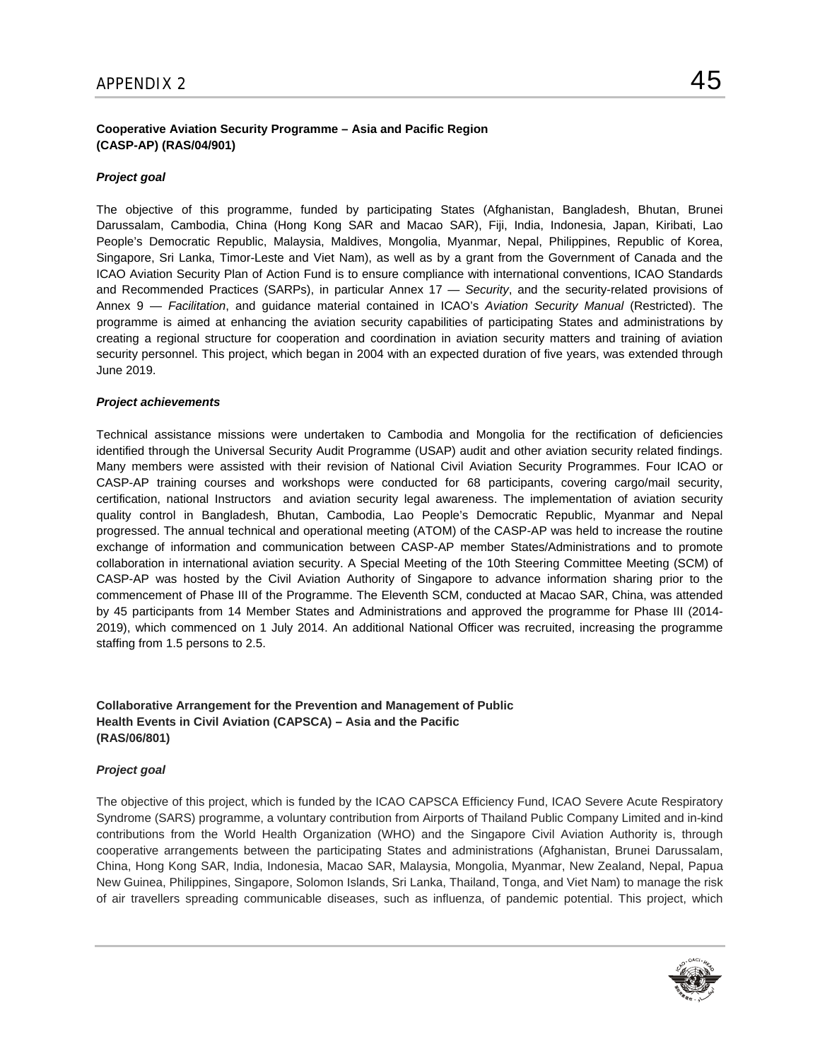**Cooperative Aviation Security Programme – Asia and Pacific Region (CASP-AP) (RAS/04/901)**

***Project goal***

The objective of this programme, funded by participating States (Afghanistan, Bangladesh, Bhutan, Brunei Darussalam, Cambodia, China (Hong Kong SAR and Macao SAR), Fiji, India, Indonesia, Japan, Kiribati, Lao People's Democratic Republic, Malaysia, Maldives, Mongolia, Myanmar, Nepal, Philippines, Republic of Korea, Singapore, Sri Lanka, Timor-Leste and Viet Nam), as well as by a grant from the Government of Canada and the ICAO Aviation Security Plan of Action Fund is to ensure compliance with international conventions, ICAO Standards and Recommended Practices (SARPs), in particular Annex 17 — *Security*, and the security-related provisions of Annex 9 — *Facilitation*, and guidance material contained in ICAO's *Aviation Security Manual* (Restricted). The programme is aimed at enhancing the aviation security capabilities of participating States and administrations by creating a regional structure for cooperation and coordination in aviation security matters and training of aviation security personnel. This project, which began in 2004 with an expected duration of five years, was extended through June 2019.

***Project achievements***

Technical assistance missions were undertaken to Cambodia and Mongolia for the rectification of deficiencies identified through the Universal Security Audit Programme (USAP) audit and other aviation security related findings. Many members were assisted with their revision of National Civil Aviation Security Programmes. Four ICAO or CASP-AP training courses and workshops were conducted for 68 participants, covering cargo/mail security, certification, national Instructors and aviation security legal awareness. The implementation of aviation security quality control in Bangladesh, Bhutan, Cambodia, Lao People's Democratic Republic, Myanmar and Nepal progressed. The annual technical and operational meeting (ATOM) of the CASP-AP was held to increase the routine exchange of information and communication between CASP-AP member States/Administrations and to promote collaboration in international aviation security. A Special Meeting of the 10th Steering Committee Meeting (SCM) of CASP-AP was hosted by the Civil Aviation Authority of Singapore to advance information sharing prior to the commencement of Phase III of the Programme. The Eleventh SCM, conducted at Macao SAR, China, was attended by 45 participants from 14 Member States and Administrations and approved the programme for Phase III (2014-2019), which commenced on 1 July 2014. An additional National Officer was recruited, increasing the programme staffing from 1.5 persons to 2.5.

**Collaborative Arrangement for the Prevention and Management of Public Health Events in Civil Aviation (CAPSCA) – Asia and the Pacific (RAS/06/801)**

***Project goal***

The objective of this project, which is funded by the ICAO CAPSCA Efficiency Fund, ICAO Severe Acute Respiratory Syndrome (SARS) programme, a voluntary contribution from Airports of Thailand Public Company Limited and in-kind contributions from the World Health Organization (WHO) and the Singapore Civil Aviation Authority is, through cooperative arrangements between the participating States and administrations (Afghanistan, Brunei Darussalam, China, Hong Kong SAR, India, Indonesia, Macao SAR, Malaysia, Mongolia, Myanmar, New Zealand, Nepal, Papua New Guinea, Philippines, Singapore, Solomon Islands, Sri Lanka, Thailand, Tonga, and Viet Nam) to manage the risk of air travellers spreading communicable diseases, such as influenza, of pandemic potential. This project, which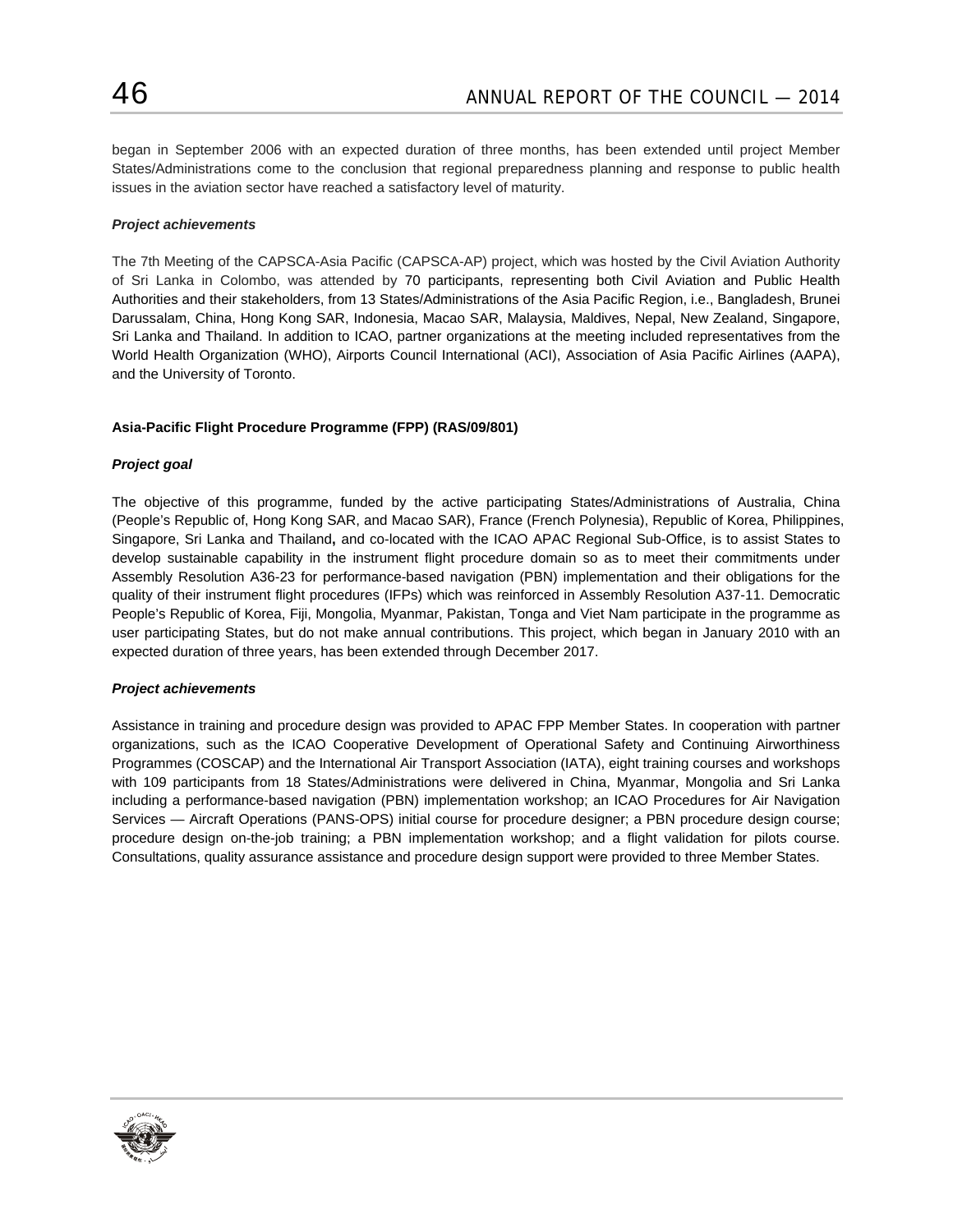began in September 2006 with an expected duration of three months, has been extended until project Member States/Administrations come to the conclusion that regional preparedness planning and response to public health issues in the aviation sector have reached a satisfactory level of maturity.

***Project achievements***

The 7th Meeting of the CAPSCA-Asia Pacific (CAPSCA-AP) project, which was hosted by the Civil Aviation Authority of Sri Lanka in Colombo, was attended by 70 participants, representing both Civil Aviation and Public Health Authorities and their stakeholders, from 13 States/Administrations of the Asia Pacific Region, i.e., Bangladesh, Brunei Darussalam, China, Hong Kong SAR, Indonesia, Macao SAR, Malaysia, Maldives, Nepal, New Zealand, Singapore, Sri Lanka and Thailand. In addition to ICAO, partner organizations at the meeting included representatives from the World Health Organization (WHO), Airports Council International (ACI), Association of Asia Pacific Airlines (AAPA), and the University of Toronto.

**Asia-Pacific Flight Procedure Programme (FPP) (RAS/09/801)**

***Project goal***

The objective of this programme, funded by the active participating States/Administrations of Australia, China (People's Republic of, Hong Kong SAR, and Macao SAR), France (French Polynesia), Republic of Korea, Philippines, Singapore, Sri Lanka and Thailand**,** and co-located with the ICAO APAC Regional Sub-Office, is to assist States to develop sustainable capability in the instrument flight procedure domain so as to meet their commitments under Assembly Resolution A36-23 for performance-based navigation (PBN) implementation and their obligations for the quality of their instrument flight procedures (IFPs) which was reinforced in Assembly Resolution A37-11. Democratic People's Republic of Korea, Fiji, Mongolia, Myanmar, Pakistan, Tonga and Viet Nam participate in the programme as user participating States, but do not make annual contributions. This project, which began in January 2010 with an expected duration of three years, has been extended through December 2017.

***Project achievements***

Assistance in training and procedure design was provided to APAC FPP Member States. In cooperation with partner organizations, such as the ICAO Cooperative Development of Operational Safety and Continuing Airworthiness Programmes (COSCAP) and the International Air Transport Association (IATA), eight training courses and workshops with 109 participants from 18 States/Administrations were delivered in China, Myanmar, Mongolia and Sri Lanka including a performance-based navigation (PBN) implementation workshop; an ICAO Procedures for Air Navigation Services — Aircraft Operations (PANS-OPS) initial course for procedure designer; a PBN procedure design course; procedure design on-the-job training; a PBN implementation workshop; and a flight validation for pilots course. Consultations, quality assurance assistance and procedure design support were provided to three Member States.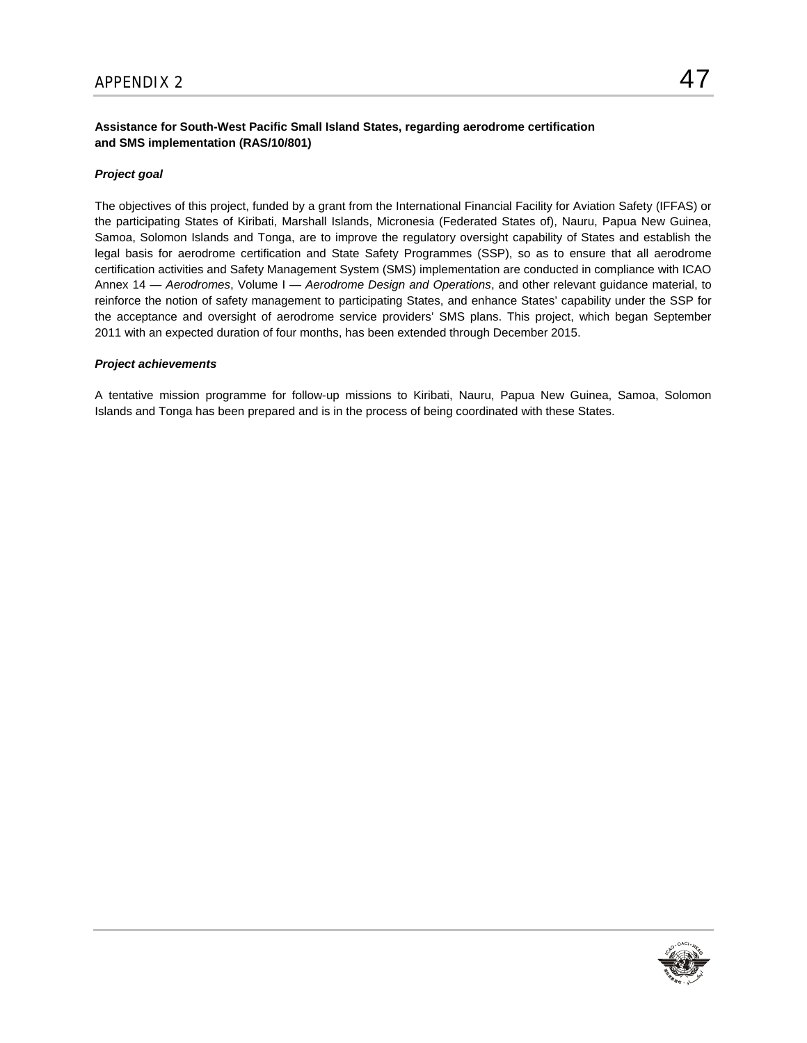**Assistance for South-West Pacific Small Island States, regarding aerodrome certification and SMS implementation (RAS/10/801)**

***Project goal***

The objectives of this project, funded by a grant from the International Financial Facility for Aviation Safety (IFFAS) or the participating States of Kiribati, Marshall Islands, Micronesia (Federated States of), Nauru, Papua New Guinea, Samoa, Solomon Islands and Tonga, are to improve the regulatory oversight capability of States and establish the legal basis for aerodrome certification and State Safety Programmes (SSP), so as to ensure that all aerodrome certification activities and Safety Management System (SMS) implementation are conducted in compliance with ICAO Annex 14 — *Aerodromes*, Volume I — *Aerodrome Design and Operations*, and other relevant guidance material, to reinforce the notion of safety management to participating States, and enhance States' capability under the SSP for the acceptance and oversight of aerodrome service providers' SMS plans. This project, which began September 2011 with an expected duration of four months, has been extended through December 2015.

***Project achievements***

A tentative mission programme for follow-up missions to Kiribati, Nauru, Papua New Guinea, Samoa, Solomon Islands and Tonga has been prepared and is in the process of being coordinated with these States.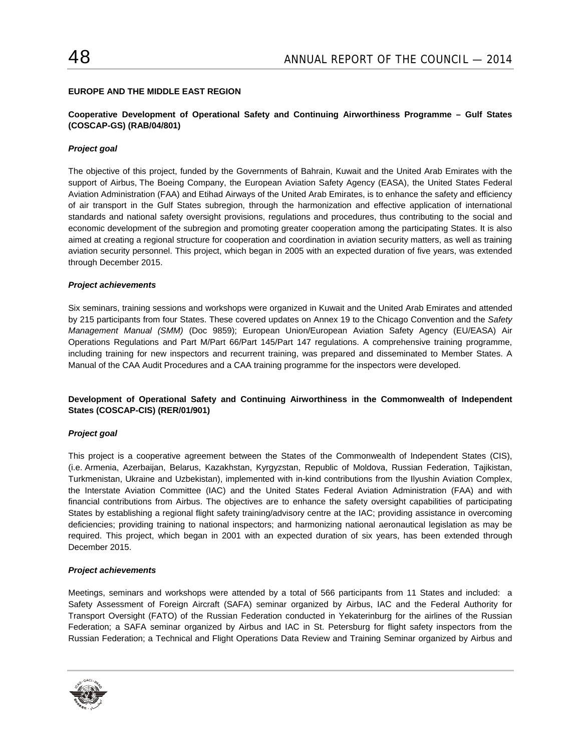## EUROPE AND THE MIDDLE EAST REGION

### Cooperative Development of Operational Safety and Continuing Airworthiness Programme – Gulf States (COSCAP-GS) (RAB/04/801)

***Project goal***

The objective of this project, funded by the Governments of Bahrain, Kuwait and the United Arab Emirates with the support of Airbus, The Boeing Company, the European Aviation Safety Agency (EASA), the United States Federal Aviation Administration (FAA) and Etihad Airways of the United Arab Emirates, is to enhance the safety and efficiency of air transport in the Gulf States subregion, through the harmonization and effective application of international standards and national safety oversight provisions, regulations and procedures, thus contributing to the social and economic development of the subregion and promoting greater cooperation among the participating States. It is also aimed at creating a regional structure for cooperation and coordination in aviation security matters, as well as training aviation security personnel. This project, which began in 2005 with an expected duration of five years, was extended through December 2015.

***Project achievements***

Six seminars, training sessions and workshops were organized in Kuwait and the United Arab Emirates and attended by 215 participants from four States. These covered updates on Annex 19 to the Chicago Convention and the *Safety Management Manual (SMM)* (Doc 9859); European Union/European Aviation Safety Agency (EU/EASA) Air Operations Regulations and Part M/Part 66/Part 145/Part 147 regulations. A comprehensive training programme, including training for new inspectors and recurrent training, was prepared and disseminated to Member States. A Manual of the CAA Audit Procedures and a CAA training programme for the inspectors were developed.

### Development of Operational Safety and Continuing Airworthiness in the Commonwealth of Independent States (COSCAP-CIS) (RER/01/901)

***Project goal***

This project is a cooperative agreement between the States of the Commonwealth of Independent States (CIS), (i.e. Armenia, Azerbaijan, Belarus, Kazakhstan, Kyrgyzstan, Republic of Moldova, Russian Federation, Tajikistan, Turkmenistan, Ukraine and Uzbekistan), implemented with in-kind contributions from the Ilyushin Aviation Complex, the Interstate Aviation Committee (IAC) and the United States Federal Aviation Administration (FAA) and with financial contributions from Airbus. The objectives are to enhance the safety oversight capabilities of participating States by establishing a regional flight safety training/advisory centre at the IAC; providing assistance in overcoming deficiencies; providing training to national inspectors; and harmonizing national aeronautical legislation as may be required. This project, which began in 2001 with an expected duration of six years, has been extended through December 2015.

***Project achievements***

Meetings, seminars and workshops were attended by a total of 566 participants from 11 States and included: a Safety Assessment of Foreign Aircraft (SAFA) seminar organized by Airbus, IAC and the Federal Authority for Transport Oversight (FATO) of the Russian Federation conducted in Yekaterinburg for the airlines of the Russian Federation; a SAFA seminar organized by Airbus and IAC in St. Petersburg for flight safety inspectors from the Russian Federation; a Technical and Flight Operations Data Review and Training Seminar organized by Airbus and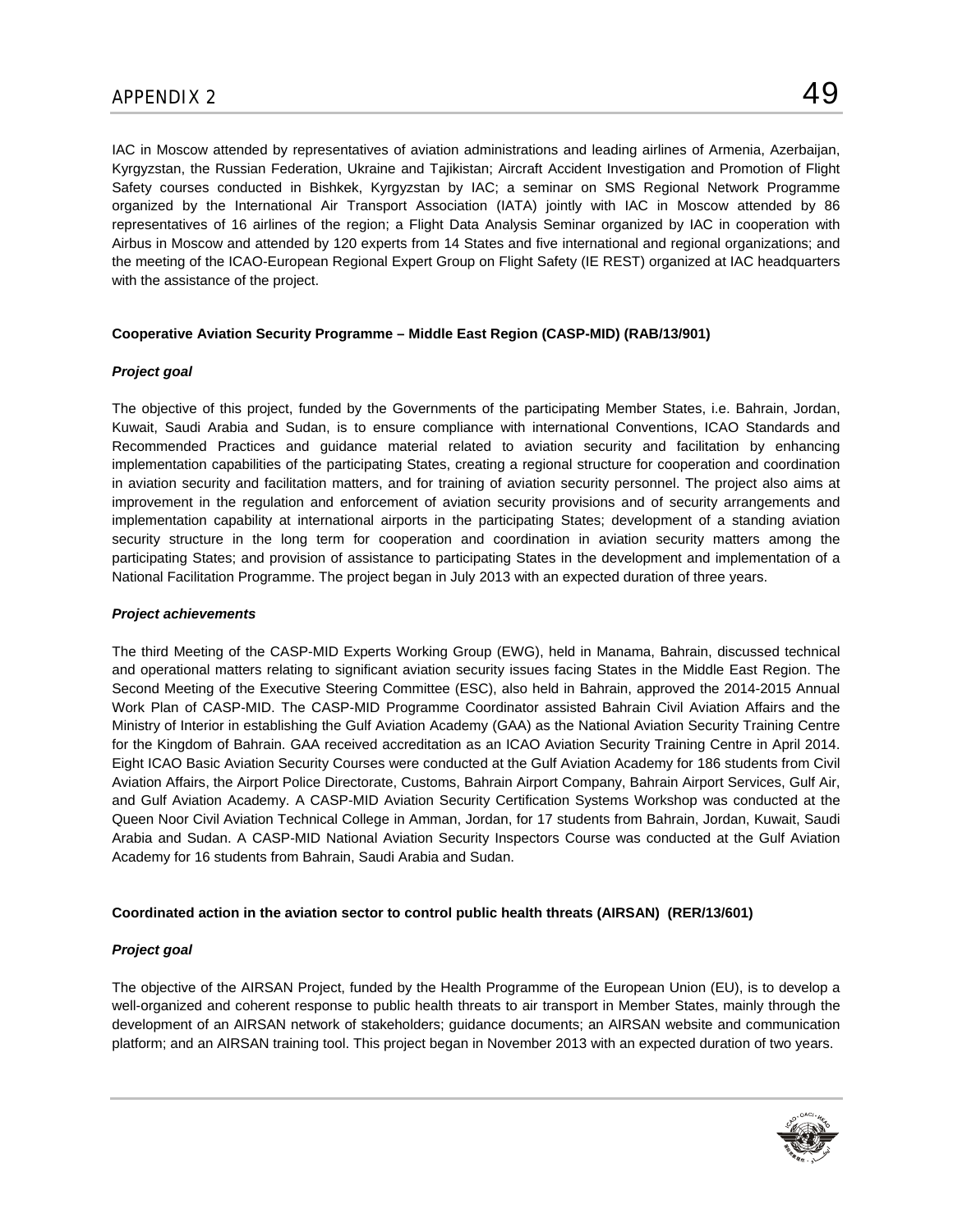IAC in Moscow attended by representatives of aviation administrations and leading airlines of Armenia, Azerbaijan, Kyrgyzstan, the Russian Federation, Ukraine and Tajikistan; Aircraft Accident Investigation and Promotion of Flight Safety courses conducted in Bishkek, Kyrgyzstan by IAC; a seminar on SMS Regional Network Programme organized by the International Air Transport Association (IATA) jointly with IAC in Moscow attended by 86 representatives of 16 airlines of the region; a Flight Data Analysis Seminar organized by IAC in cooperation with Airbus in Moscow and attended by 120 experts from 14 States and five international and regional organizations; and the meeting of the ICAO-European Regional Expert Group on Flight Safety (IE REST) organized at IAC headquarters with the assistance of the project.

**Cooperative Aviation Security Programme – Middle East Region (CASP-MID) (RAB/13/901)**

***Project goal***

The objective of this project, funded by the Governments of the participating Member States, i.e. Bahrain, Jordan, Kuwait, Saudi Arabia and Sudan, is to ensure compliance with international Conventions, ICAO Standards and Recommended Practices and guidance material related to aviation security and facilitation by enhancing implementation capabilities of the participating States, creating a regional structure for cooperation and coordination in aviation security and facilitation matters, and for training of aviation security personnel. The project also aims at improvement in the regulation and enforcement of aviation security provisions and of security arrangements and implementation capability at international airports in the participating States; development of a standing aviation security structure in the long term for cooperation and coordination in aviation security matters among the participating States; and provision of assistance to participating States in the development and implementation of a National Facilitation Programme. The project began in July 2013 with an expected duration of three years.

***Project achievements***

The third Meeting of the CASP-MID Experts Working Group (EWG), held in Manama, Bahrain, discussed technical and operational matters relating to significant aviation security issues facing States in the Middle East Region. The Second Meeting of the Executive Steering Committee (ESC), also held in Bahrain, approved the 2014-2015 Annual Work Plan of CASP-MID. The CASP-MID Programme Coordinator assisted Bahrain Civil Aviation Affairs and the Ministry of Interior in establishing the Gulf Aviation Academy (GAA) as the National Aviation Security Training Centre for the Kingdom of Bahrain. GAA received accreditation as an ICAO Aviation Security Training Centre in April 2014. Eight ICAO Basic Aviation Security Courses were conducted at the Gulf Aviation Academy for 186 students from Civil Aviation Affairs, the Airport Police Directorate, Customs, Bahrain Airport Company, Bahrain Airport Services, Gulf Air, and Gulf Aviation Academy. A CASP-MID Aviation Security Certification Systems Workshop was conducted at the Queen Noor Civil Aviation Technical College in Amman, Jordan, for 17 students from Bahrain, Jordan, Kuwait, Saudi Arabia and Sudan. A CASP-MID National Aviation Security Inspectors Course was conducted at the Gulf Aviation Academy for 16 students from Bahrain, Saudi Arabia and Sudan.

**Coordinated action in the aviation sector to control public health threats (AIRSAN) (RER/13/601)**

***Project goal***

The objective of the AIRSAN Project, funded by the Health Programme of the European Union (EU), is to develop a well-organized and coherent response to public health threats to air transport in Member States, mainly through the development of an AIRSAN network of stakeholders; guidance documents; an AIRSAN website and communication platform; and an AIRSAN training tool. This project began in November 2013 with an expected duration of two years.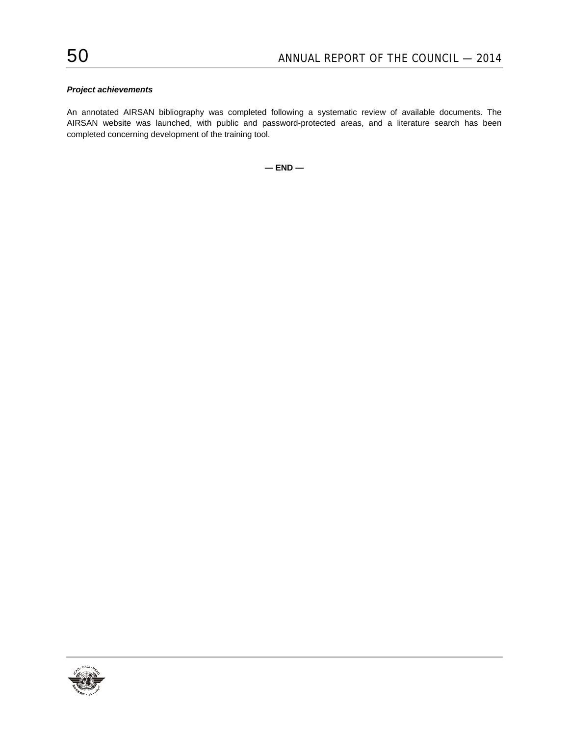***Project achievements***

An annotated AIRSAN bibliography was completed following a systematic review of available documents. The AIRSAN website was launched, with public and password-protected areas, and a literature search has been completed concerning development of the training tool.

**— END —**